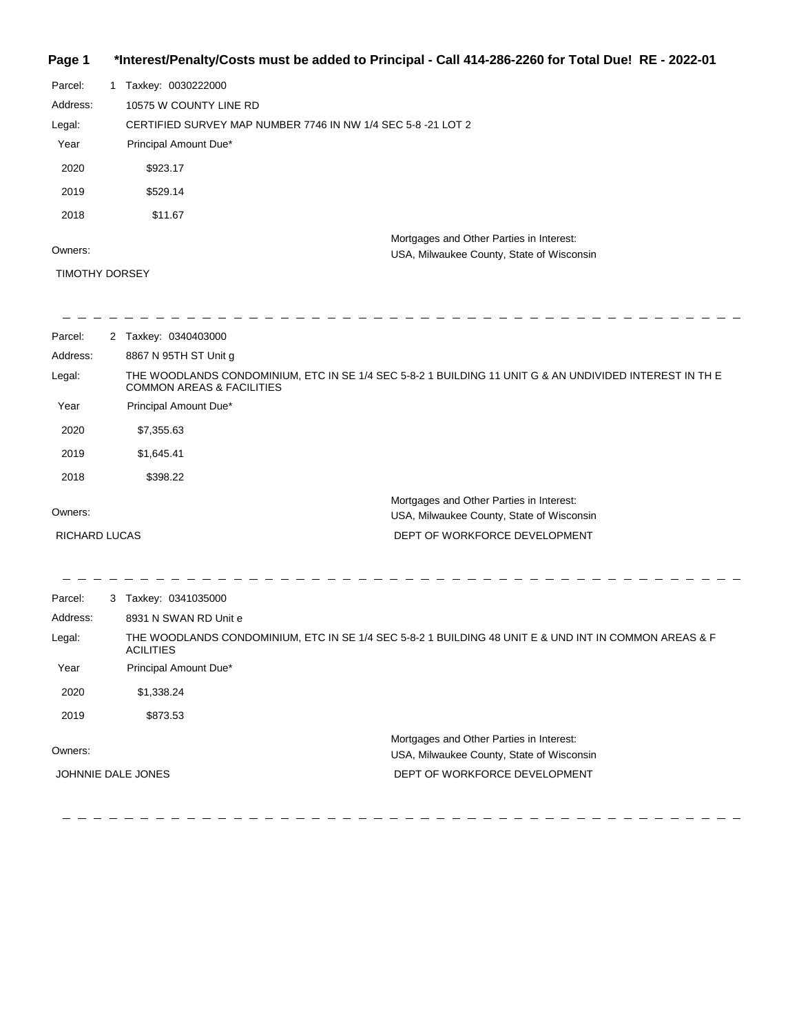**Page 1 \*Interest/Penalty/Costs must be added to Principal - Call 414-286-2260 for Total Due! RE - 2022-01**

Parcel: 1 Taxkey: 0030222000

Address: 10575 W COUNTY LINE RD

Legal: CERTIFIED SURVEY MAP NUMBER 7746 IN NW 1/4 SEC 5-8 -21 LOT 2

| Year | Principal Amount Due* |
| --- | --- |
| 2020 | $923.17 |
| 2019 | $529.14 |
| 2018 | $11.67 |

Owners:

TIMOTHY DORSEY

Mortgages and Other Parties in Interest:

USA, Milwaukee County, State of Wisconsin

---

Parcel: 2 Taxkey: 0340403000

Address: 8867 N 95TH ST Unit g

Legal: THE WOODLANDS CONDOMINIUM, ETC IN SE 1/4 SEC 5-8-2 1 BUILDING 11 UNIT G & AN UNDIVIDED INTEREST IN TH E COMMON AREAS & FACILITIES

| Year | Principal Amount Due* |
| --- | --- |
| 2020 | $7,355.63 |
| 2019 | $1,645.41 |
| 2018 | $398.22 |

Owners:

RICHARD LUCAS

Mortgages and Other Parties in Interest:

USA, Milwaukee County, State of Wisconsin

DEPT OF WORKFORCE DEVELOPMENT

---

Parcel: 3 Taxkey: 0341035000

Address: 8931 N SWAN RD Unit e

Legal: THE WOODLANDS CONDOMINIUM, ETC IN SE 1/4 SEC 5-8-2 1 BUILDING 48 UNIT E & UND INT IN COMMON AREAS & F ACILITIES

| Year | Principal Amount Due* |
| --- | --- |
| 2020 | $1,338.24 |
| 2019 | $873.53 |

Owners:

JOHNNIE DALE JONES

Mortgages and Other Parties in Interest:

USA, Milwaukee County, State of Wisconsin

DEPT OF WORKFORCE DEVELOPMENT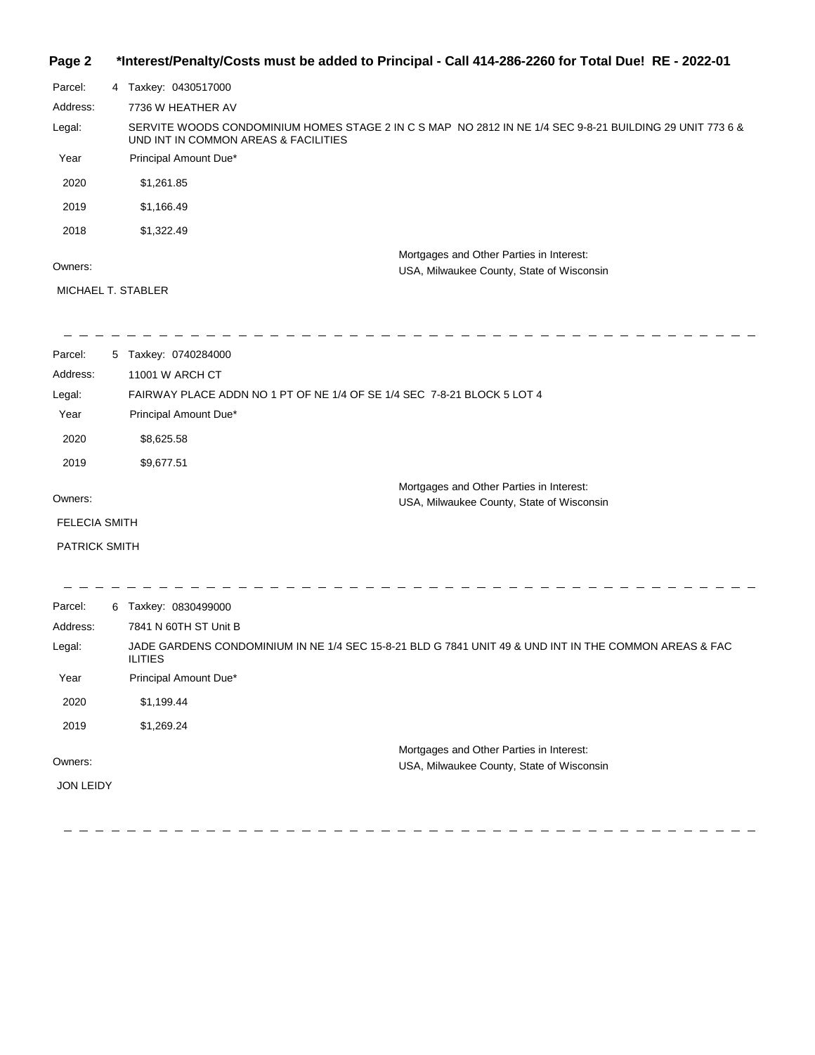**\*Interest/Penalty/Costs must be added to Principal - Call 414-286-2260 for Total Due! RE - 2022-01**

Parcel: 4 Taxkey: 0430517000

Address: 7736 W HEATHER AV

Legal: SERVITE WOODS CONDOMINIUM HOMES STAGE 2 IN C S MAP NO 2812 IN NE 1/4 SEC 9-8-21 BUILDING 29 UNIT 773 6 & UND INT IN COMMON AREAS & FACILITIES

| Year | Principal Amount Due* |
|---|---|
| 2020 | $1,261.85 |
| 2019 | $1,166.49 |
| 2018 | $1,322.49 |

Owners:

MICHAEL T. STABLER

Mortgages and Other Parties in Interest:

USA, Milwaukee County, State of Wisconsin

---

Parcel: 5 Taxkey: 0740284000

Address: 11001 W ARCH CT

Legal: FAIRWAY PLACE ADDN NO 1 PT OF NE 1/4 OF SE 1/4 SEC 7-8-21 BLOCK 5 LOT 4

| Year | Principal Amount Due* |
|---|---|
| 2020 | $8,625.58 |
| 2019 | $9,677.51 |

Owners:

FELECIA SMITH

PATRICK SMITH

Mortgages and Other Parties in Interest:

USA, Milwaukee County, State of Wisconsin

---

Parcel: 6 Taxkey: 0830499000

Address: 7841 N 60TH ST Unit B

Legal: JADE GARDENS CONDOMINIUM IN NE 1/4 SEC 15-8-21 BLD G 7841 UNIT 49 & UND INT IN THE COMMON AREAS & FAC ILITIES

| Year | Principal Amount Due* |
|---|---|
| 2020 | $1,199.44 |
| 2019 | $1,269.24 |

Owners:

JON LEIDY

Mortgages and Other Parties in Interest:

USA, Milwaukee County, State of Wisconsin

---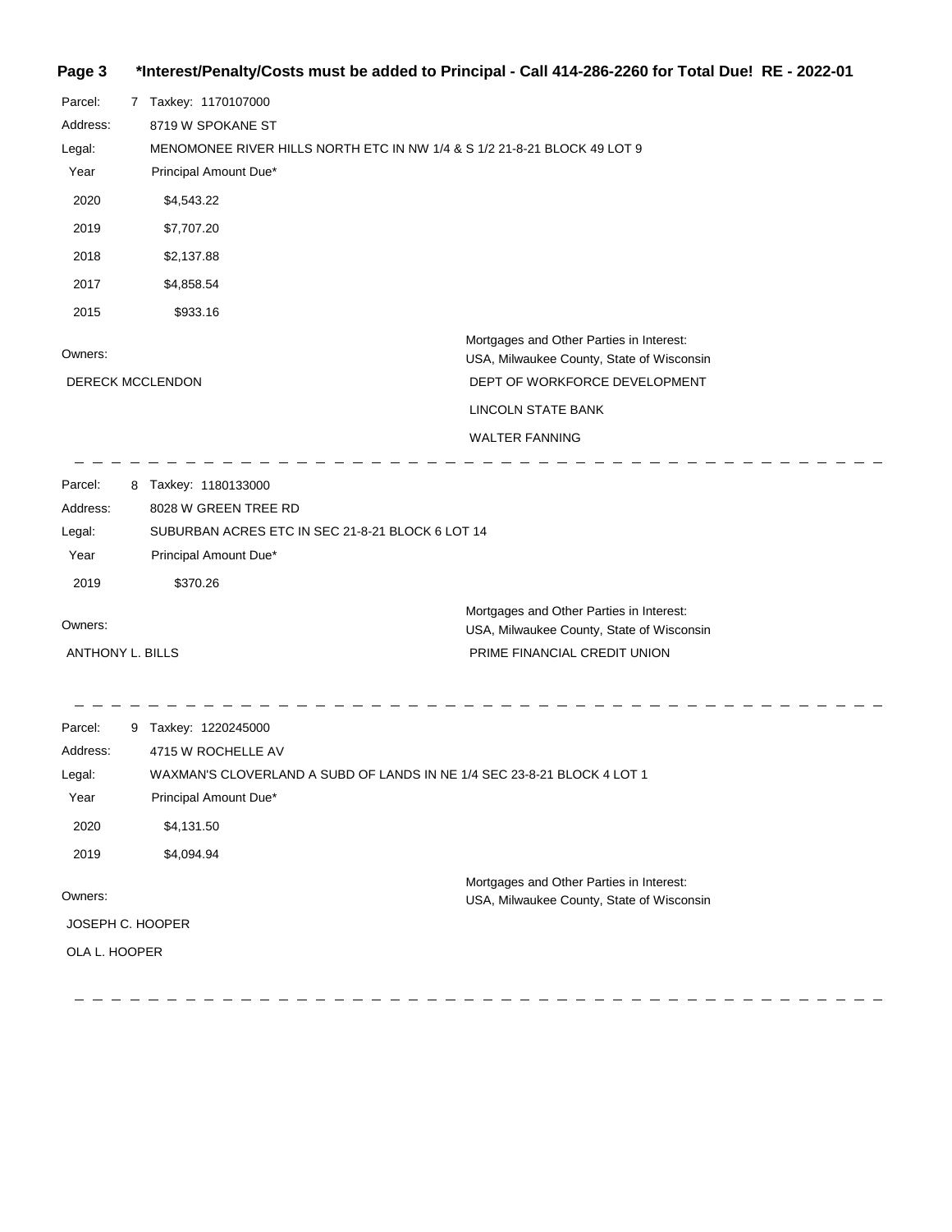**\*Interest/Penalty/Costs must be added to Principal - Call 414-286-2260 for Total Due! RE - 2022-01**

Parcel: 7 Taxkey: 1170107000

Address: 8719 W SPOKANE ST

Legal: MENOMONEE RIVER HILLS NORTH ETC IN NW 1/4 & S 1/2 21-8-21 BLOCK 49 LOT 9

| Year | Principal Amount Due* |
|---|---|
| 2020 | $4,543.22 |
| 2019 | $7,707.20 |
| 2018 | $2,137.88 |
| 2017 | $4,858.54 |
| 2015 | $933.16 |

Owners:

DERECK MCCLENDON

Mortgages and Other Parties in Interest:

USA, Milwaukee County, State of Wisconsin

DEPT OF WORKFORCE DEVELOPMENT

LINCOLN STATE BANK

WALTER FANNING

---

Parcel: 8 Taxkey: 1180133000

Address: 8028 W GREEN TREE RD

Legal: SUBURBAN ACRES ETC IN SEC 21-8-21 BLOCK 6 LOT 14

| Year | Principal Amount Due* |
|---|---|
| 2019 | $370.26 |

Owners:

ANTHONY L. BILLS

Mortgages and Other Parties in Interest:

USA, Milwaukee County, State of Wisconsin

PRIME FINANCIAL CREDIT UNION

---

Parcel: 9 Taxkey: 1220245000

Address: 4715 W ROCHELLE AV

Legal: WAXMAN'S CLOVERLAND A SUBD OF LANDS IN NE 1/4 SEC 23-8-21 BLOCK 4 LOT 1

| Year | Principal Amount Due* |
|---|---|
| 2020 | $4,131.50 |
| 2019 | $4,094.94 |

Owners:

JOSEPH C. HOOPER

OLA L. HOOPER

Mortgages and Other Parties in Interest:

USA, Milwaukee County, State of Wisconsin

---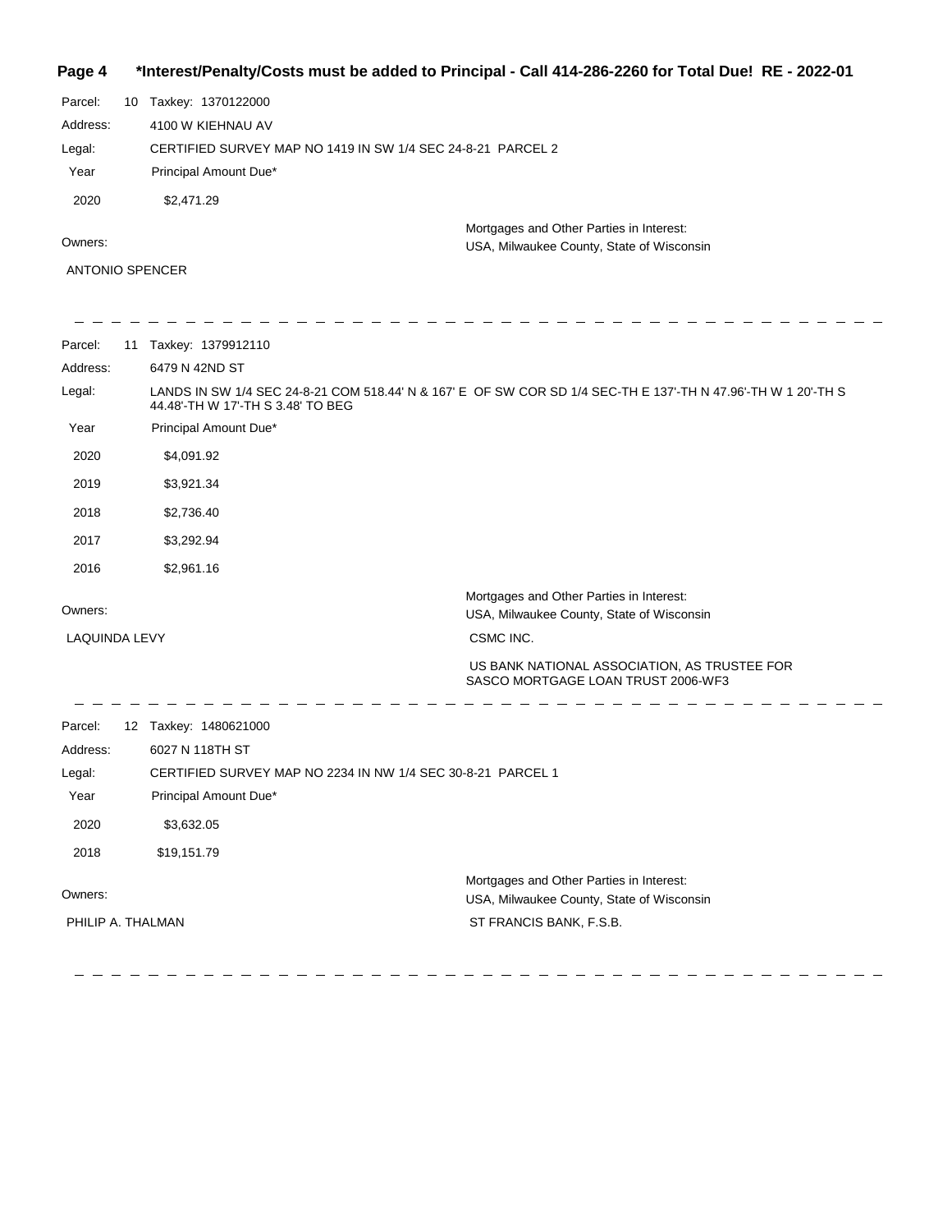**Page 4 \*Interest/Penalty/Costs must be added to Principal - Call 414-286-2260 for Total Due! RE - 2022-01**

Parcel: 10 Taxkey: 1370122000

Address: 4100 W KIEHNAU AV

Legal: CERTIFIED SURVEY MAP NO 1419 IN SW 1/4 SEC 24-8-21 PARCEL 2

| Year | Principal Amount Due* |
|---|---|
| 2020 | $2,471.29 |

Owners:

ANTONIO SPENCER

Mortgages and Other Parties in Interest:
USA, Milwaukee County, State of Wisconsin

---

Parcel: 11 Taxkey: 1379912110

Address: 6479 N 42ND ST

Legal: LANDS IN SW 1/4 SEC 24-8-21 COM 518.44' N & 167' E OF SW COR SD 1/4 SEC-TH E 137'-TH N 47.96'-TH W 1 20'-TH S 44.48'-TH W 17'-TH S 3.48' TO BEG

| Year | Principal Amount Due* |
|---|---|
| 2020 | $4,091.92 |
| 2019 | $3,921.34 |
| 2018 | $2,736.40 |
| 2017 | $3,292.94 |
| 2016 | $2,961.16 |

Owners:

LAQUINDA LEVY

Mortgages and Other Parties in Interest:
USA, Milwaukee County, State of Wisconsin
CSMC INC.
US BANK NATIONAL ASSOCIATION, AS TRUSTEE FOR SASCO MORTGAGE LOAN TRUST 2006-WF3

---

Parcel: 12 Taxkey: 1480621000

Address: 6027 N 118TH ST

Legal: CERTIFIED SURVEY MAP NO 2234 IN NW 1/4 SEC 30-8-21 PARCEL 1

| Year | Principal Amount Due* |
|---|---|
| 2020 | $3,632.05 |
| 2018 | $19,151.79 |

Owners:

PHILIP A. THALMAN

Mortgages and Other Parties in Interest:
USA, Milwaukee County, State of Wisconsin
ST FRANCIS BANK, F.S.B.

---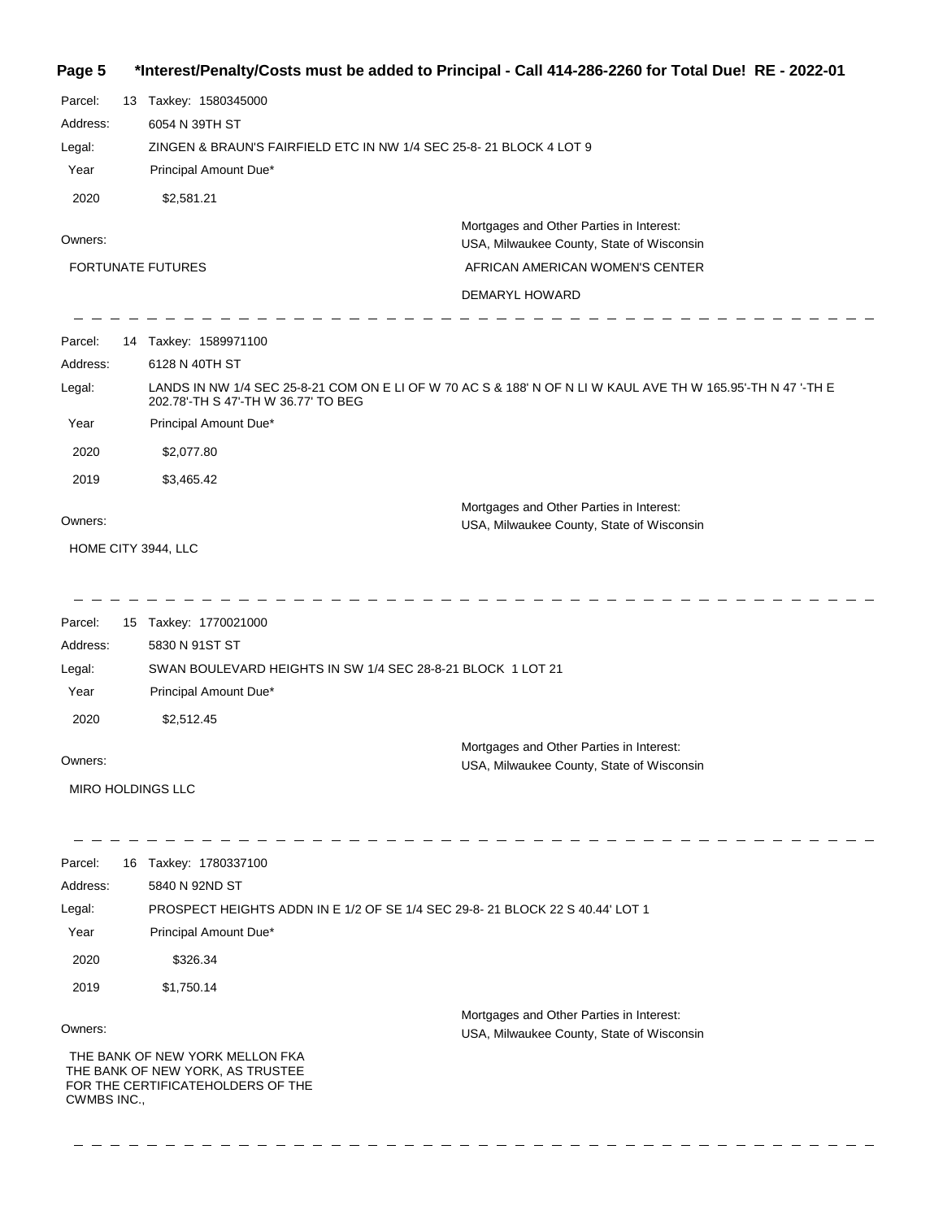*Interest/Penalty/Costs must be added to Principal - Call 414-286-2260 for Total Due! RE - 2022-01

Parcel: 13 Taxkey: 1580345000

Address: 6054 N 39TH ST

Legal: ZINGEN & BRAUN'S FAIRFIELD ETC IN NW 1/4 SEC 25-8- 21 BLOCK 4 LOT 9

| Year | Principal Amount Due* |
|---|---|
| 2020 | $2,581.21 |

Owners:

FORTUNATE FUTURES

Mortgages and Other Parties in Interest:
USA, Milwaukee County, State of Wisconsin

AFRICAN AMERICAN WOMEN'S CENTER

DEMARYL HOWARD

---

Parcel: 14 Taxkey: 1589971100

Address: 6128 N 40TH ST

Legal: LANDS IN NW 1/4 SEC 25-8-21 COM ON E LI OF W 70 AC S & 188' N OF N LI W KAUL AVE TH W 165.95'-TH N 47 '-TH E 202.78'-TH S 47'-TH W 36.77' TO BEG

| Year | Principal Amount Due* |
|---|---|
| 2020 | $2,077.80 |
| 2019 | $3,465.42 |

Owners:

HOME CITY 3944, LLC

Mortgages and Other Parties in Interest:
USA, Milwaukee County, State of Wisconsin

---

Parcel: 15 Taxkey: 1770021000

Address: 5830 N 91ST ST

Legal: SWAN BOULEVARD HEIGHTS IN SW 1/4 SEC 28-8-21 BLOCK 1 LOT 21

| Year | Principal Amount Due* |
|---|---|
| 2020 | $2,512.45 |

Owners:

MIRO HOLDINGS LLC

Mortgages and Other Parties in Interest:
USA, Milwaukee County, State of Wisconsin

---

Parcel: 16 Taxkey: 1780337100

Address: 5840 N 92ND ST

Legal: PROSPECT HEIGHTS ADDN IN E 1/2 OF SE 1/4 SEC 29-8- 21 BLOCK 22 S 40.44' LOT 1

| Year | Principal Amount Due* |
|---|---|
| 2020 | $326.34 |
| 2019 | $1,750.14 |

Owners:

THE BANK OF NEW YORK MELLON FKA THE BANK OF NEW YORK, AS TRUSTEE FOR THE CERTIFICATEHOLDERS OF THE CWMBS INC.,

Mortgages and Other Parties in Interest:
USA, Milwaukee County, State of Wisconsin

---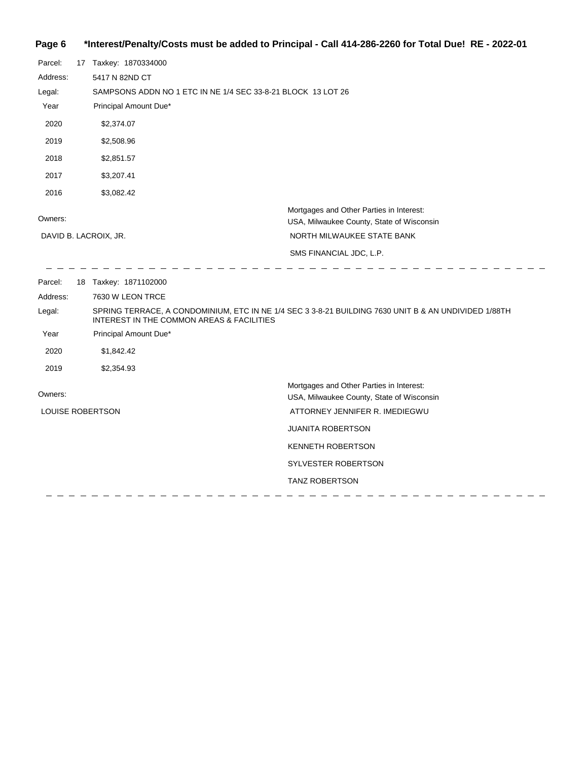**\*Interest/Penalty/Costs must be added to Principal - Call 414-286-2260 for Total Due! RE - 2022-01**

Parcel: 17 Taxkey: 1870334000

Address: 5417 N 82ND CT

Legal: SAMPSONS ADDN NO 1 ETC IN NE 1/4 SEC 33-8-21 BLOCK 13 LOT 26

| Year | Principal Amount Due* |
|---|---|
| 2020 | $2,374.07 |
| 2019 | $2,508.96 |
| 2018 | $2,851.57 |
| 2017 | $3,207.41 |
| 2016 | $3,082.42 |

Owners:

DAVID B. LACROIX, JR.

Mortgages and Other Parties in Interest:

USA, Milwaukee County, State of Wisconsin

NORTH MILWAUKEE STATE BANK

SMS FINANCIAL JDC, L.P.

---

Parcel: 18 Taxkey: 1871102000

Address: 7630 W LEON TRCE

Legal: SPRING TERRACE, A CONDOMINIUM, ETC IN NE 1/4 SEC 3 3-8-21 BUILDING 7630 UNIT B & AN UNDIVIDED 1/88TH INTEREST IN THE COMMON AREAS & FACILITIES

| Year | Principal Amount Due* |
|---|---|
| 2020 | $1,842.42 |
| 2019 | $2,354.93 |

Owners:

LOUISE ROBERTSON

Mortgages and Other Parties in Interest:

USA, Milwaukee County, State of Wisconsin

ATTORNEY JENNIFER R. IMEDIEGWU

JUANITA ROBERTSON

KENNETH ROBERTSON

SYLVESTER ROBERTSON

TANZ ROBERTSON

---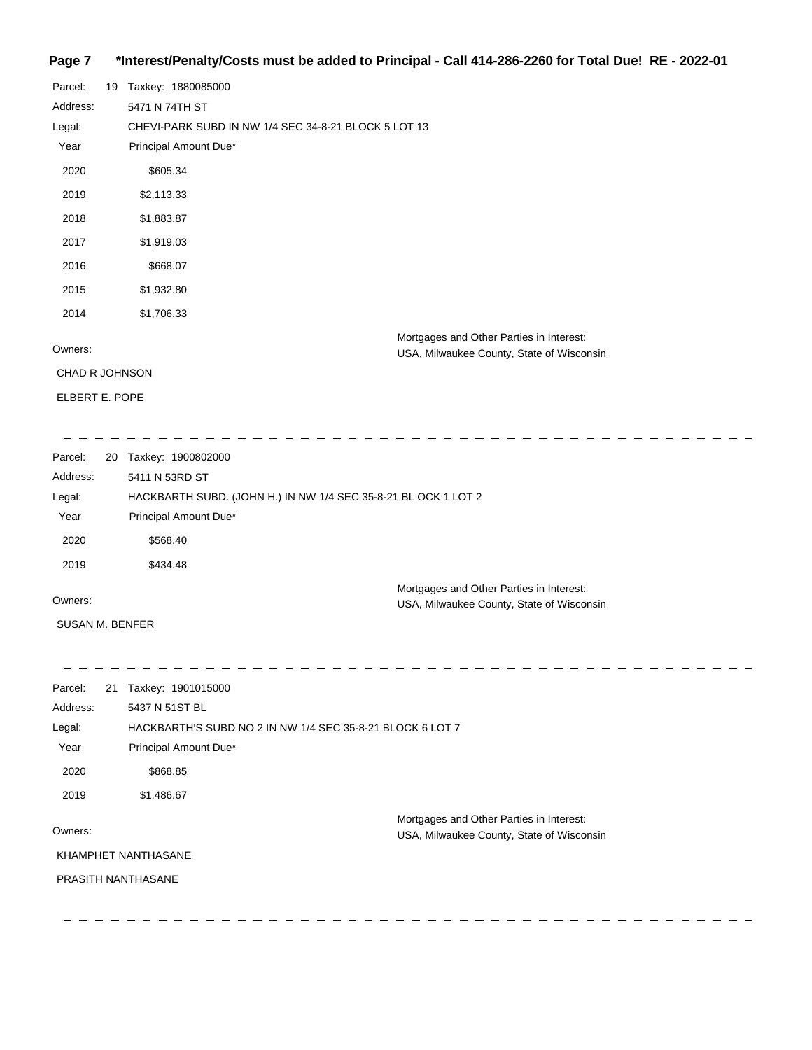**Parcel:** 19 Taxkey: 1880085000

**Address:** 5471 N 74TH ST

**Legal:** CHEVI-PARK SUBD IN NW 1/4 SEC 34-8-21 BLOCK 5 LOT 13

| Year | Principal Amount Due* |
| --- | --- |
| 2020 | $605.34 |
| 2019 | $2,113.33 |
| 2018 | $1,883.87 |
| 2017 | $1,919.03 |
| 2016 | $668.07 |
| 2015 | $1,932.80 |
| 2014 | $1,706.33 |

**Owners:**

CHAD R JOHNSON

ELBERT E. POPE

**Mortgages and Other Parties in Interest:**
USA, Milwaukee County, State of Wisconsin

---

**Parcel:** 20 Taxkey: 1900802000

**Address:** 5411 N 53RD ST

**Legal:** HACKBARTH SUBD. (JOHN H.) IN NW 1/4 SEC 35-8-21 BL OCK 1 LOT 2

| Year | Principal Amount Due* |
| --- | --- |
| 2020 | $568.40 |
| 2019 | $434.48 |

**Owners:**

SUSAN M. BENFER

**Mortgages and Other Parties in Interest:**
USA, Milwaukee County, State of Wisconsin

---

**Parcel:** 21 Taxkey: 1901015000

**Address:** 5437 N 51ST BL

**Legal:** HACKBARTH'S SUBD NO 2 IN NW 1/4 SEC 35-8-21 BLOCK 6 LOT 7

| Year | Principal Amount Due* |
| --- | --- |
| 2020 | $868.85 |
| 2019 | $1,486.67 |

**Owners:**

KHAMPHET NANTHASANE

PRASITH NANTHASANE

**Mortgages and Other Parties in Interest:**
USA, Milwaukee County, State of Wisconsin

---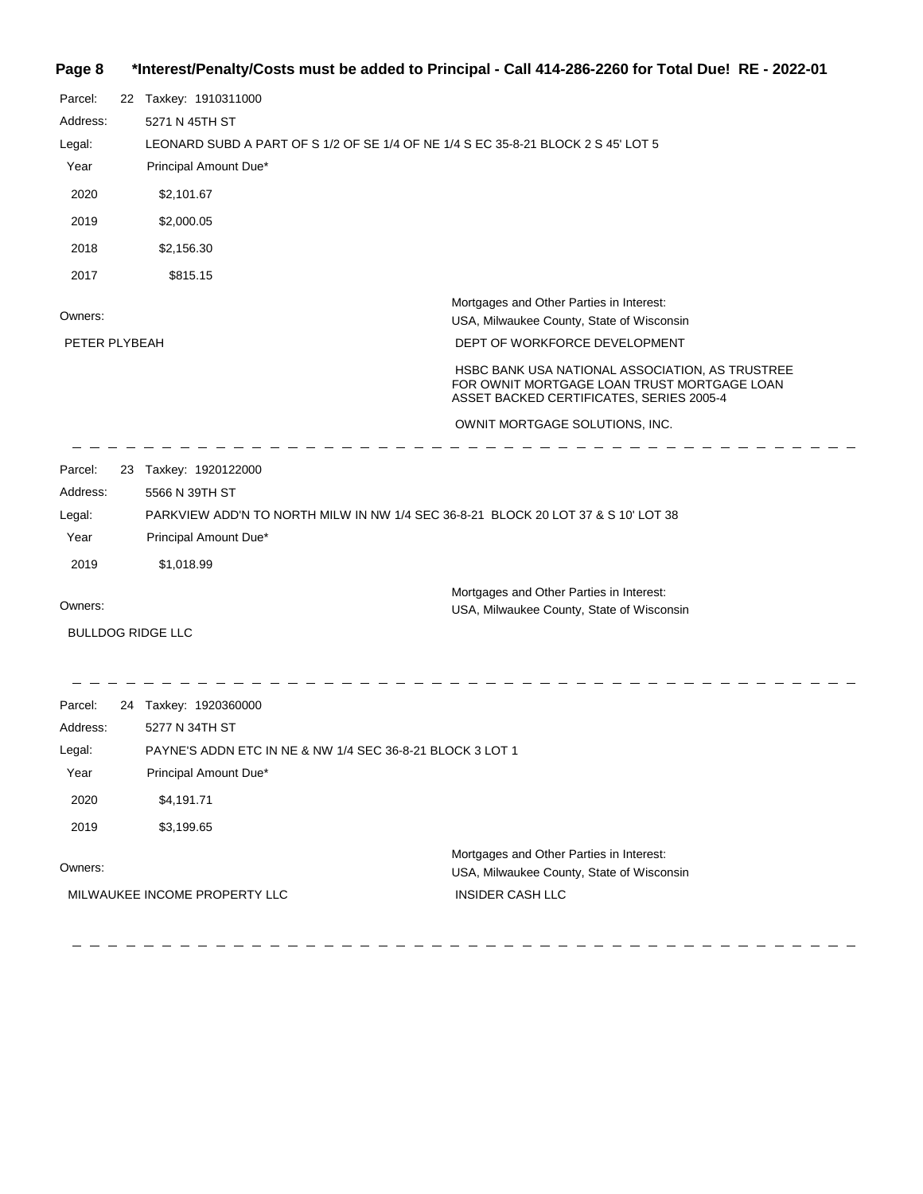**\*Interest/Penalty/Costs must be added to Principal - Call 414-286-2260 for Total Due! RE - 2022-01**

Parcel: 22 Taxkey: 1910311000

Address: 5271 N 45TH ST

Legal: LEONARD SUBD A PART OF S 1/2 OF SE 1/4 OF NE 1/4 S EC 35-8-21 BLOCK 2 S 45' LOT 5

| Year | Principal Amount Due* |
|---|---|
| 2020 | $2,101.67 |
| 2019 | $2,000.05 |
| 2018 | $2,156.30 |
| 2017 | $815.15 |

Owners:

PETER PLYBEAH

Mortgages and Other Parties in Interest:

USA, Milwaukee County, State of Wisconsin

DEPT OF WORKFORCE DEVELOPMENT

HSBC BANK USA NATIONAL ASSOCIATION, AS TRUSTEE FOR OWNIT MORTGAGE LOAN TRUST MORTGAGE LOAN ASSET BACKED CERTIFICATES, SERIES 2005-4

OWNIT MORTGAGE SOLUTIONS, INC.

---

Parcel: 23 Taxkey: 1920122000

Address: 5566 N 39TH ST

Legal: PARKVIEW ADD'N TO NORTH MILW IN NW 1/4 SEC 36-8-21 BLOCK 20 LOT 37 & S 10' LOT 38

| Year | Principal Amount Due* |
|---|---|
| 2019 | $1,018.99 |

Owners:

BULLDOG RIDGE LLC

Mortgages and Other Parties in Interest:

USA, Milwaukee County, State of Wisconsin

---

Parcel: 24 Taxkey: 1920360000

Address: 5277 N 34TH ST

Legal: PAYNE'S ADDN ETC IN NE & NW 1/4 SEC 36-8-21 BLOCK 3 LOT 1

| Year | Principal Amount Due* |
|---|---|
| 2020 | $4,191.71 |
| 2019 | $3,199.65 |

Owners:

MILWAUKEE INCOME PROPERTY LLC

Mortgages and Other Parties in Interest:

USA, Milwaukee County, State of Wisconsin

INSIDER CASH LLC

---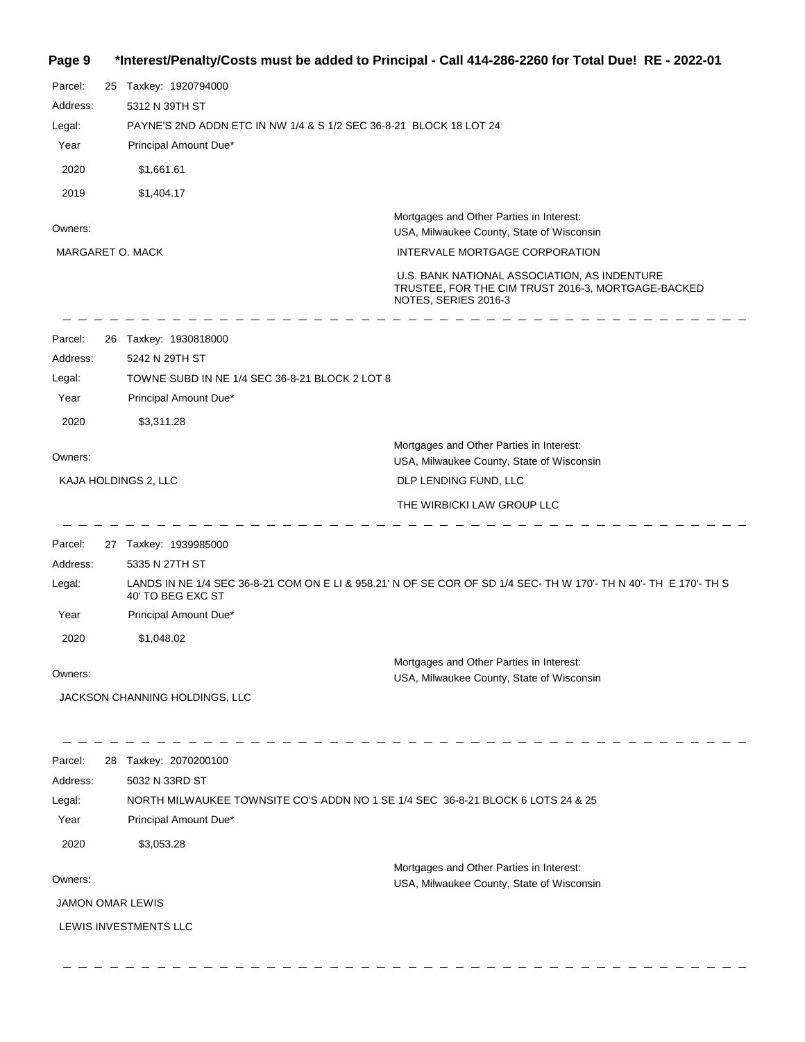**\*Interest/Penalty/Costs must be added to Principal - Call 414-286-2260 for Total Due! RE - 2022-01**

Parcel: 25 Taxkey: 1920794000

Address: 5312 N 39TH ST

Legal: PAYNE'S 2ND ADDN ETC IN NW 1/4 & S 1/2 SEC 36-8-21 BLOCK 18 LOT 24

| Year | Principal Amount Due* |
|---|---|
| 2020 | $1,661.61 |
| 2019 | $1,404.17 |

Owners:

MARGARET O. MACK

Mortgages and Other Parties in Interest:

USA, Milwaukee County, State of Wisconsin

INTERVALE MORTGAGE CORPORATION

U.S. BANK NATIONAL ASSOCIATION, AS INDENTURE TRUSTEE, FOR THE CIM TRUST 2016-3, MORTGAGE-BACKED NOTES, SERIES 2016-3

---

Parcel: 26 Taxkey: 1930818000

Address: 5242 N 29TH ST

Legal: TOWNE SUBD IN NE 1/4 SEC 36-8-21 BLOCK 2 LOT 8

| Year | Principal Amount Due* |
|---|---|
| 2020 | $3,311.28 |

Owners:

KAJA HOLDINGS 2, LLC

Mortgages and Other Parties in Interest:

USA, Milwaukee County, State of Wisconsin

DLP LENDING FUND, LLC

THE WIRBICKI LAW GROUP LLC

---

Parcel: 27 Taxkey: 1939985000

Address: 5335 N 27TH ST

Legal: LANDS IN NE 1/4 SEC 36-8-21 COM ON E LI & 958.21' N OF SE COR OF SD 1/4 SEC- TH W 170'- TH N 40'- TH E 170'- TH S 40' TO BEG EXC ST

| Year | Principal Amount Due* |
|---|---|
| 2020 | $1,048.02 |

Owners:

JACKSON CHANNING HOLDINGS, LLC

Mortgages and Other Parties in Interest:

USA, Milwaukee County, State of Wisconsin

---

Parcel: 28 Taxkey: 2070200100

Address: 5032 N 33RD ST

Legal: NORTH MILWAUKEE TOWNSITE CO'S ADDN NO 1 SE 1/4 SEC 36-8-21 BLOCK 6 LOTS 24 & 25

| Year | Principal Amount Due* |
|---|---|
| 2020 | $3,053.28 |

Owners:

JAMON OMAR LEWIS

LEWIS INVESTMENTS LLC

Mortgages and Other Parties in Interest:

USA, Milwaukee County, State of Wisconsin

---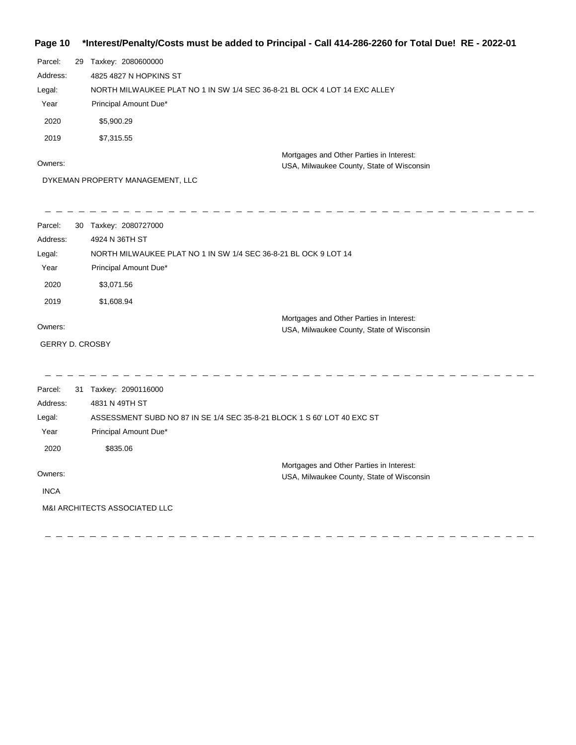**\*Interest/Penalty/Costs must be added to Principal - Call 414-286-2260 for Total Due! RE - 2022-01**

Parcel: 29 Taxkey: 2080600000

Address: 4825 4827 N HOPKINS ST

Legal: NORTH MILWAUKEE PLAT NO 1 IN SW 1/4 SEC 36-8-21 BL OCK 4 LOT 14 EXC ALLEY

| Year | Principal Amount Due* |
|---|---|
| 2020 | $5,900.29 |
| 2019 | $7,315.55 |

Owners:

DYKEMAN PROPERTY MANAGEMENT, LLC

Mortgages and Other Parties in Interest:
USA, Milwaukee County, State of Wisconsin

---

Parcel: 30 Taxkey: 2080727000

Address: 4924 N 36TH ST

Legal: NORTH MILWAUKEE PLAT NO 1 IN SW 1/4 SEC 36-8-21 BL OCK 9 LOT 14

| Year | Principal Amount Due* |
|---|---|
| 2020 | $3,071.56 |
| 2019 | $1,608.94 |

Owners:

GERRY D. CROSBY

Mortgages and Other Parties in Interest:
USA, Milwaukee County, State of Wisconsin

---

Parcel: 31 Taxkey: 2090116000

Address: 4831 N 49TH ST

Legal: ASSESSMENT SUBD NO 87 IN SE 1/4 SEC 35-8-21 BLOCK 1 S 60' LOT 40 EXC ST

| Year | Principal Amount Due* |
|---|---|
| 2020 | $835.06 |

Owners:

INCA

M&I ARCHITECTS ASSOCIATED LLC

Mortgages and Other Parties in Interest:
USA, Milwaukee County, State of Wisconsin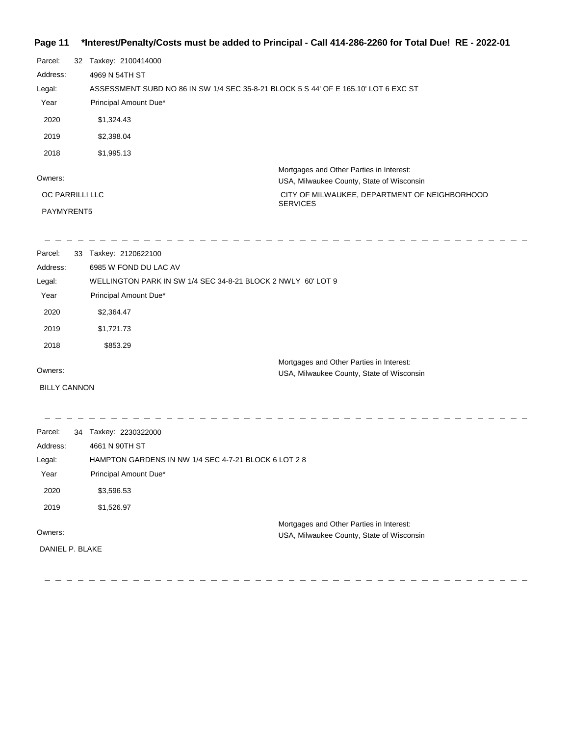**\*Interest/Penalty/Costs must be added to Principal - Call 414-286-2260 for Total Due! RE - 2022-01**

Parcel: 32 Taxkey: 2100414000

Address: 4969 N 54TH ST

Legal: ASSESSMENT SUBD NO 86 IN SW 1/4 SEC 35-8-21 BLOCK 5 S 44' OF E 165.10' LOT 6 EXC ST

| Year | Principal Amount Due* |
|---|---|
| 2020 | $1,324.43 |
| 2019 | $2,398.04 |
| 2018 | $1,995.13 |

Owners:

OC PARRILLI LLC

PAYMYRENT5

Mortgages and Other Parties in Interest:

USA, Milwaukee County, State of Wisconsin

CITY OF MILWAUKEE, DEPARTMENT OF NEIGHBORHOOD SERVICES

---

Parcel: 33 Taxkey: 2120622100

Address: 6985 W FOND DU LAC AV

Legal: WELLINGTON PARK IN SW 1/4 SEC 34-8-21 BLOCK 2 NWLY 60' LOT 9

| Year | Principal Amount Due* |
|---|---|
| 2020 | $2,364.47 |
| 2019 | $1,721.73 |
| 2018 | $853.29 |

Owners:

BILLY CANNON

Mortgages and Other Parties in Interest:

USA, Milwaukee County, State of Wisconsin

---

Parcel: 34 Taxkey: 2230322000

Address: 4661 N 90TH ST

Legal: HAMPTON GARDENS IN NW 1/4 SEC 4-7-21 BLOCK 6 LOT 2 8

| Year | Principal Amount Due* |
|---|---|
| 2020 | $3,596.53 |
| 2019 | $1,526.97 |

Owners:

DANIEL P. BLAKE

Mortgages and Other Parties in Interest:

USA, Milwaukee County, State of Wisconsin

---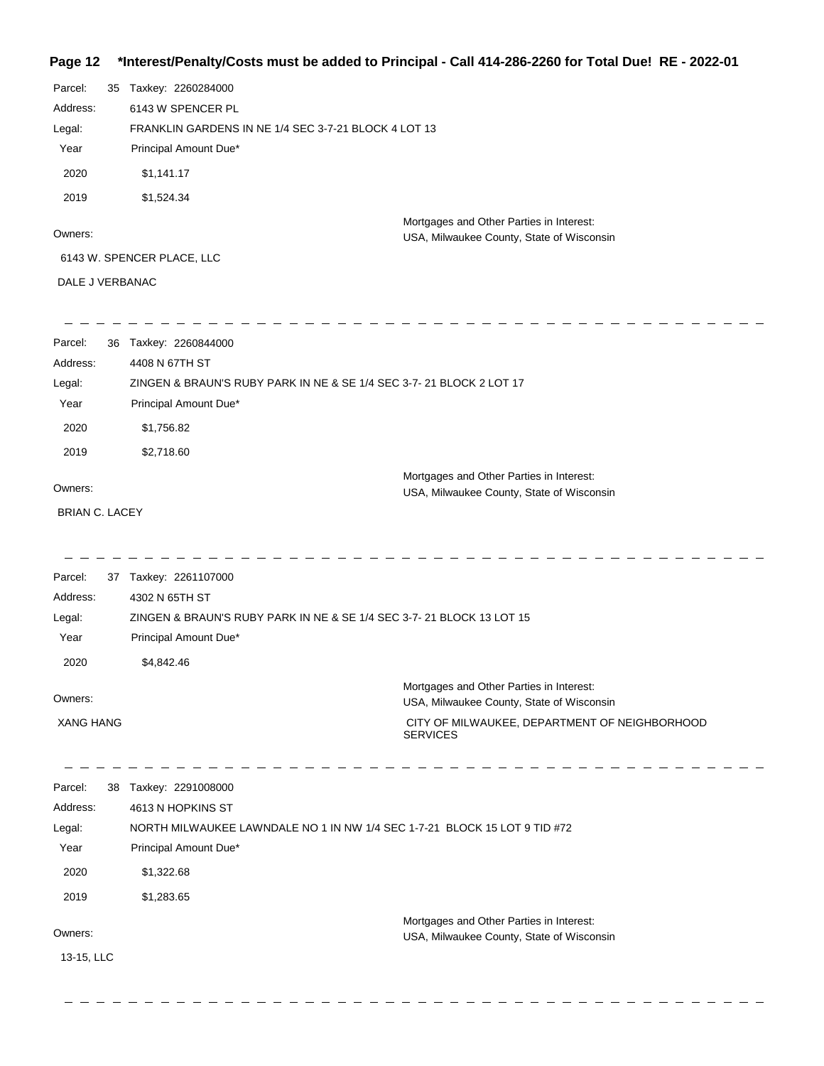**Page 12 \*Interest/Penalty/Costs must be added to Principal - Call 414-286-2260 for Total Due! RE - 2022-01**

Parcel: 35 Taxkey: 2260284000

Address: 6143 W SPENCER PL

Legal: FRANKLIN GARDENS IN NE 1/4 SEC 3-7-21 BLOCK 4 LOT 13

| Year | Principal Amount Due* |
| --- | --- |
| 2020 | $1,141.17 |
| 2019 | $1,524.34 |

Owners:

6143 W. SPENCER PLACE, LLC

DALE J VERBANAC

Mortgages and Other Parties in Interest:

USA, Milwaukee County, State of Wisconsin

---

Parcel: 36 Taxkey: 2260844000

Address: 4408 N 67TH ST

Legal: ZINGEN & BRAUN'S RUBY PARK IN NE & SE 1/4 SEC 3-7- 21 BLOCK 2 LOT 17

| Year | Principal Amount Due* |
| --- | --- |
| 2020 | $1,756.82 |
| 2019 | $2,718.60 |

Owners:

BRIAN C. LACEY

Mortgages and Other Parties in Interest:

USA, Milwaukee County, State of Wisconsin

---

Parcel: 37 Taxkey: 2261107000

Address: 4302 N 65TH ST

Legal: ZINGEN & BRAUN'S RUBY PARK IN NE & SE 1/4 SEC 3-7- 21 BLOCK 13 LOT 15

| Year | Principal Amount Due* |
| --- | --- |
| 2020 | $4,842.46 |

Owners:

XANG HANG

Mortgages and Other Parties in Interest:

USA, Milwaukee County, State of Wisconsin

CITY OF MILWAUKEE, DEPARTMENT OF NEIGHBORHOOD SERVICES

---

Parcel: 38 Taxkey: 2291008000

Address: 4613 N HOPKINS ST

Legal: NORTH MILWAUKEE LAWNDALE NO 1 IN NW 1/4 SEC 1-7-21 BLOCK 15 LOT 9 TID #72

| Year | Principal Amount Due* |
| --- | --- |
| 2020 | $1,322.68 |
| 2019 | $1,283.65 |

Owners:

13-15, LLC

Mortgages and Other Parties in Interest:

USA, Milwaukee County, State of Wisconsin

---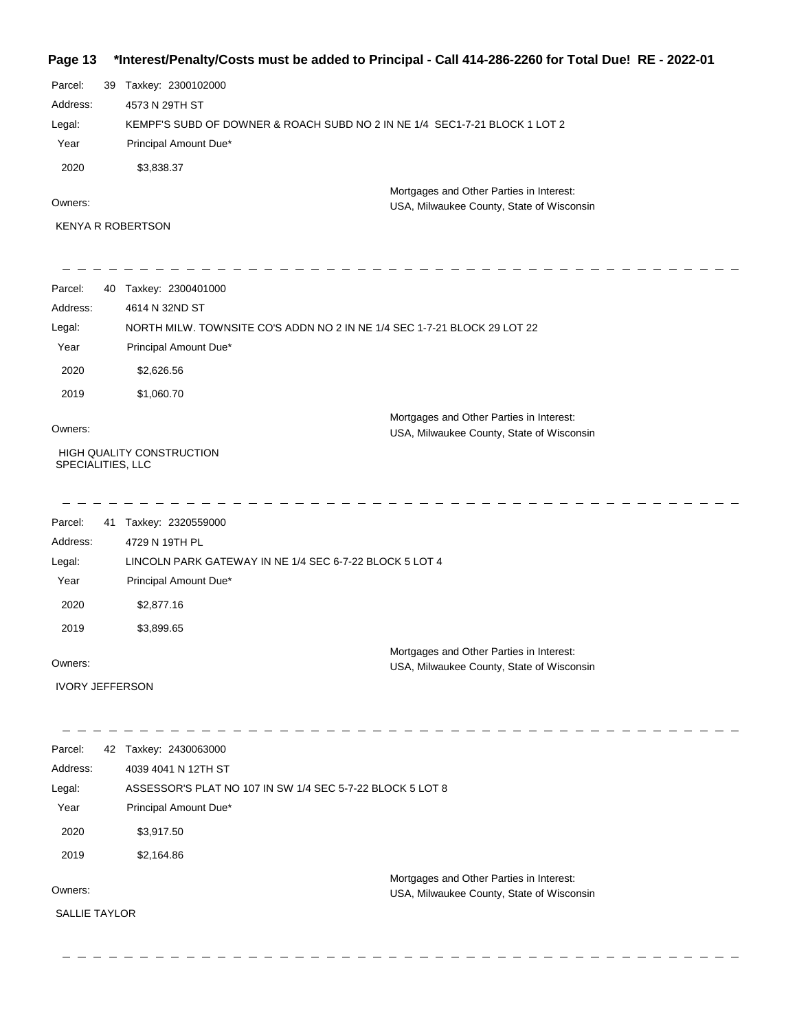**Page 13 \*Interest/Penalty/Costs must be added to Principal - Call 414-286-2260 for Total Due! RE - 2022-01**

Parcel: 39 Taxkey: 2300102000

Address: 4573 N 29TH ST

Legal: KEMPF'S SUBD OF DOWNER & ROACH SUBD NO 2 IN NE 1/4 SEC1-7-21 BLOCK 1 LOT 2

| Year | Principal Amount Due* |
|---|---|
| 2020 | $3,838.37 |

Owners: KENYA R ROBERTSON

Mortgages and Other Parties in Interest: USA, Milwaukee County, State of Wisconsin

---

Parcel: 40 Taxkey: 2300401000

Address: 4614 N 32ND ST

Legal: NORTH MILW. TOWNSITE CO'S ADDN NO 2 IN NE 1/4 SEC 1-7-21 BLOCK 29 LOT 22

| Year | Principal Amount Due* |
|---|---|
| 2020 | $2,626.56 |
| 2019 | $1,060.70 |

Owners: HIGH QUALITY CONSTRUCTION SPECIALITIES, LLC

Mortgages and Other Parties in Interest: USA, Milwaukee County, State of Wisconsin

---

Parcel: 41 Taxkey: 2320559000

Address: 4729 N 19TH PL

Legal: LINCOLN PARK GATEWAY IN NE 1/4 SEC 6-7-22 BLOCK 5 LOT 4

| Year | Principal Amount Due* |
|---|---|
| 2020 | $2,877.16 |
| 2019 | $3,899.65 |

Owners: IVORY JEFFERSON

Mortgages and Other Parties in Interest: USA, Milwaukee County, State of Wisconsin

---

Parcel: 42 Taxkey: 2430063000

Address: 4039 4041 N 12TH ST

Legal: ASSESSOR'S PLAT NO 107 IN SW 1/4 SEC 5-7-22 BLOCK 5 LOT 8

| Year | Principal Amount Due* |
|---|---|
| 2020 | $3,917.50 |
| 2019 | $2,164.86 |

Owners: SALLIE TAYLOR

Mortgages and Other Parties in Interest: USA, Milwaukee County, State of Wisconsin

---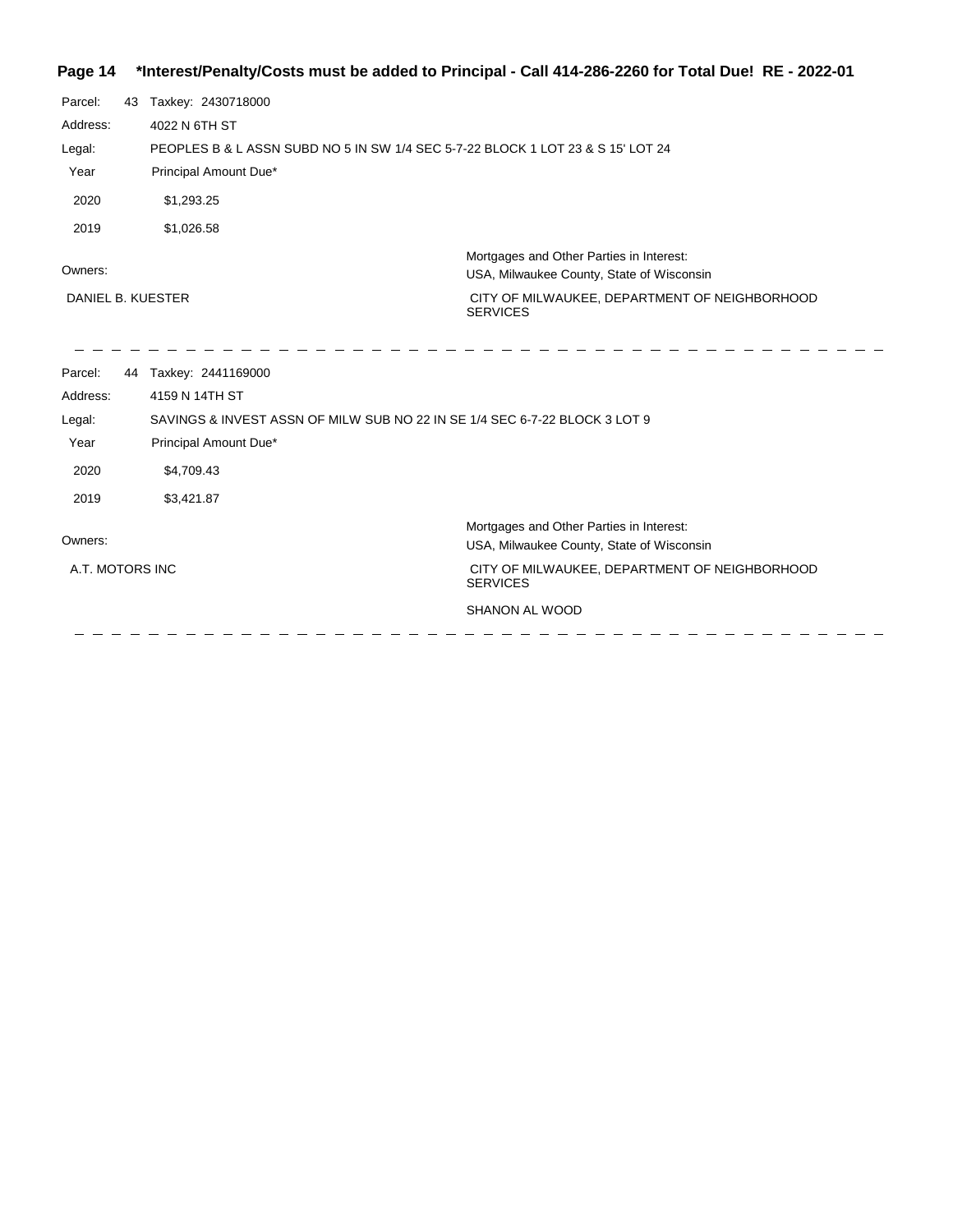**\*Interest/Penalty/Costs must be added to Principal - Call 414-286-2260 for Total Due! RE - 2022-01**

Parcel: 43 Taxkey: 2430718000

Address: 4022 N 6TH ST

Legal: PEOPLES B & L ASSN SUBD NO 5 IN SW 1/4 SEC 5-7-22 BLOCK 1 LOT 23 & S 15' LOT 24

| Year | Principal Amount Due* |
| --- | --- |
| 2020 | $1,293.25 |
| 2019 | $1,026.58 |

Owners:

DANIEL B. KUESTER

Mortgages and Other Parties in Interest:

USA, Milwaukee County, State of Wisconsin

CITY OF MILWAUKEE, DEPARTMENT OF NEIGHBORHOOD SERVICES

---

Parcel: 44 Taxkey: 2441169000

Address: 4159 N 14TH ST

Legal: SAVINGS & INVEST ASSN OF MILW SUB NO 22 IN SE 1/4 SEC 6-7-22 BLOCK 3 LOT 9

| Year | Principal Amount Due* |
| --- | --- |
| 2020 | $4,709.43 |
| 2019 | $3,421.87 |

Owners:

A.T. MOTORS INC

Mortgages and Other Parties in Interest:

USA, Milwaukee County, State of Wisconsin

CITY OF MILWAUKEE, DEPARTMENT OF NEIGHBORHOOD SERVICES

SHANON AL WOOD

---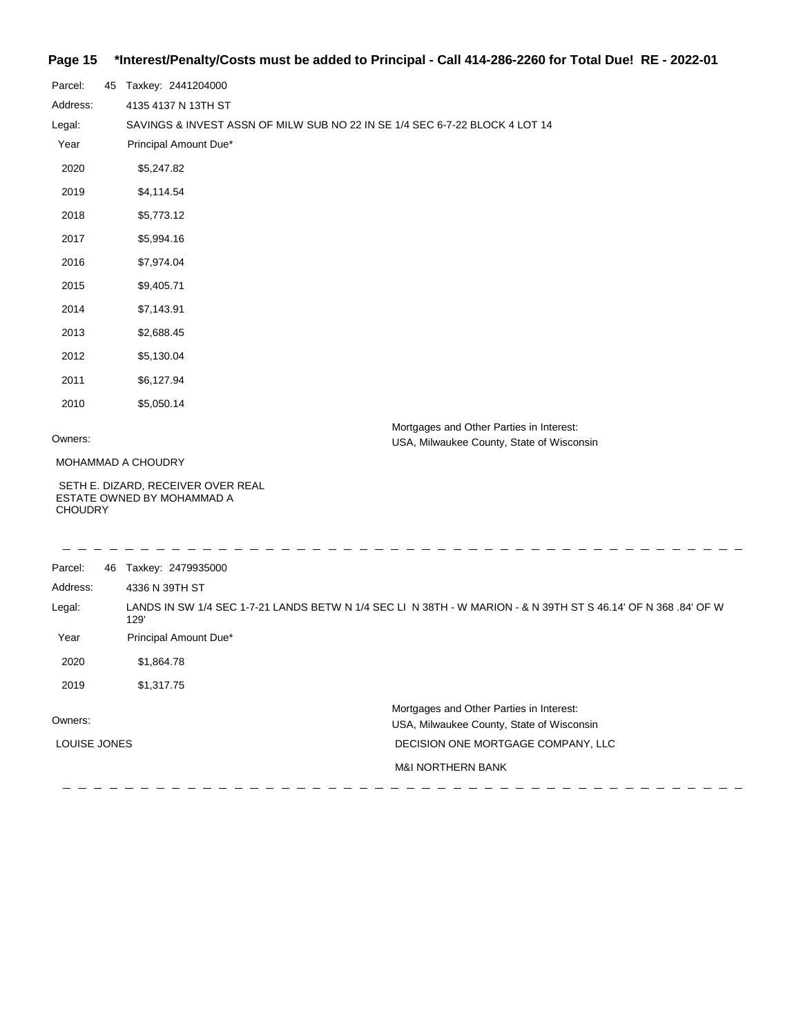Parcel: 45 Taxkey: 2441204000

Address: 4135 4137 N 13TH ST

Legal: SAVINGS & INVEST ASSN OF MILW SUB NO 22 IN SE 1/4 SEC 6-7-22 BLOCK 4 LOT 14

| Year | Principal Amount Due* |
|---|---|
| 2020 | $5,247.82 |
| 2019 | $4,114.54 |
| 2018 | $5,773.12 |
| 2017 | $5,994.16 |
| 2016 | $7,974.04 |
| 2015 | $9,405.71 |
| 2014 | $7,143.91 |
| 2013 | $2,688.45 |
| 2012 | $5,130.04 |
| 2011 | $6,127.94 |
| 2010 | $5,050.14 |

Owners:

MOHAMMAD A CHOUDRY

SETH E. DIZARD, RECEIVER OVER REAL ESTATE OWNED BY MOHAMMAD A CHOUDRY

Mortgages and Other Parties in Interest:

USA, Milwaukee County, State of Wisconsin

---

Parcel: 46 Taxkey: 2479935000

Address: 4336 N 39TH ST

Legal: LANDS IN SW 1/4 SEC 1-7-21 LANDS BETW N 1/4 SEC LI N 38TH - W MARION - & N 39TH ST S 46.14' OF N 368 .84' OF W 129'

| Year | Principal Amount Due* |
|---|---|
| 2020 | $1,864.78 |
| 2019 | $1,317.75 |

Owners:

LOUISE JONES

Mortgages and Other Parties in Interest:

USA, Milwaukee County, State of Wisconsin

DECISION ONE MORTGAGE COMPANY, LLC

M&I NORTHERN BANK

---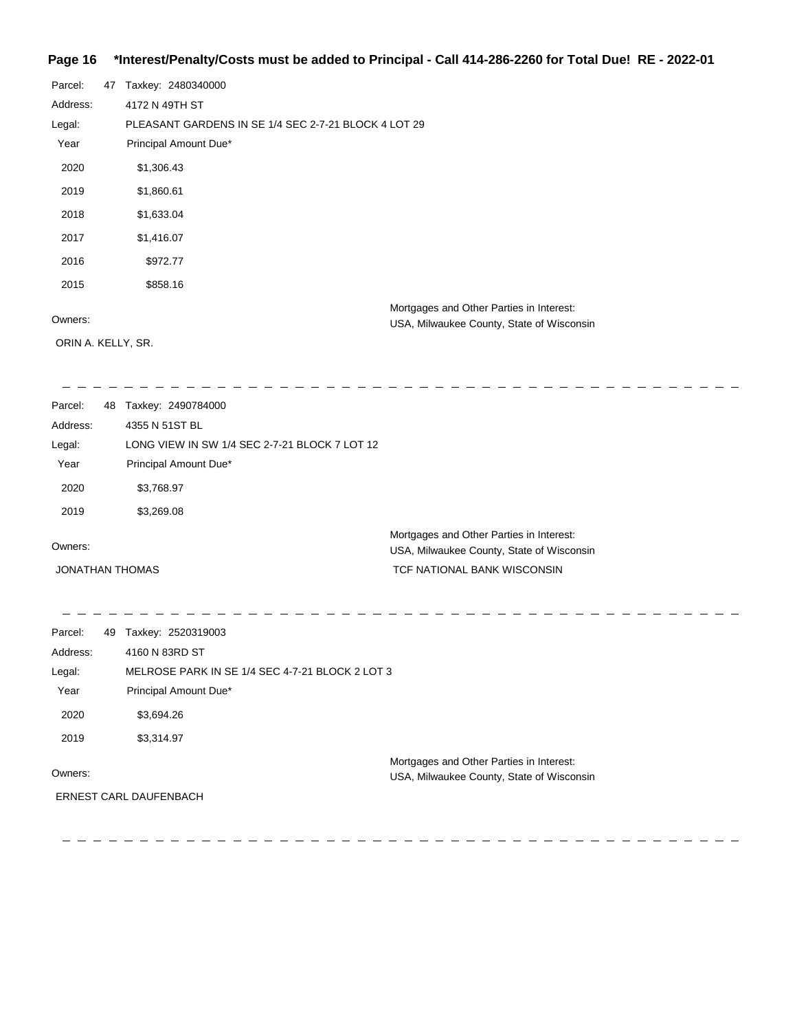**\*Interest/Penalty/Costs must be added to Principal - Call 414-286-2260 for Total Due! RE - 2022-01**

Parcel: 47 Taxkey: 2480340000

Address: 4172 N 49TH ST

Legal: PLEASANT GARDENS IN SE 1/4 SEC 2-7-21 BLOCK 4 LOT 29

| Year | Principal Amount Due* |
|---|---|
| 2020 | $1,306.43 |
| 2019 | $1,860.61 |
| 2018 | $1,633.04 |
| 2017 | $1,416.07 |
| 2016 | $972.77 |
| 2015 | $858.16 |

Owners:

ORIN A. KELLY, SR.

Mortgages and Other Parties in Interest:

USA, Milwaukee County, State of Wisconsin

---

Parcel: 48 Taxkey: 2490784000

Address: 4355 N 51ST BL

Legal: LONG VIEW IN SW 1/4 SEC 2-7-21 BLOCK 7 LOT 12

| Year | Principal Amount Due* |
|---|---|
| 2020 | $3,768.97 |
| 2019 | $3,269.08 |

Owners:

JONATHAN THOMAS

Mortgages and Other Parties in Interest:

USA, Milwaukee County, State of Wisconsin

TCF NATIONAL BANK WISCONSIN

---

Parcel: 49 Taxkey: 2520319003

Address: 4160 N 83RD ST

Legal: MELROSE PARK IN SE 1/4 SEC 4-7-21 BLOCK 2 LOT 3

| Year | Principal Amount Due* |
|---|---|
| 2020 | $3,694.26 |
| 2019 | $3,314.97 |

Owners:

ERNEST CARL DAUFENBACH

Mortgages and Other Parties in Interest:

USA, Milwaukee County, State of Wisconsin

---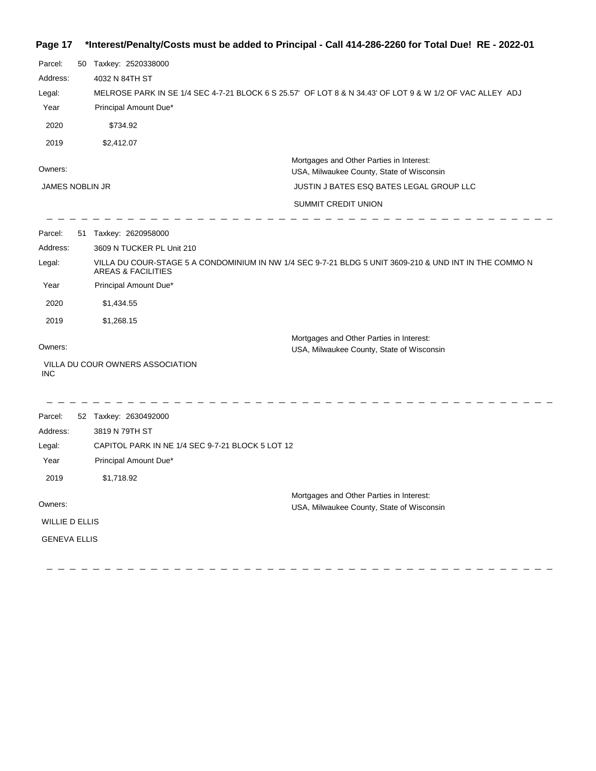Parcel: 50 Taxkey: 2520338000

Address: 4032 N 84TH ST

Legal: MELROSE PARK IN SE 1/4 SEC 4-7-21 BLOCK 6 S 25.57' OF LOT 8 & N 34.43' OF LOT 9 & W 1/2 OF VAC ALLEY ADJ

| Year | Principal Amount Due* |
| --- | --- |
| 2020 | $734.92 |
| 2019 | $2,412.07 |

Owners:

JAMES NOBLIN JR

Mortgages and Other Parties in Interest:

USA, Milwaukee County, State of Wisconsin

JUSTIN J BATES ESQ BATES LEGAL GROUP LLC

SUMMIT CREDIT UNION

---

Parcel: 51 Taxkey: 2620958000

Address: 3609 N TUCKER PL Unit 210

Legal: VILLA DU COUR-STAGE 5 A CONDOMINIUM IN NW 1/4 SEC 9-7-21 BLDG 5 UNIT 3609-210 & UND INT IN THE COMMO N AREAS & FACILITIES

| Year | Principal Amount Due* |
| --- | --- |
| 2020 | $1,434.55 |
| 2019 | $1,268.15 |

Owners:

VILLA DU COUR OWNERS ASSOCIATION INC

Mortgages and Other Parties in Interest:

USA, Milwaukee County, State of Wisconsin

---

Parcel: 52 Taxkey: 2630492000

Address: 3819 N 79TH ST

Legal: CAPITOL PARK IN NE 1/4 SEC 9-7-21 BLOCK 5 LOT 12

| Year | Principal Amount Due* |
| --- | --- |
| 2019 | $1,718.92 |

Owners:

WILLIE D ELLIS

GENEVA ELLIS

Mortgages and Other Parties in Interest:

USA, Milwaukee County, State of Wisconsin

---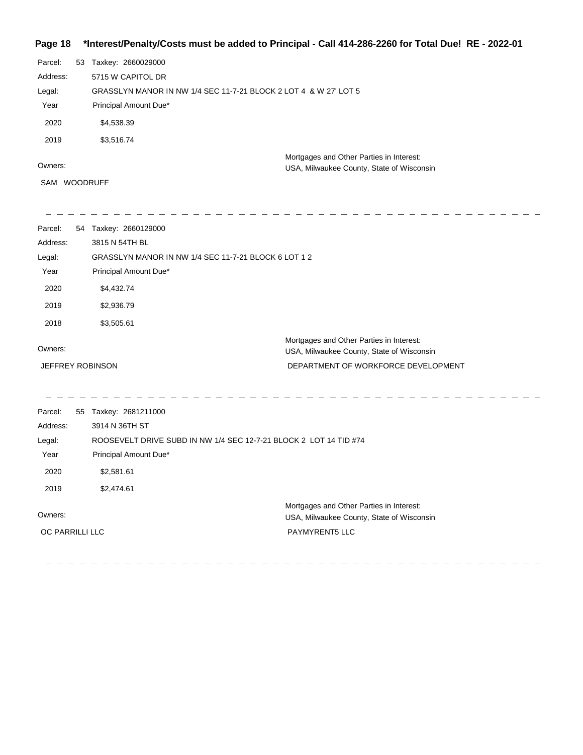**Page 18 \*Interest/Penalty/Costs must be added to Principal - Call 414-286-2260 for Total Due! RE - 2022-01**

Parcel: 53 Taxkey: 2660029000
Address: 5715 W CAPITOL DR
Legal: GRASSLYN MANOR IN NW 1/4 SEC 11-7-21 BLOCK 2 LOT 4 & W 27' LOT 5

| Year | Principal Amount Due* |
|---|---|
| 2020 | $4,538.39 |
| 2019 | $3,516.74 |

Owners:
SAM WOODRUFF

Mortgages and Other Parties in Interest:
USA, Milwaukee County, State of Wisconsin

---

Parcel: 54 Taxkey: 2660129000
Address: 3815 N 54TH BL
Legal: GRASSLYN MANOR IN NW 1/4 SEC 11-7-21 BLOCK 6 LOT 1 2

| Year | Principal Amount Due* |
|---|---|
| 2020 | $4,432.74 |
| 2019 | $2,936.79 |
| 2018 | $3,505.61 |

Owners:
JEFFREY ROBINSON

Mortgages and Other Parties in Interest:
USA, Milwaukee County, State of Wisconsin
DEPARTMENT OF WORKFORCE DEVELOPMENT

---

Parcel: 55 Taxkey: 2681211000
Address: 3914 N 36TH ST
Legal: ROOSEVELT DRIVE SUBD IN NW 1/4 SEC 12-7-21 BLOCK 2 LOT 14 TID #74

| Year | Principal Amount Due* |
|---|---|
| 2020 | $2,581.61 |
| 2019 | $2,474.61 |

Owners:
OC PARRILLI LLC

Mortgages and Other Parties in Interest:
USA, Milwaukee County, State of Wisconsin
PAYMYRENT5 LLC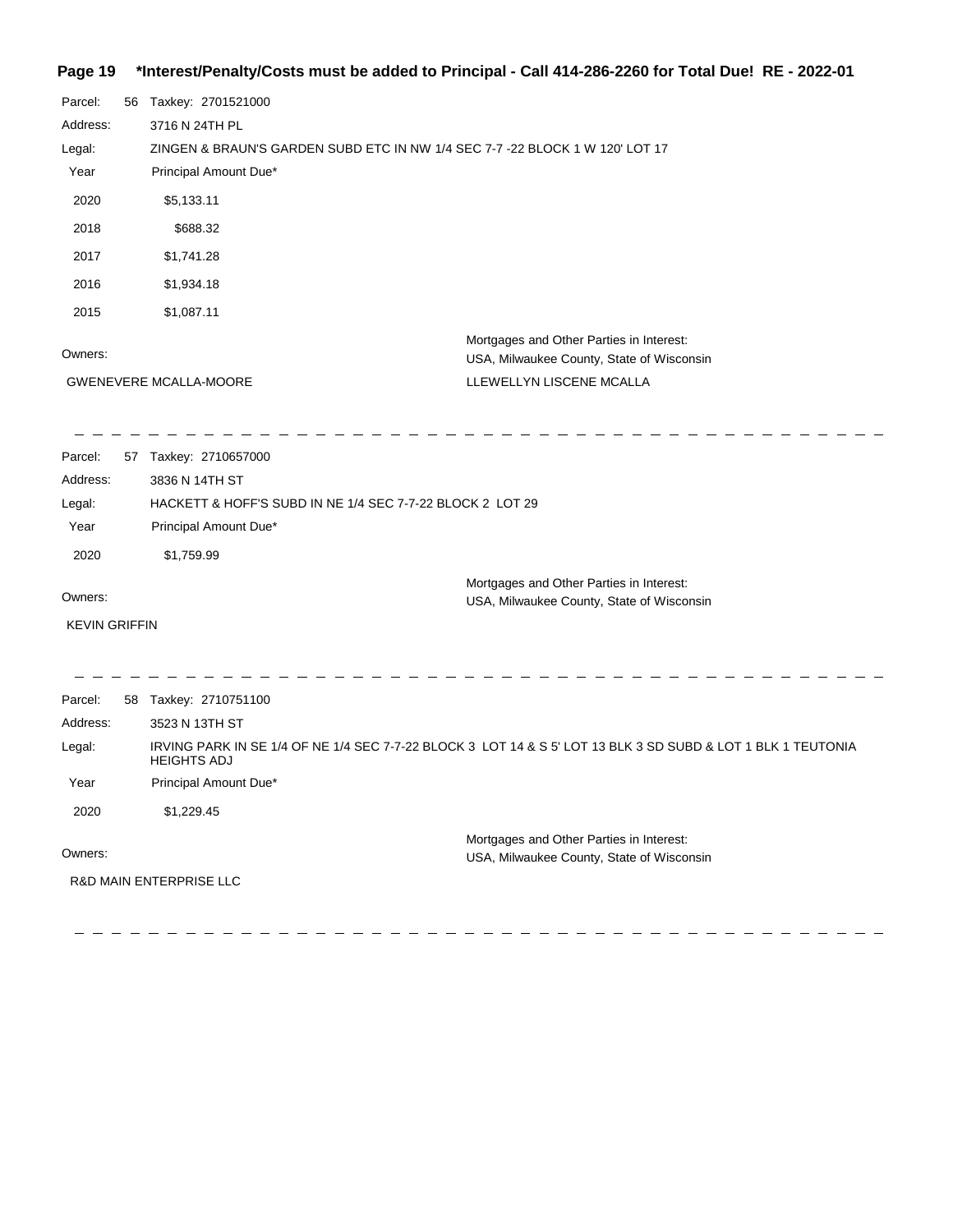**Page 19 \*Interest/Penalty/Costs must be added to Principal - Call 414-286-2260 for Total Due! RE - 2022-01**

Parcel: 56 Taxkey: 2701521000

Address: 3716 N 24TH PL

Legal: ZINGEN & BRAUN'S GARDEN SUBD ETC IN NW 1/4 SEC 7-7 -22 BLOCK 1 W 120' LOT 17

| Year | Principal Amount Due* |
|---|---|
| 2020 | $5,133.11 |
| 2018 | $688.32 |
| 2017 | $1,741.28 |
| 2016 | $1,934.18 |
| 2015 | $1,087.11 |

Owners:

GWENEVERE MCALLA-MOORE

Mortgages and Other Parties in Interest:
USA, Milwaukee County, State of Wisconsin
LLEWELLYN LISCENE MCALLA

---

Parcel: 57 Taxkey: 2710657000

Address: 3836 N 14TH ST

Legal: HACKETT & HOFF'S SUBD IN NE 1/4 SEC 7-7-22 BLOCK 2 LOT 29

| Year | Principal Amount Due* |
|---|---|
| 2020 | $1,759.99 |

Owners:

KEVIN GRIFFIN

Mortgages and Other Parties in Interest:
USA, Milwaukee County, State of Wisconsin

---

Parcel: 58 Taxkey: 2710751100

Address: 3523 N 13TH ST

Legal: IRVING PARK IN SE 1/4 OF NE 1/4 SEC 7-7-22 BLOCK 3 LOT 14 & S 5' LOT 13 BLK 3 SD SUBD & LOT 1 BLK 1 TEUTONIA HEIGHTS ADJ

| Year | Principal Amount Due* |
|---|---|
| 2020 | $1,229.45 |

Owners:

R&D MAIN ENTERPRISE LLC

Mortgages and Other Parties in Interest:
USA, Milwaukee County, State of Wisconsin

---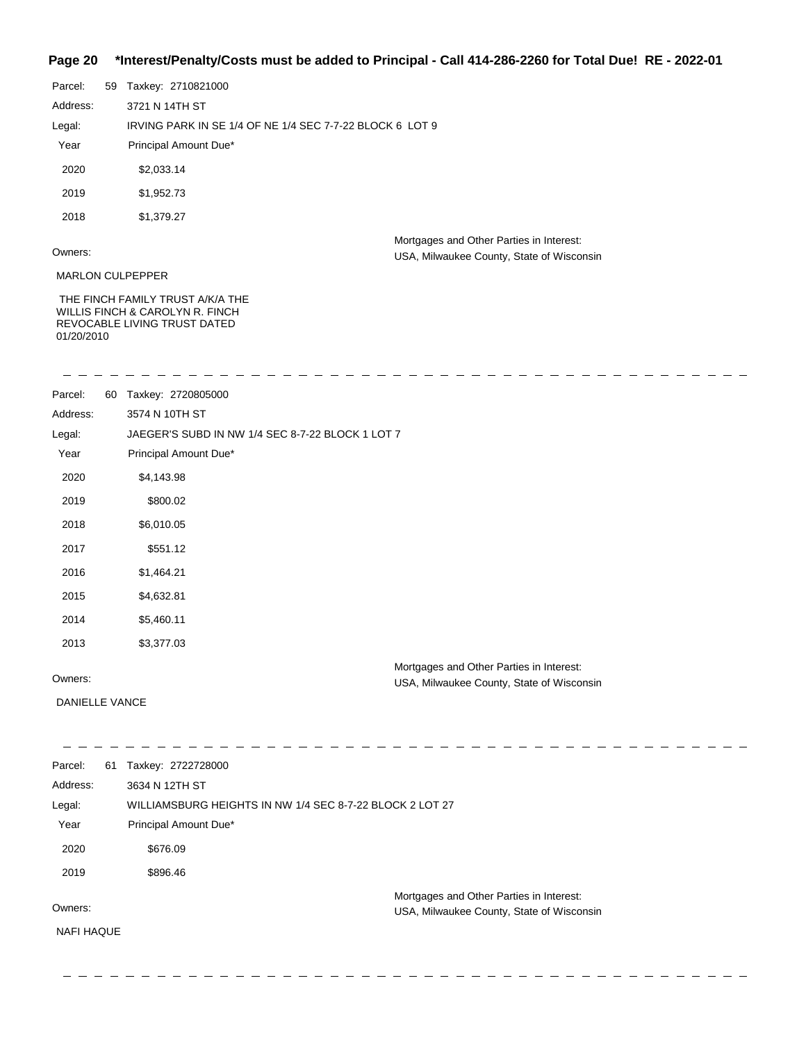**Page 20 \*Interest/Penalty/Costs must be added to Principal - Call 414-286-2260 for Total Due! RE - 2022-01**

Parcel: 59 Taxkey: 2710821000

Address: 3721 N 14TH ST

Legal: IRVING PARK IN SE 1/4 OF NE 1/4 SEC 7-7-22 BLOCK 6 LOT 9

| Year | Principal Amount Due* |
|---|---|
| 2020 | $2,033.14 |
| 2019 | $1,952.73 |
| 2018 | $1,379.27 |

Owners:

MARLON CULPEPPER

THE FINCH FAMILY TRUST A/K/A THE WILLIS FINCH & CAROLYN R. FINCH REVOCABLE LIVING TRUST DATED 01/20/2010

Mortgages and Other Parties in Interest:
USA, Milwaukee County, State of Wisconsin

---

Parcel: 60 Taxkey: 2720805000

Address: 3574 N 10TH ST

Legal: JAEGER'S SUBD IN NW 1/4 SEC 8-7-22 BLOCK 1 LOT 7

| Year | Principal Amount Due* |
|---|---|
| 2020 | $4,143.98 |
| 2019 | $800.02 |
| 2018 | $6,010.05 |
| 2017 | $551.12 |
| 2016 | $1,464.21 |
| 2015 | $4,632.81 |
| 2014 | $5,460.11 |
| 2013 | $3,377.03 |

Owners:

DANIELLE VANCE

Mortgages and Other Parties in Interest:
USA, Milwaukee County, State of Wisconsin

---

Parcel: 61 Taxkey: 2722728000

Address: 3634 N 12TH ST

Legal: WILLIAMSBURG HEIGHTS IN NW 1/4 SEC 8-7-22 BLOCK 2 LOT 27

| Year | Principal Amount Due* |
|---|---|
| 2020 | $676.09 |
| 2019 | $896.46 |

Owners:

NAFI HAQUE

Mortgages and Other Parties in Interest:
USA, Milwaukee County, State of Wisconsin

---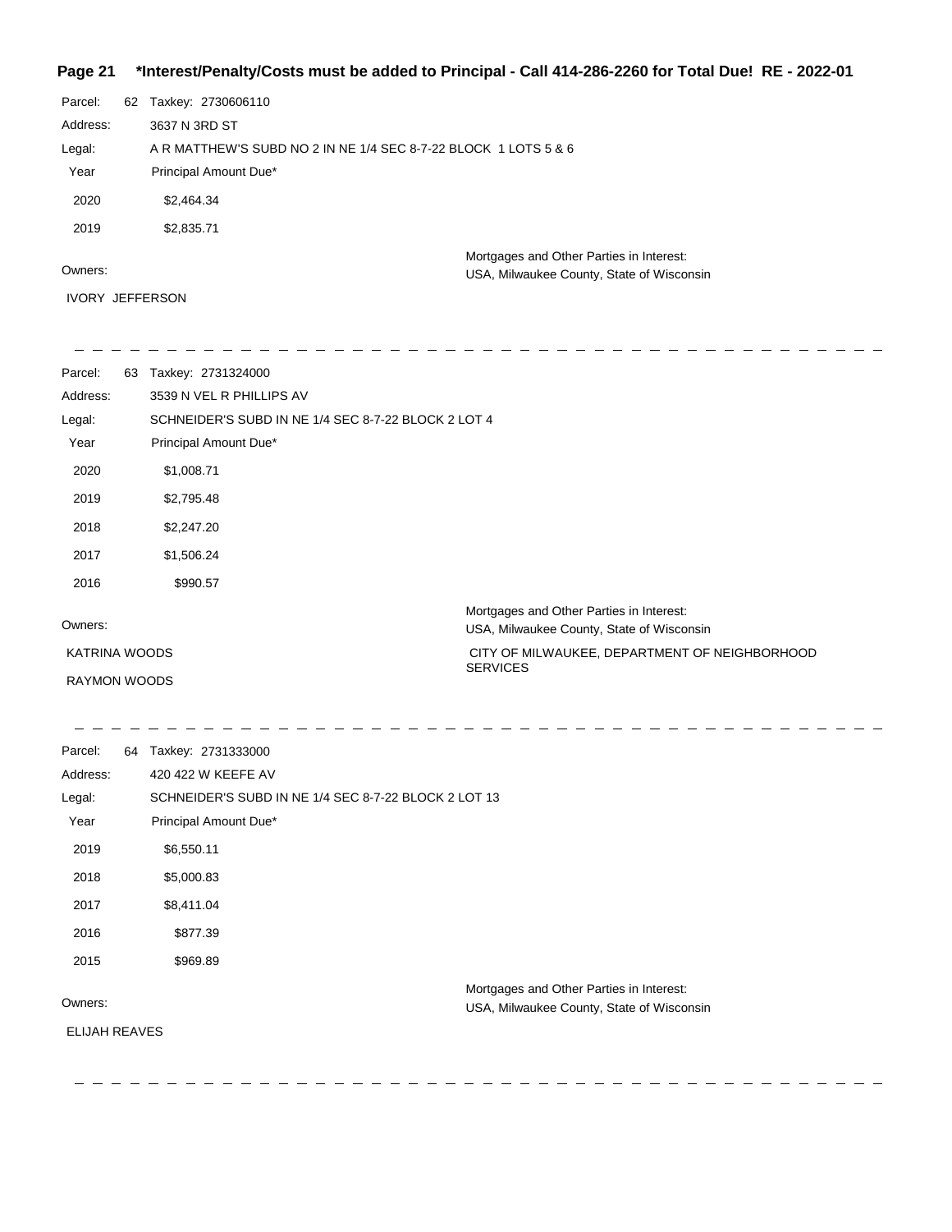**\*Interest/Penalty/Costs must be added to Principal - Call 414-286-2260 for Total Due! RE - 2022-01**

Parcel: 62 Taxkey: 2730606110

Address: 3637 N 3RD ST

Legal: A R MATTHEW'S SUBD NO 2 IN NE 1/4 SEC 8-7-22 BLOCK 1 LOTS 5 & 6

| Year | Principal Amount Due* |
|---|---|
| 2020 | $2,464.34 |
| 2019 | $2,835.71 |

Owners:

IVORY JEFFERSON

Mortgages and Other Parties in Interest:

USA, Milwaukee County, State of Wisconsin

---

Parcel: 63 Taxkey: 2731324000

Address: 3539 N VEL R PHILLIPS AV

Legal: SCHNEIDER'S SUBD IN NE 1/4 SEC 8-7-22 BLOCK 2 LOT 4

| Year | Principal Amount Due* |
|---|---|
| 2020 | $1,008.71 |
| 2019 | $2,795.48 |
| 2018 | $2,247.20 |
| 2017 | $1,506.24 |
| 2016 | $990.57 |

Owners:

KATRINA WOODS

RAYMON WOODS

Mortgages and Other Parties in Interest:

USA, Milwaukee County, State of Wisconsin

CITY OF MILWAUKEE, DEPARTMENT OF NEIGHBORHOOD SERVICES

---

Parcel: 64 Taxkey: 2731333000

Address: 420 422 W KEEFE AV

Legal: SCHNEIDER'S SUBD IN NE 1/4 SEC 8-7-22 BLOCK 2 LOT 13

| Year | Principal Amount Due* |
|---|---|
| 2019 | $6,550.11 |
| 2018 | $5,000.83 |
| 2017 | $8,411.04 |
| 2016 | $877.39 |
| 2015 | $969.89 |

Owners:

ELIJAH REAVES

Mortgages and Other Parties in Interest:

USA, Milwaukee County, State of Wisconsin

---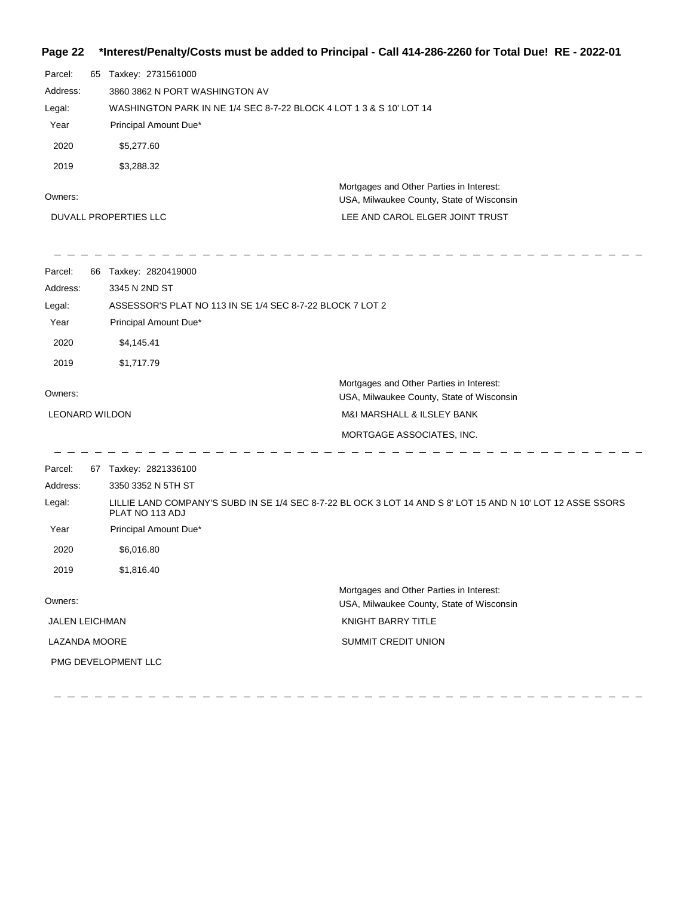**Page 22 \*Interest/Penalty/Costs must be added to Principal - Call 414-286-2260 for Total Due! RE - 2022-01**

**Parcel:** 65 Taxkey: 2731561000

**Address:** 3860 3862 N PORT WASHINGTON AV

**Legal:** WASHINGTON PARK IN NE 1/4 SEC 8-7-22 BLOCK 4 LOT 1 3 & S 10' LOT 14

| Year | Principal Amount Due* |
| --- | --- |
| 2020 | $5,277.60 |
| 2019 | $3,288.32 |

| Owners: | Mortgages and Other Parties in Interest: USA, Milwaukee County, State of Wisconsin |
| --- | --- |
| DUVALL PROPERTIES LLC | LEE AND CAROL ELGER JOINT TRUST |

---

**Parcel:** 66 Taxkey: 2820419000

**Address:** 3345 N 2ND ST

**Legal:** ASSESSOR'S PLAT NO 113 IN SE 1/4 SEC 8-7-22 BLOCK 7 LOT 2

| Year | Principal Amount Due* |
| --- | --- |
| 2020 | $4,145.41 |
| 2019 | $1,717.79 |

| Owners: | Mortgages and Other Parties in Interest: USA, Milwaukee County, State of Wisconsin |
| --- | --- |
| LEONARD WILDON | M&I MARSHALL & ILSLEY BANK |
| | MORTGAGE ASSOCIATES, INC. |

---

**Parcel:** 67 Taxkey: 2821336100

**Address:** 3350 3352 N 5TH ST

**Legal:** LILLIE LAND COMPANY'S SUBD IN SE 1/4 SEC 8-7-22 BL OCK 3 LOT 14 AND S 8' LOT 15 AND N 10' LOT 12 ASSE SSORS PLAT NO 113 ADJ

| Year | Principal Amount Due* |
| --- | --- |
| 2020 | $6,016.80 |
| 2019 | $1,816.40 |

| Owners: | Mortgages and Other Parties in Interest: USA, Milwaukee County, State of Wisconsin |
| --- | --- |
| JALEN LEICHMAN | KNIGHT BARRY TITLE |
| LAZANDA MOORE | SUMMIT CREDIT UNION |
| PMG DEVELOPMENT LLC | |

---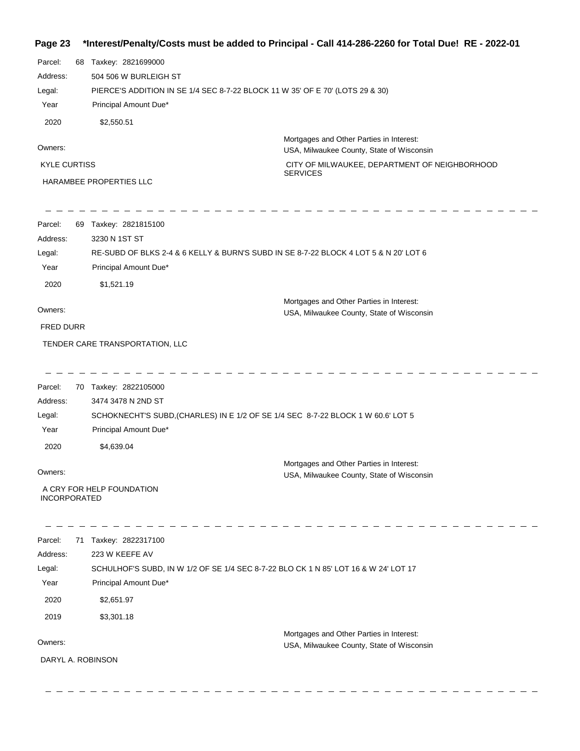**\*Interest/Penalty/Costs must be added to Principal - Call 414-286-2260 for Total Due! RE - 2022-01**

Parcel: 68 Taxkey: 2821699000

Address: 504 506 W BURLEIGH ST

Legal: PIERCE'S ADDITION IN SE 1/4 SEC 8-7-22 BLOCK 11 W 35' OF E 70' (LOTS 29 & 30)

| Year | Principal Amount Due* |
|---|---|
| 2020 | $2,550.51 |

Owners:

KYLE CURTISS

HARAMBEE PROPERTIES LLC

Mortgages and Other Parties in Interest:

USA, Milwaukee County, State of Wisconsin

CITY OF MILWAUKEE, DEPARTMENT OF NEIGHBORHOOD SERVICES

---

Parcel: 69 Taxkey: 2821815100

Address: 3230 N 1ST ST

Legal: RE-SUBD OF BLKS 2-4 & 6 KELLY & BURN'S SUBD IN SE 8-7-22 BLOCK 4 LOT 5 & N 20' LOT 6

| Year | Principal Amount Due* |
|---|---|
| 2020 | $1,521.19 |

Owners:

FRED DURR

TENDER CARE TRANSPORTATION, LLC

Mortgages and Other Parties in Interest:

USA, Milwaukee County, State of Wisconsin

---

Parcel: 70 Taxkey: 2822105000

Address: 3474 3478 N 2ND ST

Legal: SCHOKNECHT'S SUBD,(CHARLES) IN E 1/2 OF SE 1/4 SEC 8-7-22 BLOCK 1 W 60.6' LOT 5

| Year | Principal Amount Due* |
|---|---|
| 2020 | $4,639.04 |

Owners:

A CRY FOR HELP FOUNDATION INCORPORATED

Mortgages and Other Parties in Interest:

USA, Milwaukee County, State of Wisconsin

---

Parcel: 71 Taxkey: 2822317100

Address: 223 W KEEFE AV

Legal: SCHULHOF'S SUBD, IN W 1/2 OF SE 1/4 SEC 8-7-22 BLO CK 1 N 85' LOT 16 & W 24' LOT 17

| Year | Principal Amount Due* |
|---|---|
| 2020 | $2,651.97 |
| 2019 | $3,301.18 |

Owners:

DARYL A. ROBINSON

Mortgages and Other Parties in Interest:

USA, Milwaukee County, State of Wisconsin

---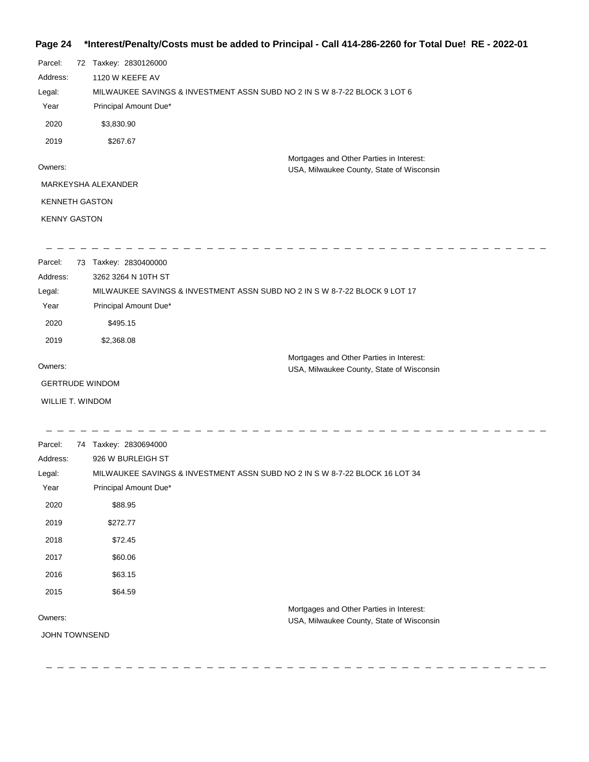**\*Interest/Penalty/Costs must be added to Principal - Call 414-286-2260 for Total Due! RE - 2022-01**

Parcel: 72 Taxkey: 2830126000

Address: 1120 W KEEFE AV

Legal: MILWAUKEE SAVINGS & INVESTMENT ASSN SUBD NO 2 IN S W 8-7-22 BLOCK 3 LOT 6

| Year | Principal Amount Due* |
|---|---|
| 2020 | $3,830.90 |
| 2019 | $267.67 |

Owners:

MARKEYSHA ALEXANDER

KENNETH GASTON

KENNY GASTON

Mortgages and Other Parties in Interest:
USA, Milwaukee County, State of Wisconsin

---

Parcel: 73 Taxkey: 2830400000

Address: 3262 3264 N 10TH ST

Legal: MILWAUKEE SAVINGS & INVESTMENT ASSN SUBD NO 2 IN S W 8-7-22 BLOCK 9 LOT 17

| Year | Principal Amount Due* |
|---|---|
| 2020 | $495.15 |
| 2019 | $2,368.08 |

Owners:

GERTRUDE WINDOM

WILLIE T. WINDOM

Mortgages and Other Parties in Interest:
USA, Milwaukee County, State of Wisconsin

---

Parcel: 74 Taxkey: 2830694000

Address: 926 W BURLEIGH ST

Legal: MILWAUKEE SAVINGS & INVESTMENT ASSN SUBD NO 2 IN S W 8-7-22 BLOCK 16 LOT 34

| Year | Principal Amount Due* |
|---|---|
| 2020 | $88.95 |
| 2019 | $272.77 |
| 2018 | $72.45 |
| 2017 | $60.06 |
| 2016 | $63.15 |
| 2015 | $64.59 |

Owners:

JOHN TOWNSEND

Mortgages and Other Parties in Interest:
USA, Milwaukee County, State of Wisconsin

---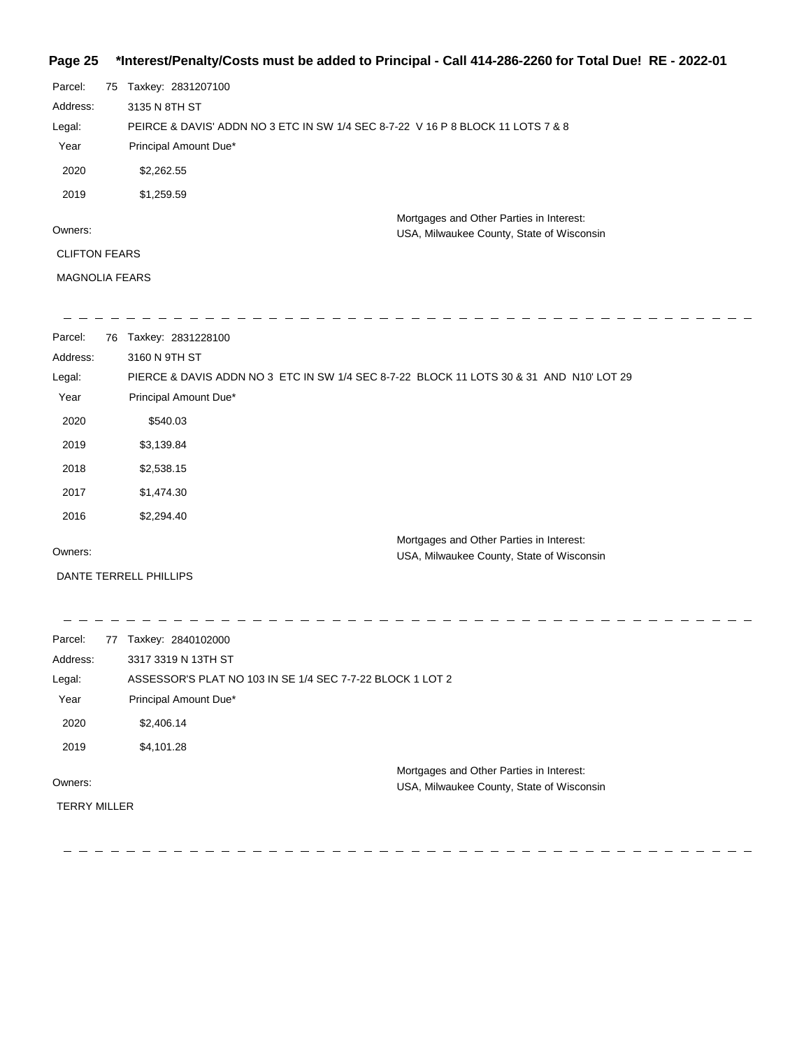**Page 25 \*Interest/Penalty/Costs must be added to Principal - Call 414-286-2260 for Total Due! RE - 2022-01**

Parcel: 75 Taxkey: 2831207100

Address: 3135 N 8TH ST

Legal: PEIRCE & DAVIS' ADDN NO 3 ETC IN SW 1/4 SEC 8-7-22 V 16 P 8 BLOCK 11 LOTS 7 & 8

| Year | Principal Amount Due* |
|---|---|
| 2020 | $2,262.55 |
| 2019 | $1,259.59 |

Owners:

CLIFTON FEARS

MAGNOLIA FEARS

Mortgages and Other Parties in Interest:
USA, Milwaukee County, State of Wisconsin

---

Parcel: 76 Taxkey: 2831228100

Address: 3160 N 9TH ST

Legal: PIERCE & DAVIS ADDN NO 3 ETC IN SW 1/4 SEC 8-7-22 BLOCK 11 LOTS 30 & 31 AND N10' LOT 29

| Year | Principal Amount Due* |
|---|---|
| 2020 | $540.03 |
| 2019 | $3,139.84 |
| 2018 | $2,538.15 |
| 2017 | $1,474.30 |
| 2016 | $2,294.40 |

Owners:

DANTE TERRELL PHILLIPS

Mortgages and Other Parties in Interest:
USA, Milwaukee County, State of Wisconsin

---

Parcel: 77 Taxkey: 2840102000

Address: 3317 3319 N 13TH ST

Legal: ASSESSOR'S PLAT NO 103 IN SE 1/4 SEC 7-7-22 BLOCK 1 LOT 2

| Year | Principal Amount Due* |
|---|---|
| 2020 | $2,406.14 |
| 2019 | $4,101.28 |

Owners:

TERRY MILLER

Mortgages and Other Parties in Interest:
USA, Milwaukee County, State of Wisconsin

---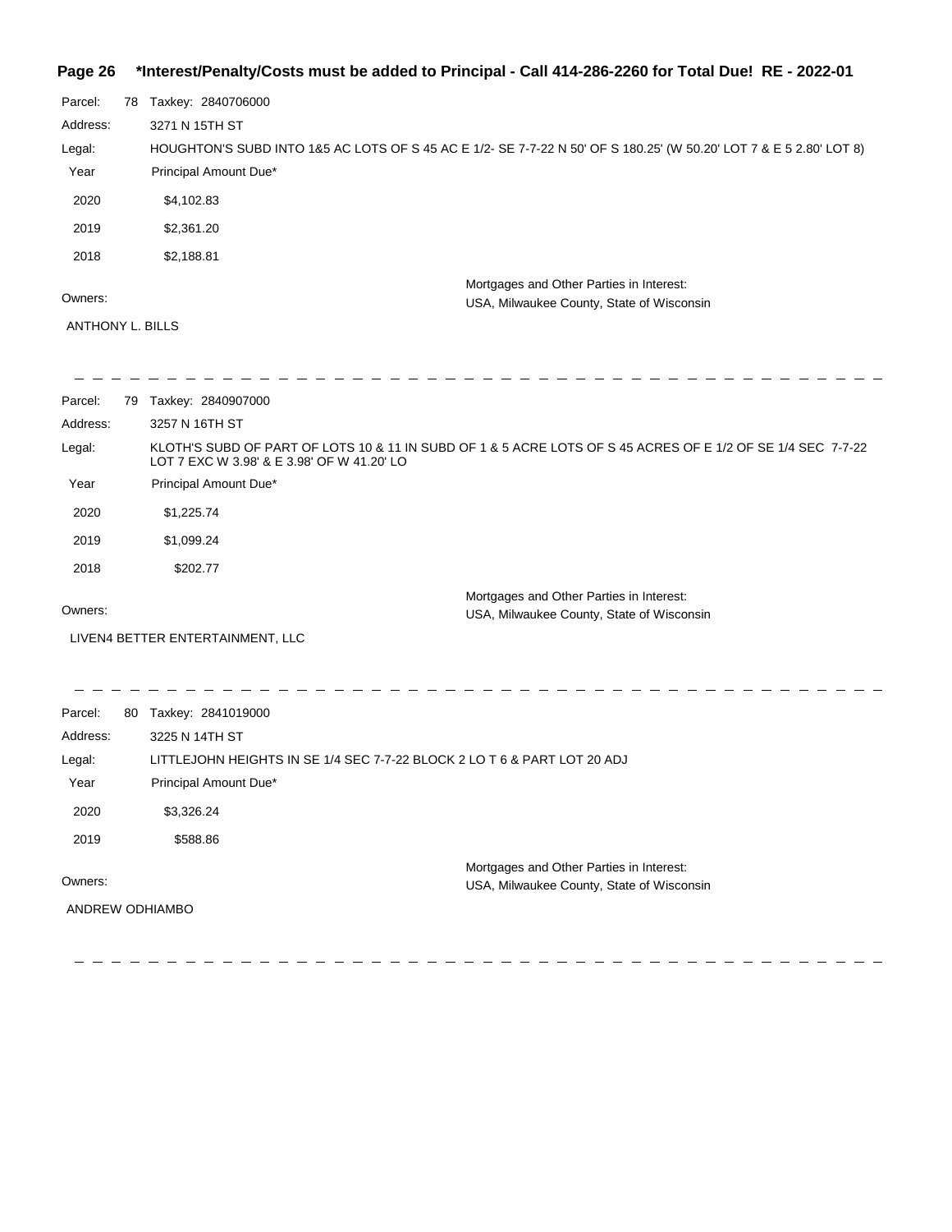Parcel: 78 Taxkey: 2840706000

Address: 3271 N 15TH ST

Legal: HOUGHTON'S SUBD INTO 1&5 AC LOTS OF S 45 AC E 1/2- SE 7-7-22 N 50' OF S 180.25' (W 50.20' LOT 7 & E 5 2.80' LOT 8)

| Year | Principal Amount Due* |
|---|---|
| 2020 | $4,102.83 |
| 2019 | $2,361.20 |
| 2018 | $2,188.81 |

Owners:

ANTHONY L. BILLS

Mortgages and Other Parties in Interest:
USA, Milwaukee County, State of Wisconsin

---

Parcel: 79 Taxkey: 2840907000

Address: 3257 N 16TH ST

Legal: KLOTH'S SUBD OF PART OF LOTS 10 & 11 IN SUBD OF 1 & 5 ACRE LOTS OF S 45 ACRES OF E 1/2 OF SE 1/4 SEC 7-7-22 LOT 7 EXC W 3.98' & E 3.98' OF W 41.20' LO

| Year | Principal Amount Due* |
|---|---|
| 2020 | $1,225.74 |
| 2019 | $1,099.24 |
| 2018 | $202.77 |

Owners:

LIVEN4 BETTER ENTERTAINMENT, LLC

Mortgages and Other Parties in Interest:
USA, Milwaukee County, State of Wisconsin

---

Parcel: 80 Taxkey: 2841019000

Address: 3225 N 14TH ST

Legal: LITTLEJOHN HEIGHTS IN SE 1/4 SEC 7-7-22 BLOCK 2 LO T 6 & PART LOT 20 ADJ

| Year | Principal Amount Due* |
|---|---|
| 2020 | $3,326.24 |
| 2019 | $588.86 |

Owners:

ANDREW ODHIAMBO

Mortgages and Other Parties in Interest:
USA, Milwaukee County, State of Wisconsin

---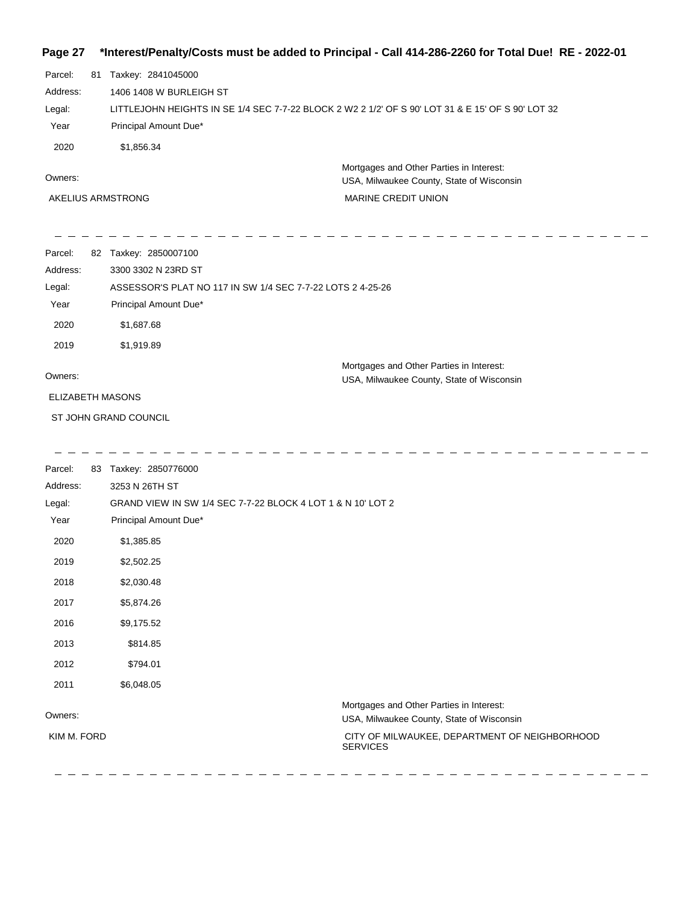**Page 27 \*Interest/Penalty/Costs must be added to Principal - Call 414-286-2260 for Total Due! RE - 2022-01**

Parcel: 81 Taxkey: 2841045000

Address: 1406 1408 W BURLEIGH ST

Legal: LITTLEJOHN HEIGHTS IN SE 1/4 SEC 7-7-22 BLOCK 2 W2 2 1/2' OF S 90' LOT 31 & E 15' OF S 90' LOT 32

| Year | Principal Amount Due* |
|---|---|
| 2020 | $1,856.34 |

Owners:

AKELIUS ARMSTRONG

Mortgages and Other Parties in Interest:
USA, Milwaukee County, State of Wisconsin
MARINE CREDIT UNION

---

Parcel: 82 Taxkey: 2850007100

Address: 3300 3302 N 23RD ST

Legal: ASSESSOR'S PLAT NO 117 IN SW 1/4 SEC 7-7-22 LOTS 2 4-25-26

| Year | Principal Amount Due* |
|---|---|
| 2020 | $1,687.68 |
| 2019 | $1,919.89 |

Owners:

ELIZABETH MASONS

ST JOHN GRAND COUNCIL

Mortgages and Other Parties in Interest:
USA, Milwaukee County, State of Wisconsin

---

Parcel: 83 Taxkey: 2850776000

Address: 3253 N 26TH ST

Legal: GRAND VIEW IN SW 1/4 SEC 7-7-22 BLOCK 4 LOT 1 & N 10' LOT 2

| Year | Principal Amount Due* |
|---|---|
| 2020 | $1,385.85 |
| 2019 | $2,502.25 |
| 2018 | $2,030.48 |
| 2017 | $5,874.26 |
| 2016 | $9,175.52 |
| 2013 | $814.85 |
| 2012 | $794.01 |
| 2011 | $6,048.05 |

Owners:

KIM M. FORD

Mortgages and Other Parties in Interest:
USA, Milwaukee County, State of Wisconsin
CITY OF MILWAUKEE, DEPARTMENT OF NEIGHBORHOOD SERVICES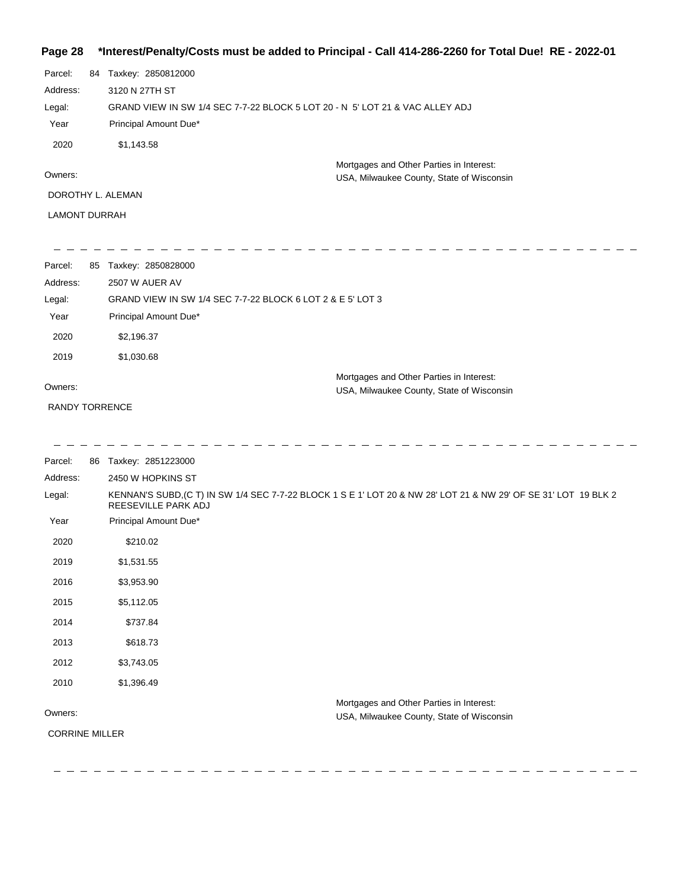**\*Interest/Penalty/Costs must be added to Principal - Call 414-286-2260 for Total Due! RE - 2022-01**

Parcel: 84 Taxkey: 2850812000

Address: 3120 N 27TH ST

Legal: GRAND VIEW IN SW 1/4 SEC 7-7-22 BLOCK 5 LOT 20 - N 5' LOT 21 & VAC ALLEY ADJ

| Year | Principal Amount Due* |
| --- | --- |
| 2020 | $1,143.58 |

Owners:

DOROTHY L. ALEMAN

LAMONT DURRAH

Mortgages and Other Parties in Interest:
USA, Milwaukee County, State of Wisconsin

---

Parcel: 85 Taxkey: 2850828000

Address: 2507 W AUER AV

Legal: GRAND VIEW IN SW 1/4 SEC 7-7-22 BLOCK 6 LOT 2 & E 5' LOT 3

| Year | Principal Amount Due* |
| --- | --- |
| 2020 | $2,196.37 |
| 2019 | $1,030.68 |

Owners:

RANDY TORRENCE

Mortgages and Other Parties in Interest:
USA, Milwaukee County, State of Wisconsin

---

Parcel: 86 Taxkey: 2851223000

Address: 2450 W HOPKINS ST

Legal: KENNAN'S SUBD,(C T) IN SW 1/4 SEC 7-7-22 BLOCK 1 S E 1' LOT 20 & NW 28' LOT 21 & NW 29' OF SE 31' LOT 19 BLK 2 REESEVILLE PARK ADJ

| Year | Principal Amount Due* |
| --- | --- |
| 2020 | $210.02 |
| 2019 | $1,531.55 |
| 2016 | $3,953.90 |
| 2015 | $5,112.05 |
| 2014 | $737.84 |
| 2013 | $618.73 |
| 2012 | $3,743.05 |
| 2010 | $1,396.49 |

Owners:

CORRINE MILLER

Mortgages and Other Parties in Interest:
USA, Milwaukee County, State of Wisconsin

---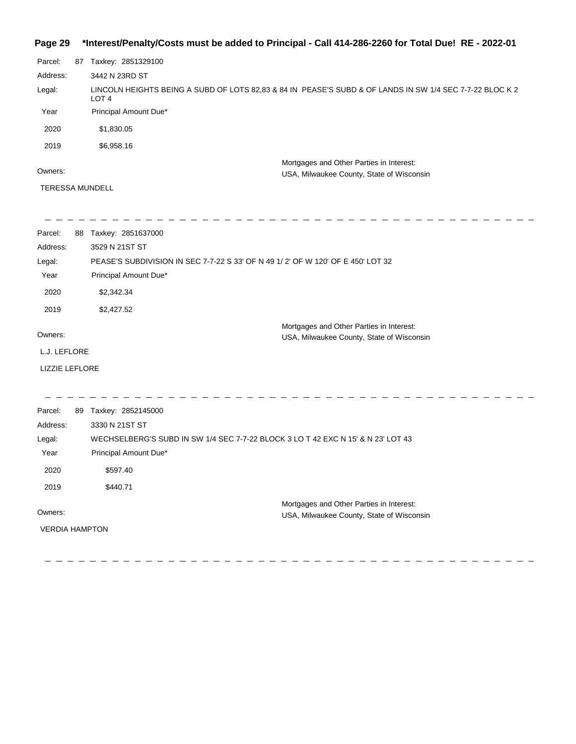**Page 29 \*Interest/Penalty/Costs must be added to Principal - Call 414-286-2260 for Total Due! RE - 2022-01**

Parcel: 87 Taxkey: 2851329100

Address: 3442 N 23RD ST

Legal: LINCOLN HEIGHTS BEING A SUBD OF LOTS 82,83 & 84 IN PEASE'S SUBD & OF LANDS IN SW 1/4 SEC 7-7-22 BLOC K 2 LOT 4

| Year | Principal Amount Due* |
|---|---|
| 2020 | $1,830.05 |
| 2019 | $6,958.16 |

Owners:

TERESSA MUNDELL

Mortgages and Other Parties in Interest:
USA, Milwaukee County, State of Wisconsin

---

Parcel: 88 Taxkey: 2851637000

Address: 3529 N 21ST ST

Legal: PEASE'S SUBDIVISION IN SEC 7-7-22 S 33' OF N 49 1/ 2' OF W 120' OF E 450' LOT 32

| Year | Principal Amount Due* |
|---|---|
| 2020 | $2,342.34 |
| 2019 | $2,427.52 |

Owners:

L.J. LEFLORE

LIZZIE LEFLORE

Mortgages and Other Parties in Interest:
USA, Milwaukee County, State of Wisconsin

---

Parcel: 89 Taxkey: 2852145000

Address: 3330 N 21ST ST

Legal: WECHSELBERG'S SUBD IN SW 1/4 SEC 7-7-22 BLOCK 3 LO T 42 EXC N 15' & N 23' LOT 43

| Year | Principal Amount Due* |
|---|---|
| 2020 | $597.40 |
| 2019 | $440.71 |

Owners:

VERDIA HAMPTON

Mortgages and Other Parties in Interest:
USA, Milwaukee County, State of Wisconsin

---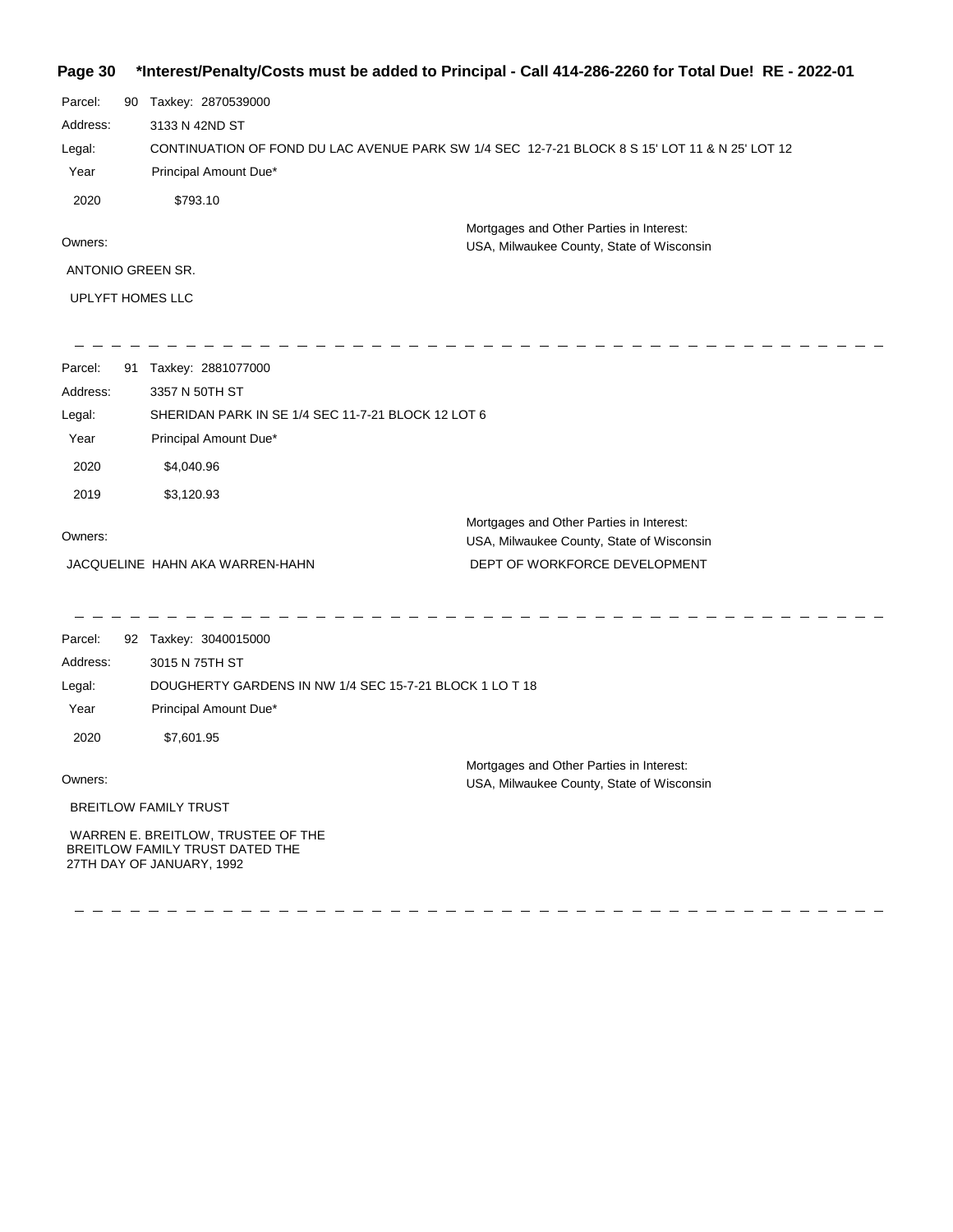**\*Interest/Penalty/Costs must be added to Principal - Call 414-286-2260 for Total Due! RE - 2022-01**

Parcel: 90 Taxkey: 2870539000

Address: 3133 N 42ND ST

Legal: CONTINUATION OF FOND DU LAC AVENUE PARK SW 1/4 SEC 12-7-21 BLOCK 8 S 15' LOT 11 & N 25' LOT 12

| Year | Principal Amount Due* |
|---|---|
| 2020 | $793.10 |

Owners:

ANTONIO GREEN SR.

UPLYFT HOMES LLC

Mortgages and Other Parties in Interest:
USA, Milwaukee County, State of Wisconsin

---

Parcel: 91 Taxkey: 2881077000

Address: 3357 N 50TH ST

Legal: SHERIDAN PARK IN SE 1/4 SEC 11-7-21 BLOCK 12 LOT 6

| Year | Principal Amount Due* |
|---|---|
| 2020 | $4,040.96 |
| 2019 | $3,120.93 |

Owners:

JACQUELINE HAHN AKA WARREN-HAHN

Mortgages and Other Parties in Interest:
USA, Milwaukee County, State of Wisconsin
DEPT OF WORKFORCE DEVELOPMENT

---

Parcel: 92 Taxkey: 3040015000

Address: 3015 N 75TH ST

Legal: DOUGHERTY GARDENS IN NW 1/4 SEC 15-7-21 BLOCK 1 LO T 18

| Year | Principal Amount Due* |
|---|---|
| 2020 | $7,601.95 |

Owners:

BREITLOW FAMILY TRUST

WARREN E. BREITLOW, TRUSTEE OF THE BREITLOW FAMILY TRUST DATED THE 27TH DAY OF JANUARY, 1992

Mortgages and Other Parties in Interest:
USA, Milwaukee County, State of Wisconsin

---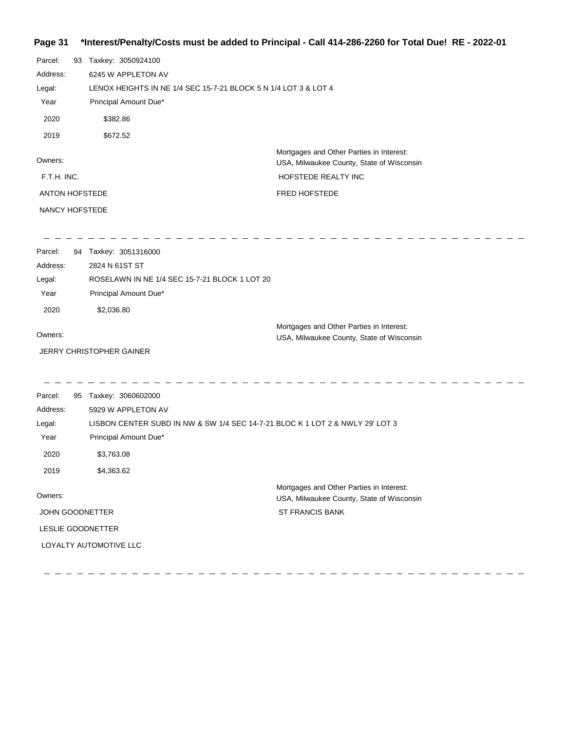**Page 31 \*Interest/Penalty/Costs must be added to Principal - Call 414-286-2260 for Total Due! RE - 2022-01**

Parcel: 93 Taxkey: 3050924100
Address: 6245 W APPLETON AV
Legal: LENOX HEIGHTS IN NE 1/4 SEC 15-7-21 BLOCK 5 N 1/4 LOT 3 & LOT 4

| Year | Principal Amount Due* |
|---|---|
| 2020 | $382.86 |
| 2019 | $672.52 |

Owners:
- F.T.H. INC.
- ANTON HOFSTEDE
- NANCY HOFSTEDE

Mortgages and Other Parties in Interest:
USA, Milwaukee County, State of Wisconsin
- HOFSTEDE REALTY INC
- FRED HOFSTEDE

---

Parcel: 94 Taxkey: 3051316000
Address: 2824 N 61ST ST
Legal: ROSELAWN IN NE 1/4 SEC 15-7-21 BLOCK 1 LOT 20

| Year | Principal Amount Due* |
|---|---|
| 2020 | $2,036.80 |

Owners:
- JERRY CHRISTOPHER GAINER

Mortgages and Other Parties in Interest:
USA, Milwaukee County, State of Wisconsin

---

Parcel: 95 Taxkey: 3060602000
Address: 5929 W APPLETON AV
Legal: LISBON CENTER SUBD IN NW & SW 1/4 SEC 14-7-21 BLOC K 1 LOT 2 & NWLY 29' LOT 3

| Year | Principal Amount Due* |
|---|---|
| 2020 | $3,763.08 |
| 2019 | $4,363.62 |

Owners:
- JOHN GOODNETTER
- LESLIE GOODNETTER
- LOYALTY AUTOMOTIVE LLC

Mortgages and Other Parties in Interest:
USA, Milwaukee County, State of Wisconsin
- ST FRANCIS BANK

---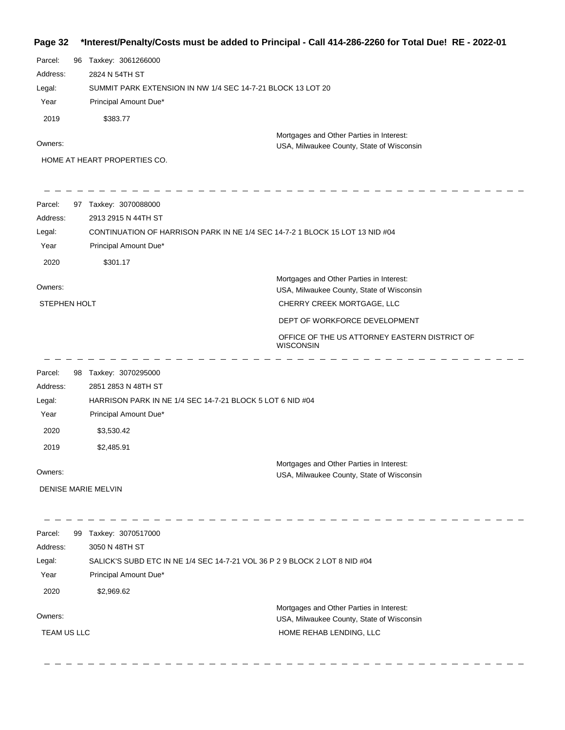**\*Interest/Penalty/Costs must be added to Principal - Call 414-286-2260 for Total Due! RE - 2022-01**

Parcel: 96 Taxkey: 3061266000
Address: 2824 N 54TH ST
Legal: SUMMIT PARK EXTENSION IN NW 1/4 SEC 14-7-21 BLOCK 13 LOT 20

| Year | Principal Amount Due* |
|---|---|
| 2019 | $383.77 |

Owners: HOME AT HEART PROPERTIES CO.

Mortgages and Other Parties in Interest: USA, Milwaukee County, State of Wisconsin

---

Parcel: 97 Taxkey: 3070088000
Address: 2913 2915 N 44TH ST
Legal: CONTINUATION OF HARRISON PARK IN NE 1/4 SEC 14-7-2 1 BLOCK 15 LOT 13 NID #04

| Year | Principal Amount Due* |
|---|---|
| 2020 | $301.17 |

Owners: STEPHEN HOLT

Mortgages and Other Parties in Interest: USA, Milwaukee County, State of Wisconsin
CHERRY CREEK MORTGAGE, LLC
DEPT OF WORKFORCE DEVELOPMENT
OFFICE OF THE US ATTORNEY EASTERN DISTRICT OF WISCONSIN

---

Parcel: 98 Taxkey: 3070295000
Address: 2851 2853 N 48TH ST
Legal: HARRISON PARK IN NE 1/4 SEC 14-7-21 BLOCK 5 LOT 6 NID #04

| Year | Principal Amount Due* |
|---|---|
| 2020 | $3,530.42 |
| 2019 | $2,485.91 |

Owners: DENISE MARIE MELVIN

Mortgages and Other Parties in Interest: USA, Milwaukee County, State of Wisconsin

---

Parcel: 99 Taxkey: 3070517000
Address: 3050 N 48TH ST
Legal: SALICK'S SUBD ETC IN NE 1/4 SEC 14-7-21 VOL 36 P 2 9 BLOCK 2 LOT 8 NID #04

| Year | Principal Amount Due* |
|---|---|
| 2020 | $2,969.62 |

Owners: TEAM US LLC

Mortgages and Other Parties in Interest: USA, Milwaukee County, State of Wisconsin
HOME REHAB LENDING, LLC

---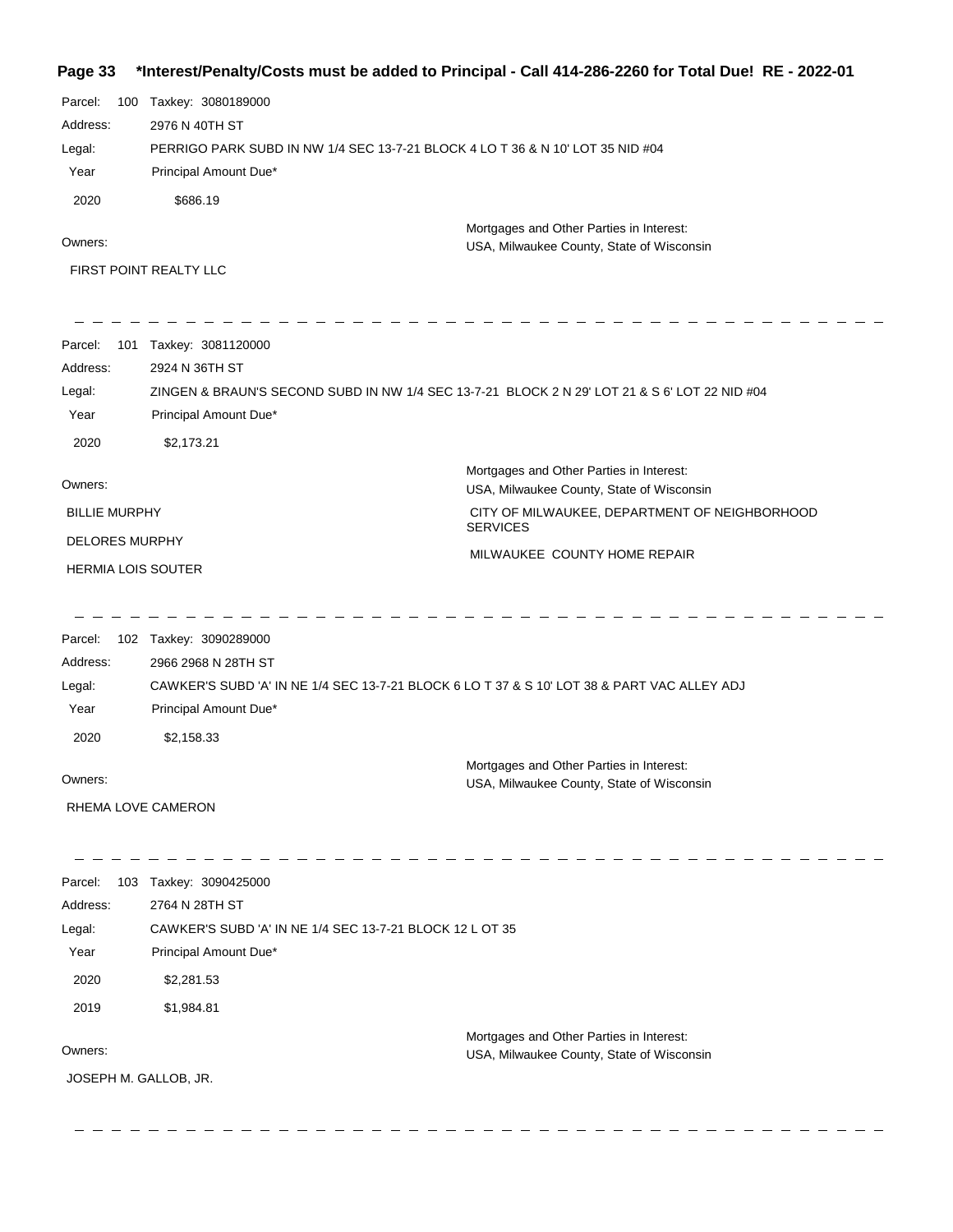**Interest/Penalty/Costs must be added to Principal - Call 414-286-2260 for Total Due! RE - 2022-01**

Parcel: 100 Taxkey: 3080189000

Address: 2976 N 40TH ST

Legal: PERRIGO PARK SUBD IN NW 1/4 SEC 13-7-21 BLOCK 4 LO T 36 & N 10' LOT 35 NID #04

| Year | Principal Amount Due* |
| --- | --- |
| 2020 | $686.19 |

Owners:

FIRST POINT REALTY LLC

Mortgages and Other Parties in Interest:

USA, Milwaukee County, State of Wisconsin

---

Parcel: 101 Taxkey: 3081120000

Address: 2924 N 36TH ST

Legal: ZINGEN & BRAUN'S SECOND SUBD IN NW 1/4 SEC 13-7-21 BLOCK 2 N 29' LOT 21 & S 6' LOT 22 NID #04

| Year | Principal Amount Due* |
| --- | --- |
| 2020 | $2,173.21 |

Owners:

BILLIE MURPHY

DELORES MURPHY

HERMIA LOIS SOUTER

Mortgages and Other Parties in Interest:

USA, Milwaukee County, State of Wisconsin

CITY OF MILWAUKEE, DEPARTMENT OF NEIGHBORHOOD SERVICES

MILWAUKEE COUNTY HOME REPAIR

---

Parcel: 102 Taxkey: 3090289000

Address: 2966 2968 N 28TH ST

Legal: CAWKER'S SUBD 'A' IN NE 1/4 SEC 13-7-21 BLOCK 6 LO T 37 & S 10' LOT 38 & PART VAC ALLEY ADJ

| Year | Principal Amount Due* |
| --- | --- |
| 2020 | $2,158.33 |

Owners:

RHEMA LOVE CAMERON

Mortgages and Other Parties in Interest:

USA, Milwaukee County, State of Wisconsin

---

Parcel: 103 Taxkey: 3090425000

Address: 2764 N 28TH ST

Legal: CAWKER'S SUBD 'A' IN NE 1/4 SEC 13-7-21 BLOCK 12 L OT 35

| Year | Principal Amount Due* |
| --- | --- |
| 2020 | $2,281.53 |
| 2019 | $1,984.81 |

Owners:

JOSEPH M. GALLOB, JR.

Mortgages and Other Parties in Interest:

USA, Milwaukee County, State of Wisconsin

---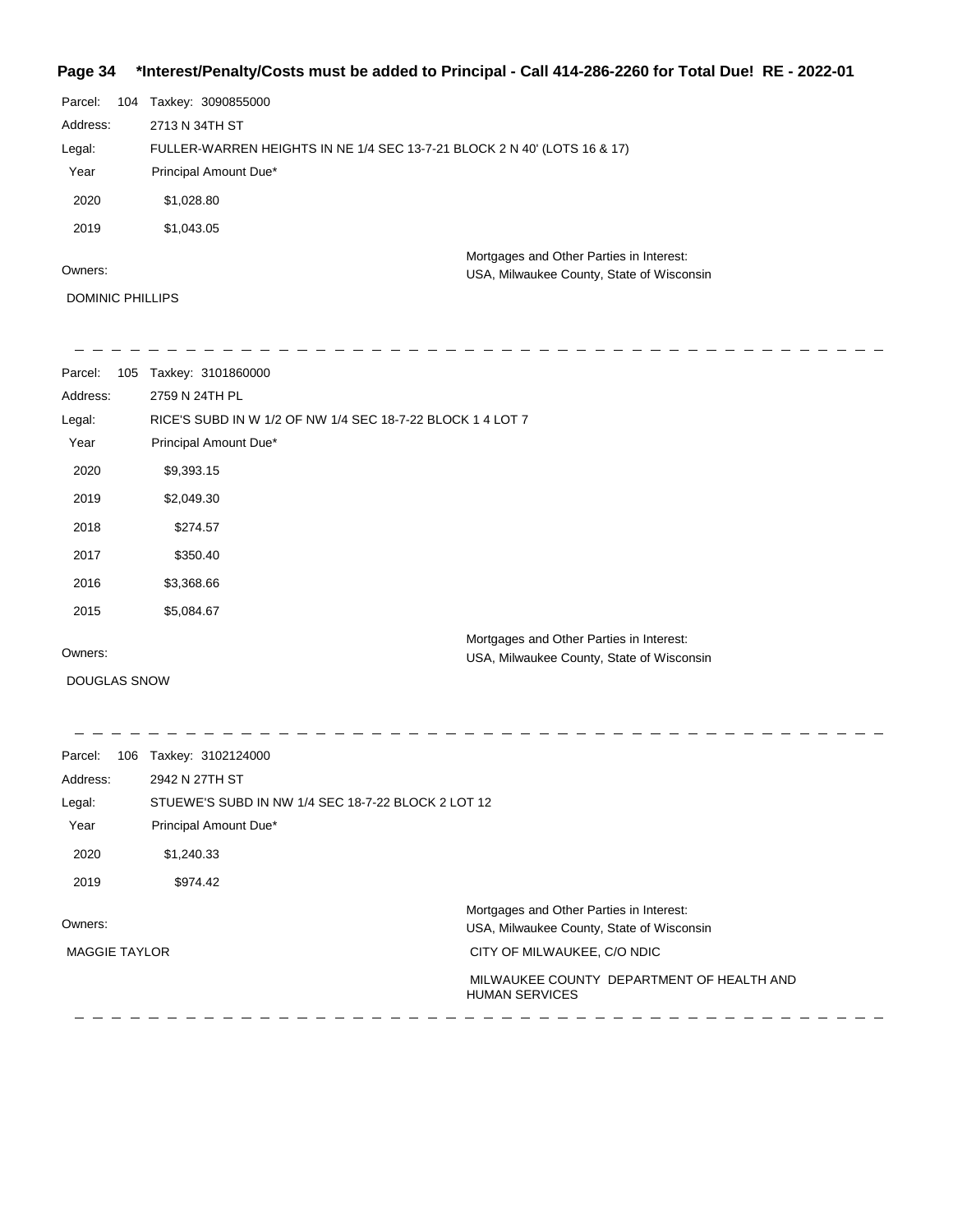**\*Interest/Penalty/Costs must be added to Principal - Call 414-286-2260 for Total Due! RE - 2022-01**

Parcel: 104 Taxkey: 3090855000

Address: 2713 N 34TH ST

Legal: FULLER-WARREN HEIGHTS IN NE 1/4 SEC 13-7-21 BLOCK 2 N 40' (LOTS 16 & 17)

| Year | Principal Amount Due* |
|---|---|
| 2020 | $1,028.80 |
| 2019 | $1,043.05 |

Owners:

DOMINIC PHILLIPS

Mortgages and Other Parties in Interest:

USA, Milwaukee County, State of Wisconsin

---

Parcel: 105 Taxkey: 3101860000

Address: 2759 N 24TH PL

Legal: RICE'S SUBD IN W 1/2 OF NW 1/4 SEC 18-7-22 BLOCK 1 4 LOT 7

| Year | Principal Amount Due* |
|---|---|
| 2020 | $9,393.15 |
| 2019 | $2,049.30 |
| 2018 | $274.57 |
| 2017 | $350.40 |
| 2016 | $3,368.66 |
| 2015 | $5,084.67 |

Owners:

DOUGLAS SNOW

Mortgages and Other Parties in Interest:

USA, Milwaukee County, State of Wisconsin

---

Parcel: 106 Taxkey: 3102124000

Address: 2942 N 27TH ST

Legal: STUEWE'S SUBD IN NW 1/4 SEC 18-7-22 BLOCK 2 LOT 12

| Year | Principal Amount Due* |
|---|---|
| 2020 | $1,240.33 |
| 2019 | $974.42 |

Owners:

MAGGIE TAYLOR

Mortgages and Other Parties in Interest:

USA, Milwaukee County, State of Wisconsin

CITY OF MILWAUKEE, C/O NDIC

MILWAUKEE COUNTY DEPARTMENT OF HEALTH AND HUMAN SERVICES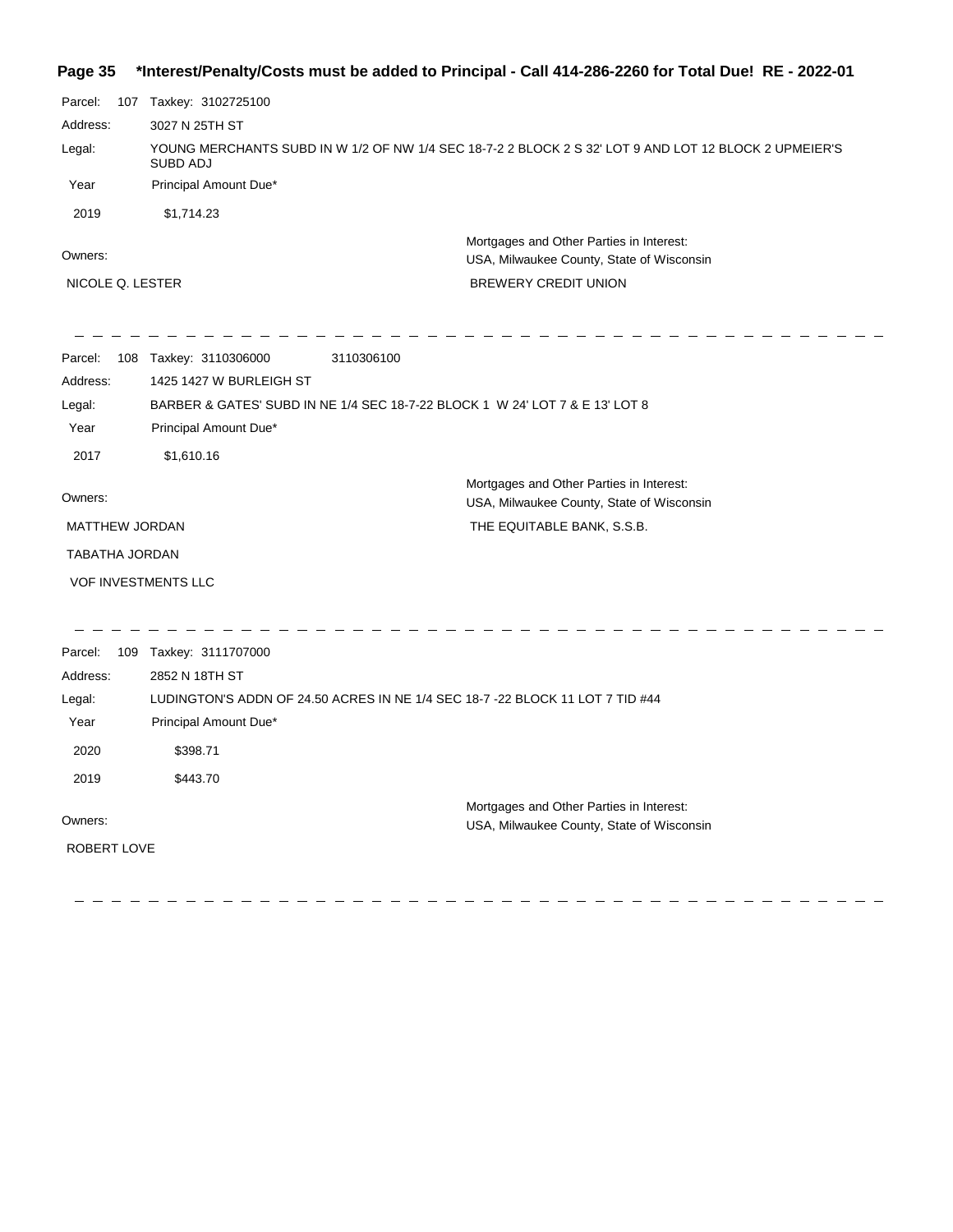**\*Interest/Penalty/Costs must be added to Principal - Call 414-286-2260 for Total Due! RE - 2022-01**

Parcel: 107 Taxkey: 3102725100

Address: 3027 N 25TH ST

Legal: YOUNG MERCHANTS SUBD IN W 1/2 OF NW 1/4 SEC 18-7-2 2 BLOCK 2 S 32' LOT 9 AND LOT 12 BLOCK 2 UPMEIER'S SUBD ADJ

| Year | Principal Amount Due* |
|---|---|
| 2019 | $1,714.23 |

Owners:

NICOLE Q. LESTER

Mortgages and Other Parties in Interest:
USA, Milwaukee County, State of Wisconsin
BREWERY CREDIT UNION

---

Parcel: 108 Taxkey: 3110306000 3110306100

Address: 1425 1427 W BURLEIGH ST

Legal: BARBER & GATES' SUBD IN NE 1/4 SEC 18-7-22 BLOCK 1 W 24' LOT 7 & E 13' LOT 8

| Year | Principal Amount Due* |
|---|---|
| 2017 | $1,610.16 |

Owners:

MATTHEW JORDAN

TABATHA JORDAN

VOF INVESTMENTS LLC

Mortgages and Other Parties in Interest:
USA, Milwaukee County, State of Wisconsin
THE EQUITABLE BANK, S.S.B.

---

Parcel: 109 Taxkey: 3111707000

Address: 2852 N 18TH ST

Legal: LUDINGTON'S ADDN OF 24.50 ACRES IN NE 1/4 SEC 18-7 -22 BLOCK 11 LOT 7 TID #44

| Year | Principal Amount Due* |
|---|---|
| 2020 | $398.71 |
| 2019 | $443.70 |

Owners:

ROBERT LOVE

Mortgages and Other Parties in Interest:
USA, Milwaukee County, State of Wisconsin

---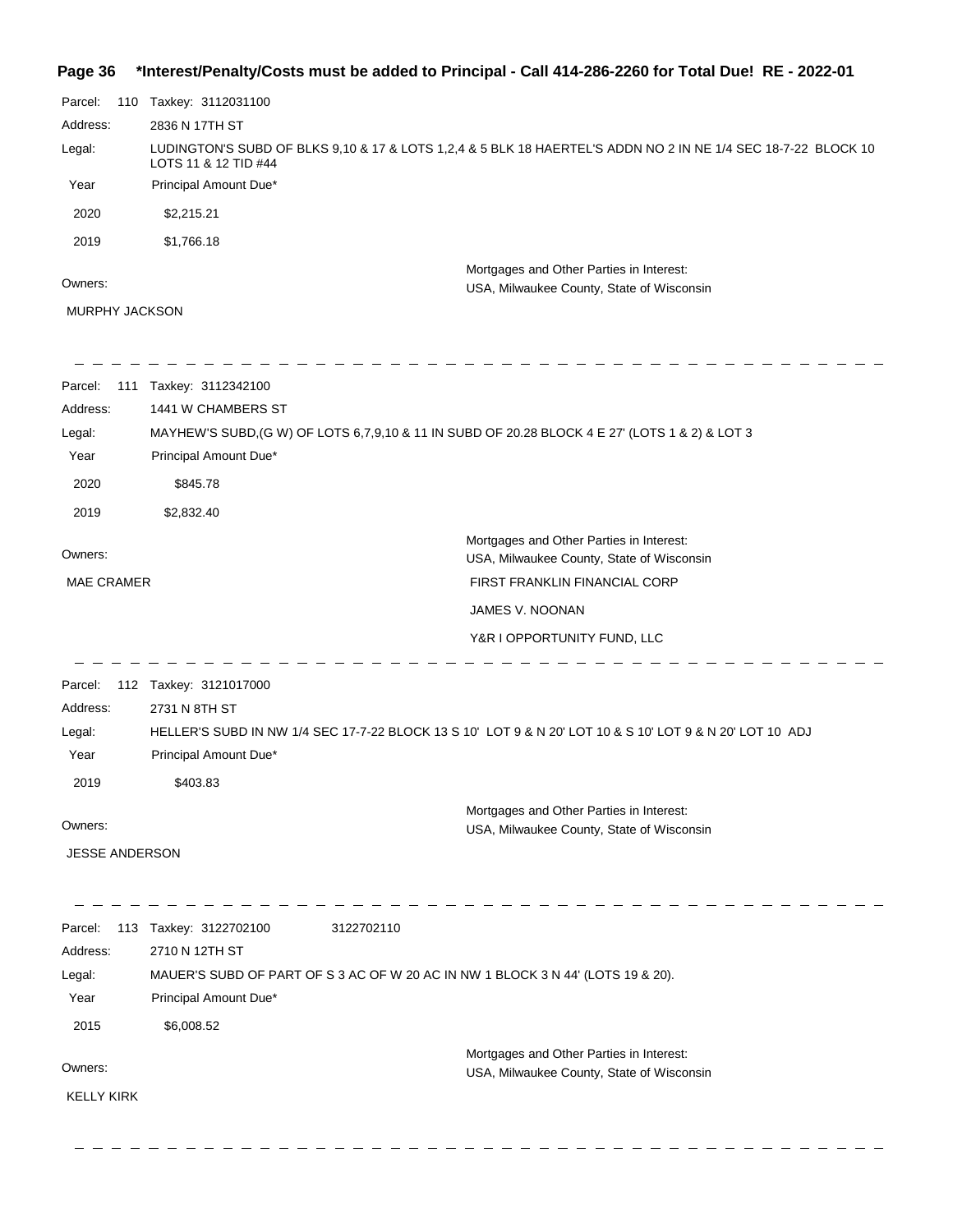**\*Interest/Penalty/Costs must be added to Principal - Call 414-286-2260 for Total Due! RE - 2022-01**

Parcel: 110 Taxkey: 3112031100

Address: 2836 N 17TH ST

Legal: LUDINGTON'S SUBD OF BLKS 9,10 & 17 & LOTS 1,2,4 & 5 BLK 18 HAERTEL'S ADDN NO 2 IN NE 1/4 SEC 18-7-22 BLOCK 10 LOTS 11 & 12 TID #44

| Year | Principal Amount Due* |
|---|---|
| 2020 | $2,215.21 |
| 2019 | $1,766.18 |

Owners:
MURPHY JACKSON

Mortgages and Other Parties in Interest:
USA, Milwaukee County, State of Wisconsin

---

Parcel: 111 Taxkey: 3112342100

Address: 1441 W CHAMBERS ST

Legal: MAYHEW'S SUBD,(G W) OF LOTS 6,7,9,10 & 11 IN SUBD OF 20.28 BLOCK 4 E 27' (LOTS 1 & 2) & LOT 3

| Year | Principal Amount Due* |
|---|---|
| 2020 | $845.78 |
| 2019 | $2,832.40 |

Owners:
MAE CRAMER

Mortgages and Other Parties in Interest:
USA, Milwaukee County, State of Wisconsin
FIRST FRANKLIN FINANCIAL CORP
JAMES V. NOONAN
Y&R I OPPORTUNITY FUND, LLC

---

Parcel: 112 Taxkey: 3121017000

Address: 2731 N 8TH ST

Legal: HELLER'S SUBD IN NW 1/4 SEC 17-7-22 BLOCK 13 S 10' LOT 9 & N 20' LOT 10 & S 10' LOT 9 & N 20' LOT 10 ADJ

| Year | Principal Amount Due* |
|---|---|
| 2019 | $403.83 |

Owners:
JESSE ANDERSON

Mortgages and Other Parties in Interest:
USA, Milwaukee County, State of Wisconsin

---

Parcel: 113 Taxkey: 3122702100 3122702110

Address: 2710 N 12TH ST

Legal: MAUER'S SUBD OF PART OF S 3 AC OF W 20 AC IN NW 1 BLOCK 3 N 44' (LOTS 19 & 20).

| Year | Principal Amount Due* |
|---|---|
| 2015 | $6,008.52 |

Owners:
KELLY KIRK

Mortgages and Other Parties in Interest:
USA, Milwaukee County, State of Wisconsin

---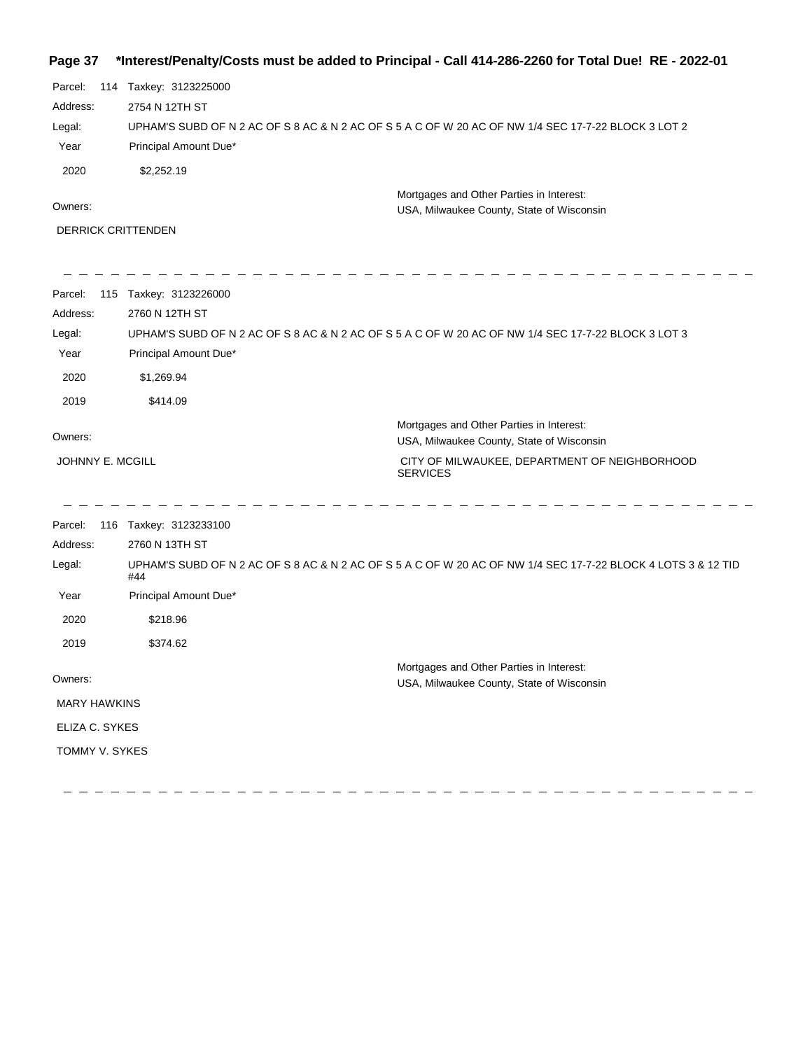**\*Interest/Penalty/Costs must be added to Principal - Call 414-286-2260 for Total Due! RE - 2022-01**

Parcel: 114 Taxkey: 3123225000

Address: 2754 N 12TH ST

Legal: UPHAM'S SUBD OF N 2 AC OF S 8 AC & N 2 AC OF S 5 A C OF W 20 AC OF NW 1/4 SEC 17-7-22 BLOCK 3 LOT 2

| Year | Principal Amount Due* |
| --- | --- |
| 2020 | $2,252.19 |

Owners:

DERRICK CRITTENDEN

Mortgages and Other Parties in Interest:

USA, Milwaukee County, State of Wisconsin

---

Parcel: 115 Taxkey: 3123226000

Address: 2760 N 12TH ST

Legal: UPHAM'S SUBD OF N 2 AC OF S 8 AC & N 2 AC OF S 5 A C OF W 20 AC OF NW 1/4 SEC 17-7-22 BLOCK 3 LOT 3

| Year | Principal Amount Due* |
| --- | --- |
| 2020 | $1,269.94 |
| 2019 | $414.09 |

Owners:

JOHNNY E. MCGILL

Mortgages and Other Parties in Interest:

USA, Milwaukee County, State of Wisconsin

CITY OF MILWAUKEE, DEPARTMENT OF NEIGHBORHOOD SERVICES

---

Parcel: 116 Taxkey: 3123233100

Address: 2760 N 13TH ST

Legal: UPHAM'S SUBD OF N 2 AC OF S 8 AC & N 2 AC OF S 5 A C OF W 20 AC OF NW 1/4 SEC 17-7-22 BLOCK 4 LOTS 3 & 12 TID #44

| Year | Principal Amount Due* |
| --- | --- |
| 2020 | $218.96 |
| 2019 | $374.62 |

Owners:

MARY HAWKINS

ELIZA C. SYKES

TOMMY V. SYKES

Mortgages and Other Parties in Interest:

USA, Milwaukee County, State of Wisconsin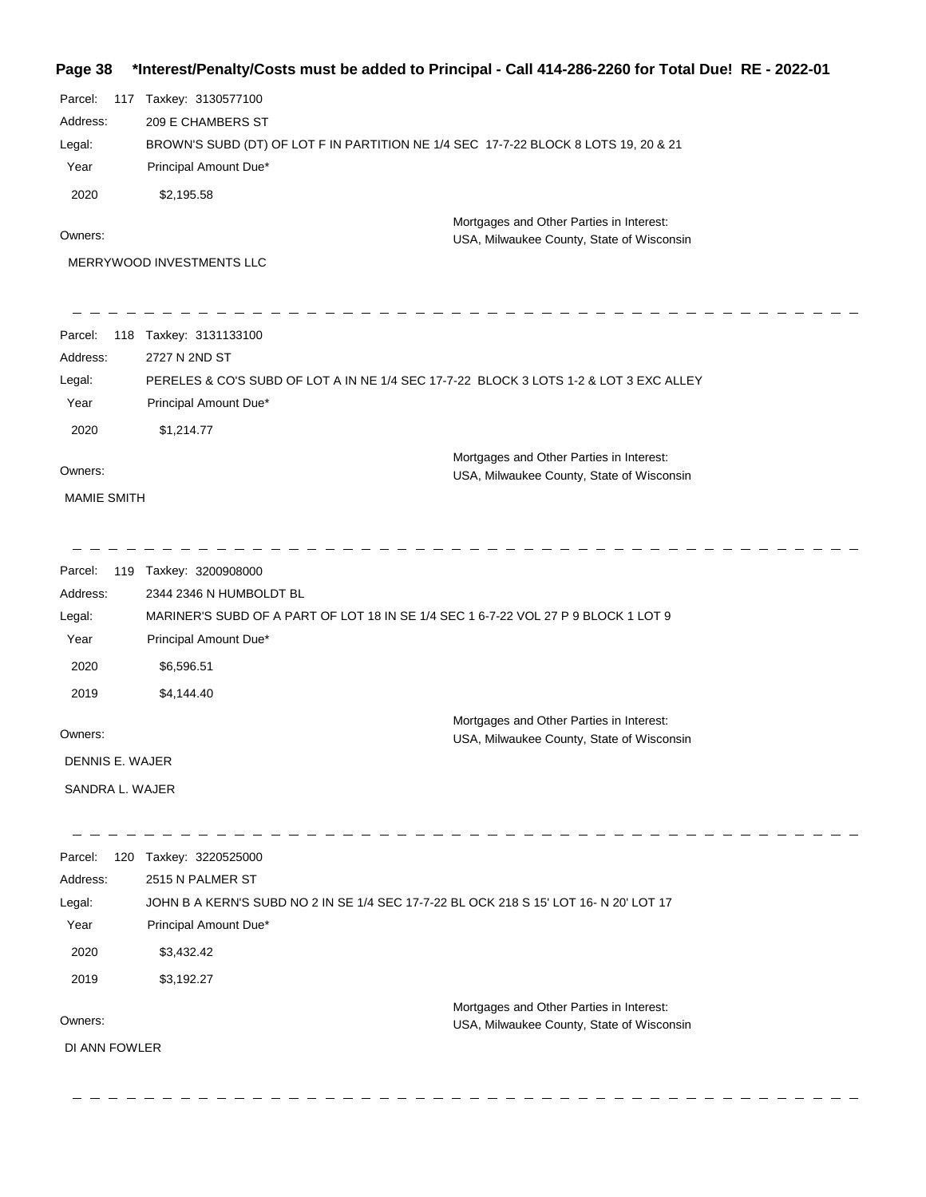Parcel: 117 Taxkey: 3130577100

Address: 209 E CHAMBERS ST

Legal: BROWN'S SUBD (DT) OF LOT F IN PARTITION NE 1/4 SEC 17-7-22 BLOCK 8 LOTS 19, 20 & 21

| Year | Principal Amount Due* |
|---|---|
| 2020 | $2,195.58 |

Owners:

MERRYWOOD INVESTMENTS LLC

Mortgages and Other Parties in Interest:
USA, Milwaukee County, State of Wisconsin

---

Parcel: 118 Taxkey: 3131133100

Address: 2727 N 2ND ST

Legal: PERELES & CO'S SUBD OF LOT A IN NE 1/4 SEC 17-7-22 BLOCK 3 LOTS 1-2 & LOT 3 EXC ALLEY

| Year | Principal Amount Due* |
|---|---|
| 2020 | $1,214.77 |

Owners:

MAMIE SMITH

Mortgages and Other Parties in Interest:
USA, Milwaukee County, State of Wisconsin

---

Parcel: 119 Taxkey: 3200908000

Address: 2344 2346 N HUMBOLDT BL

Legal: MARINER'S SUBD OF A PART OF LOT 18 IN SE 1/4 SEC 1 6-7-22 VOL 27 P 9 BLOCK 1 LOT 9

| Year | Principal Amount Due* |
|---|---|
| 2020 | $6,596.51 |
| 2019 | $4,144.40 |

Owners:

DENNIS E. WAJER

SANDRA L. WAJER

Mortgages and Other Parties in Interest:
USA, Milwaukee County, State of Wisconsin

---

Parcel: 120 Taxkey: 3220525000

Address: 2515 N PALMER ST

Legal: JOHN B A KERN'S SUBD NO 2 IN SE 1/4 SEC 17-7-22 BL OCK 218 S 15' LOT 16- N 20' LOT 17

| Year | Principal Amount Due* |
|---|---|
| 2020 | $3,432.42 |
| 2019 | $3,192.27 |

Owners:

DI ANN FOWLER

Mortgages and Other Parties in Interest:
USA, Milwaukee County, State of Wisconsin

---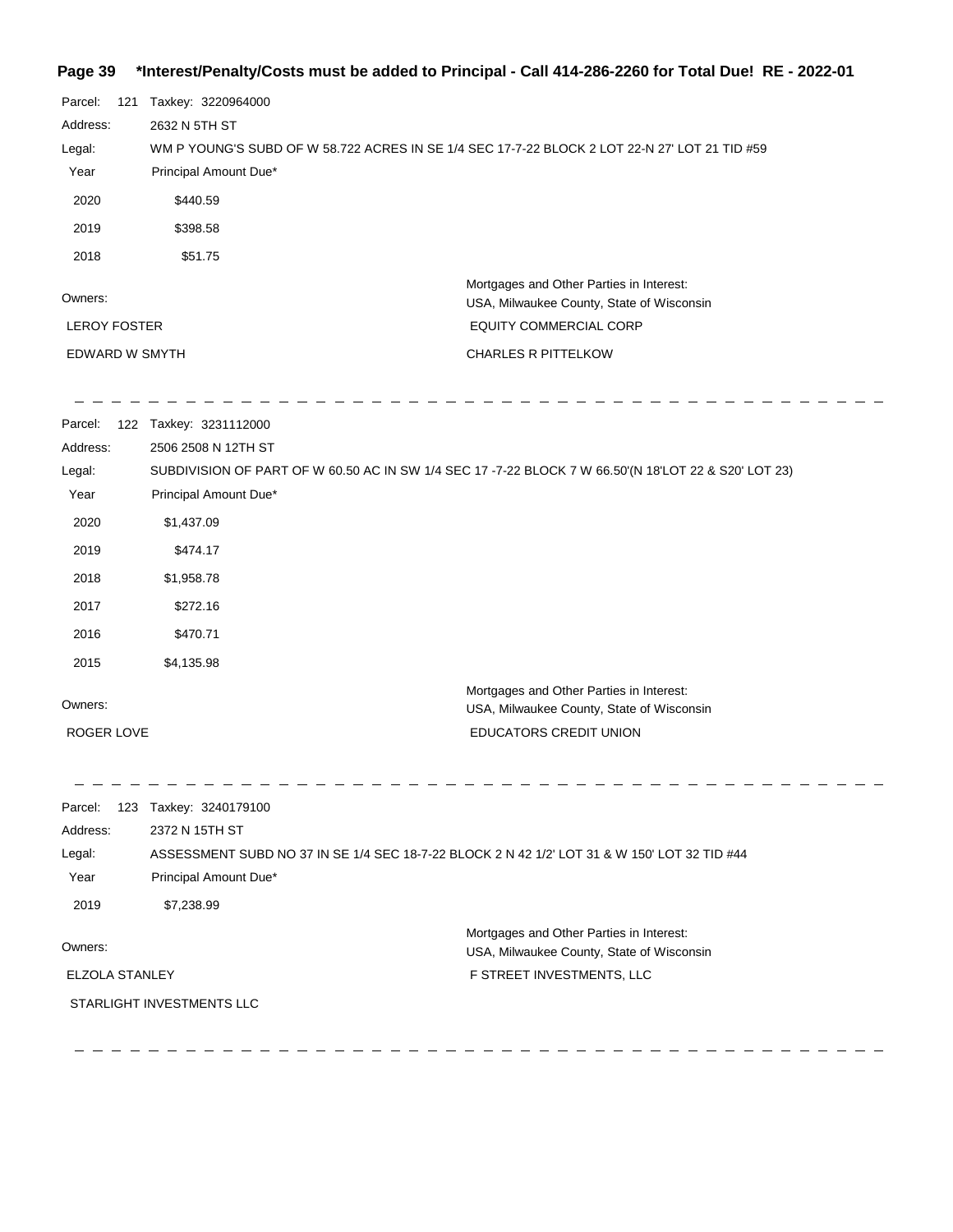**Page 39 \*Interest/Penalty/Costs must be added to Principal - Call 414-286-2260 for Total Due! RE - 2022-01**

Parcel: 121 Taxkey: 3220964000

Address: 2632 N 5TH ST

Legal: WM P YOUNG'S SUBD OF W 58.722 ACRES IN SE 1/4 SEC 17-7-22 BLOCK 2 LOT 22-N 27' LOT 21 TID #59

| Year | Principal Amount Due* |
|---|---|
| 2020 | $440.59 |
| 2019 | $398.58 |
| 2018 | $51.75 |

Owners:
LEROY FOSTER
EDWARD W SMYTH

Mortgages and Other Parties in Interest:
USA, Milwaukee County, State of Wisconsin
EQUITY COMMERCIAL CORP
CHARLES R PITTELKOW

---

Parcel: 122 Taxkey: 3231112000

Address: 2506 2508 N 12TH ST

Legal: SUBDIVISION OF PART OF W 60.50 AC IN SW 1/4 SEC 17 -7-22 BLOCK 7 W 66.50'(N 18'LOT 22 & S20' LOT 23)

| Year | Principal Amount Due* |
|---|---|
| 2020 | $1,437.09 |
| 2019 | $474.17 |
| 2018 | $1,958.78 |
| 2017 | $272.16 |
| 2016 | $470.71 |
| 2015 | $4,135.98 |

Owners:
ROGER LOVE

Mortgages and Other Parties in Interest:
USA, Milwaukee County, State of Wisconsin
EDUCATORS CREDIT UNION

---

Parcel: 123 Taxkey: 3240179100

Address: 2372 N 15TH ST

Legal: ASSESSMENT SUBD NO 37 IN SE 1/4 SEC 18-7-22 BLOCK 2 N 42 1/2' LOT 31 & W 150' LOT 32 TID #44

| Year | Principal Amount Due* |
|---|---|
| 2019 | $7,238.99 |

Owners:
ELZOLA STANLEY
STARLIGHT INVESTMENTS LLC

Mortgages and Other Parties in Interest:
USA, Milwaukee County, State of Wisconsin
F STREET INVESTMENTS, LLC

---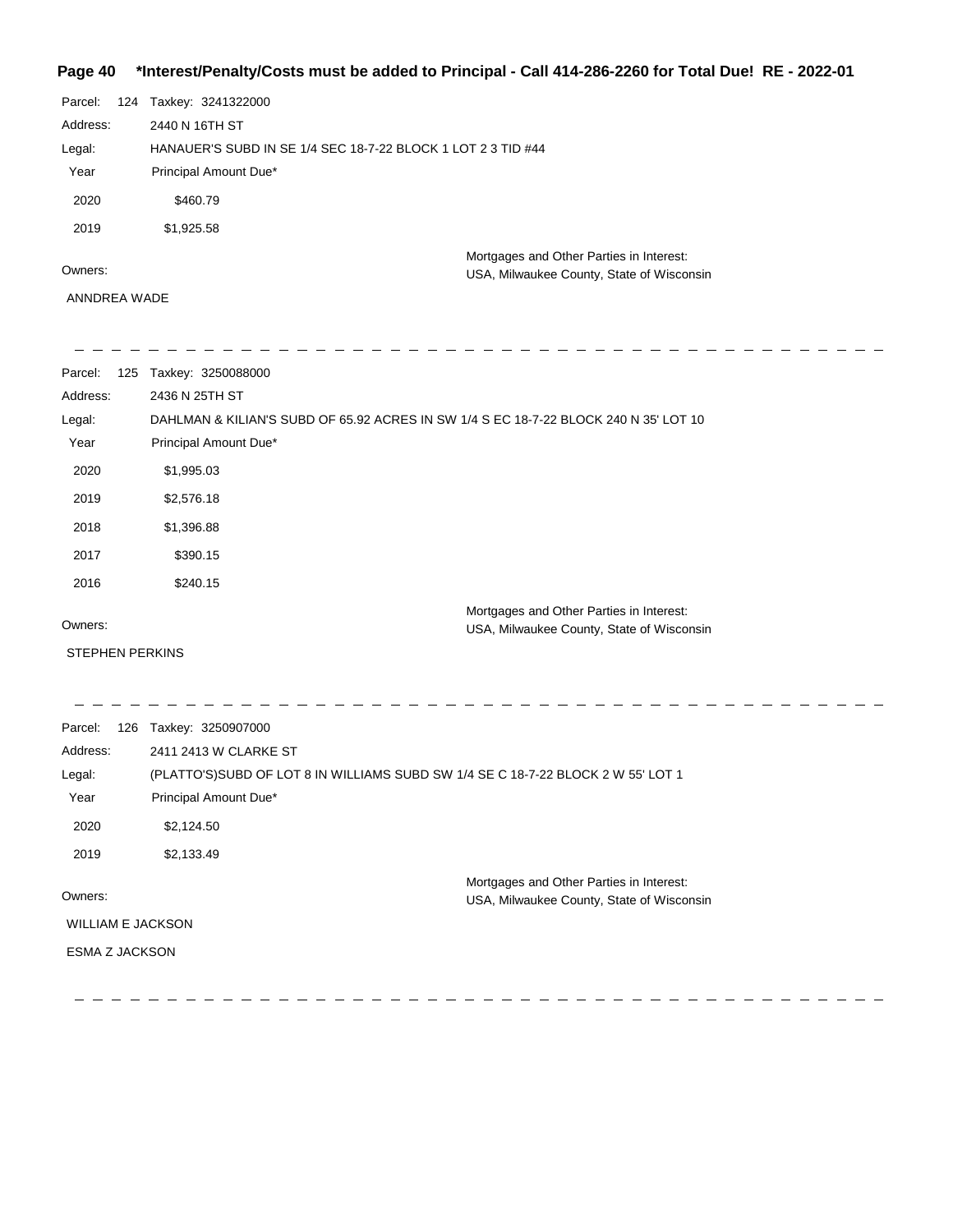**Page 40 \*Interest/Penalty/Costs must be added to Principal - Call 414-286-2260 for Total Due! RE - 2022-01**

Parcel: 124 Taxkey: 3241322000

Address: 2440 N 16TH ST

Legal: HANAUER'S SUBD IN SE 1/4 SEC 18-7-22 BLOCK 1 LOT 2 3 TID #44

| Year | Principal Amount Due* |
|---|---|
| 2020 | $460.79 |
| 2019 | $1,925.58 |

Owners:

ANNDREA WADE

Mortgages and Other Parties in Interest:
USA, Milwaukee County, State of Wisconsin

---

Parcel: 125 Taxkey: 3250088000

Address: 2436 N 25TH ST

Legal: DAHLMAN & KILIAN'S SUBD OF 65.92 ACRES IN SW 1/4 S EC 18-7-22 BLOCK 240 N 35' LOT 10

| Year | Principal Amount Due* |
|---|---|
| 2020 | $1,995.03 |
| 2019 | $2,576.18 |
| 2018 | $1,396.88 |
| 2017 | $390.15 |
| 2016 | $240.15 |

Owners:

STEPHEN PERKINS

Mortgages and Other Parties in Interest:
USA, Milwaukee County, State of Wisconsin

---

Parcel: 126 Taxkey: 3250907000

Address: 2411 2413 W CLARKE ST

Legal: (PLATTO'S)SUBD OF LOT 8 IN WILLIAMS SUBD SW 1/4 SE C 18-7-22 BLOCK 2 W 55' LOT 1

| Year | Principal Amount Due* |
|---|---|
| 2020 | $2,124.50 |
| 2019 | $2,133.49 |

Owners:

WILLIAM E JACKSON

ESMA Z JACKSON

Mortgages and Other Parties in Interest:
USA, Milwaukee County, State of Wisconsin

---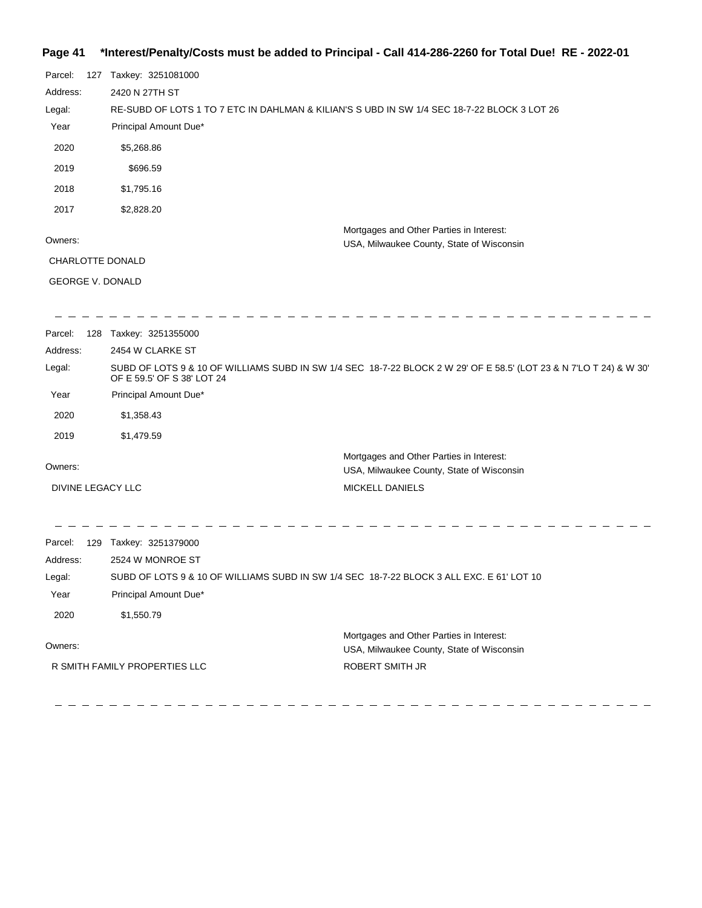**\*Interest/Penalty/Costs must be added to Principal - Call 414-286-2260 for Total Due! RE - 2022-01**

Parcel: 127 Taxkey: 3251081000

Address: 2420 N 27TH ST

Legal: RE-SUBD OF LOTS 1 TO 7 ETC IN DAHLMAN & KILIAN'S S UBD IN SW 1/4 SEC 18-7-22 BLOCK 3 LOT 26

| Year | Principal Amount Due* |
|---|---|
| 2020 | $5,268.86 |
| 2019 | $696.59 |
| 2018 | $1,795.16 |
| 2017 | $2,828.20 |

Owners:

CHARLOTTE DONALD

GEORGE V. DONALD

Mortgages and Other Parties in Interest:

USA, Milwaukee County, State of Wisconsin

---

Parcel: 128 Taxkey: 3251355000

Address: 2454 W CLARKE ST

Legal: SUBD OF LOTS 9 & 10 OF WILLIAMS SUBD IN SW 1/4 SEC 18-7-22 BLOCK 2 W 29' OF E 58.5' (LOT 23 & N 7'LO T 24) & W 30' OF E 59.5' OF S 38' LOT 24

| Year | Principal Amount Due* |
|---|---|
| 2020 | $1,358.43 |
| 2019 | $1,479.59 |

Owners:

DIVINE LEGACY LLC

Mortgages and Other Parties in Interest:

USA, Milwaukee County, State of Wisconsin

MICKELL DANIELS

---

Parcel: 129 Taxkey: 3251379000

Address: 2524 W MONROE ST

Legal: SUBD OF LOTS 9 & 10 OF WILLIAMS SUBD IN SW 1/4 SEC 18-7-22 BLOCK 3 ALL EXC. E 61' LOT 10

| Year | Principal Amount Due* |
|---|---|
| 2020 | $1,550.79 |

Owners:

R SMITH FAMILY PROPERTIES LLC

Mortgages and Other Parties in Interest:

USA, Milwaukee County, State of Wisconsin

ROBERT SMITH JR

---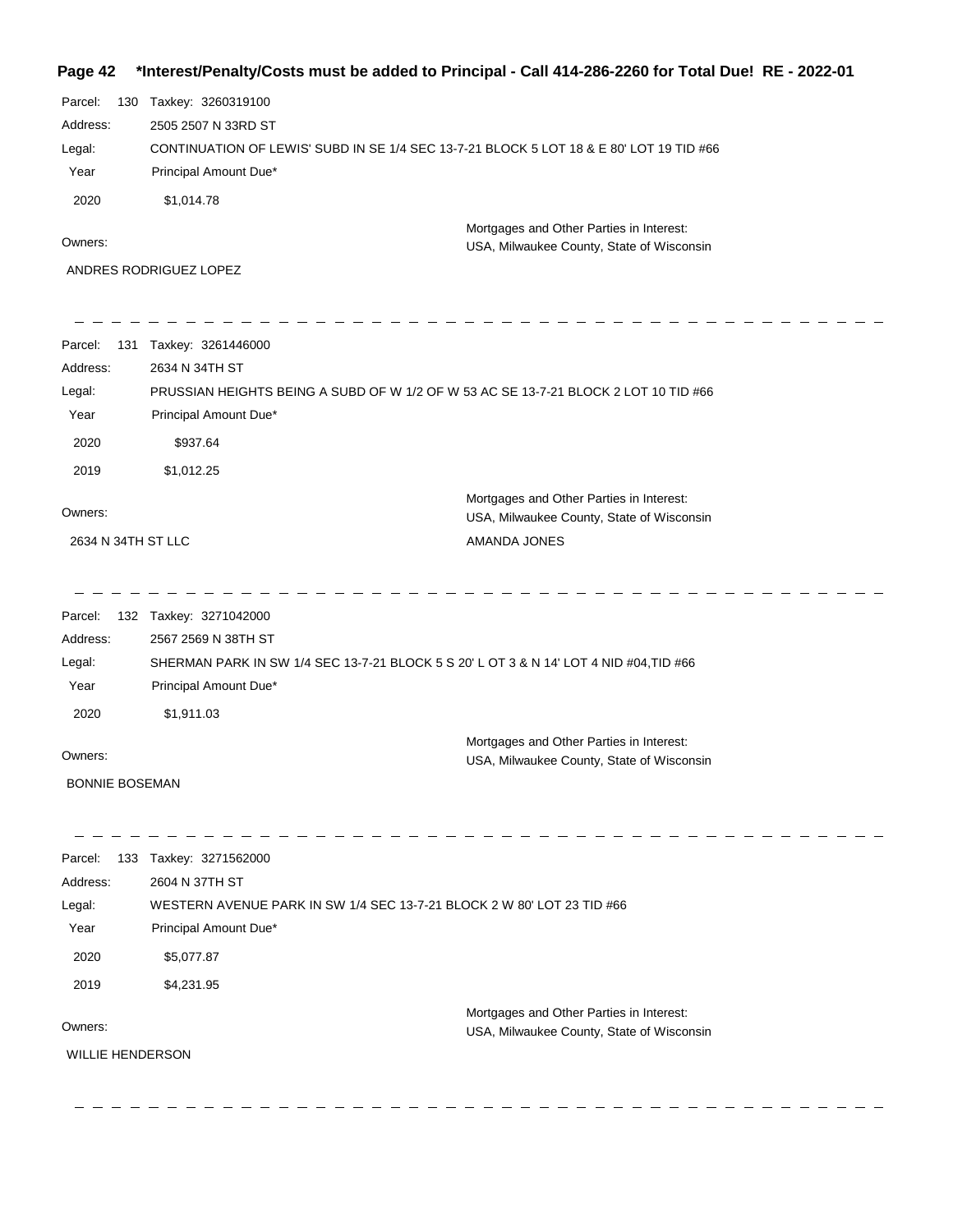**\*Interest/Penalty/Costs must be added to Principal - Call 414-286-2260 for Total Due! RE - 2022-01**

Parcel: 130 Taxkey: 3260319100

Address: 2505 2507 N 33RD ST

Legal: CONTINUATION OF LEWIS' SUBD IN SE 1/4 SEC 13-7-21 BLOCK 5 LOT 18 & E 80' LOT 19 TID #66

| Year | Principal Amount Due* |
|---|---|
| 2020 | $1,014.78 |

Owners:

ANDRES RODRIGUEZ LOPEZ

Mortgages and Other Parties in Interest:

USA, Milwaukee County, State of Wisconsin

---

Parcel: 131 Taxkey: 3261446000

Address: 2634 N 34TH ST

Legal: PRUSSIAN HEIGHTS BEING A SUBD OF W 1/2 OF W 53 AC SE 13-7-21 BLOCK 2 LOT 10 TID #66

| Year | Principal Amount Due* |
|---|---|
| 2020 | $937.64 |
| 2019 | $1,012.25 |

Owners:

2634 N 34TH ST LLC

Mortgages and Other Parties in Interest:

USA, Milwaukee County, State of Wisconsin

AMANDA JONES

---

Parcel: 132 Taxkey: 3271042000

Address: 2567 2569 N 38TH ST

Legal: SHERMAN PARK IN SW 1/4 SEC 13-7-21 BLOCK 5 S 20' L OT 3 & N 14' LOT 4 NID #04,TID #66

| Year | Principal Amount Due* |
|---|---|
| 2020 | $1,911.03 |

Owners:

BONNIE BOSEMAN

Mortgages and Other Parties in Interest:

USA, Milwaukee County, State of Wisconsin

---

Parcel: 133 Taxkey: 3271562000

Address: 2604 N 37TH ST

Legal: WESTERN AVENUE PARK IN SW 1/4 SEC 13-7-21 BLOCK 2 W 80' LOT 23 TID #66

| Year | Principal Amount Due* |
|---|---|
| 2020 | $5,077.87 |
| 2019 | $4,231.95 |

Owners:

WILLIE HENDERSON

Mortgages and Other Parties in Interest:

USA, Milwaukee County, State of Wisconsin

---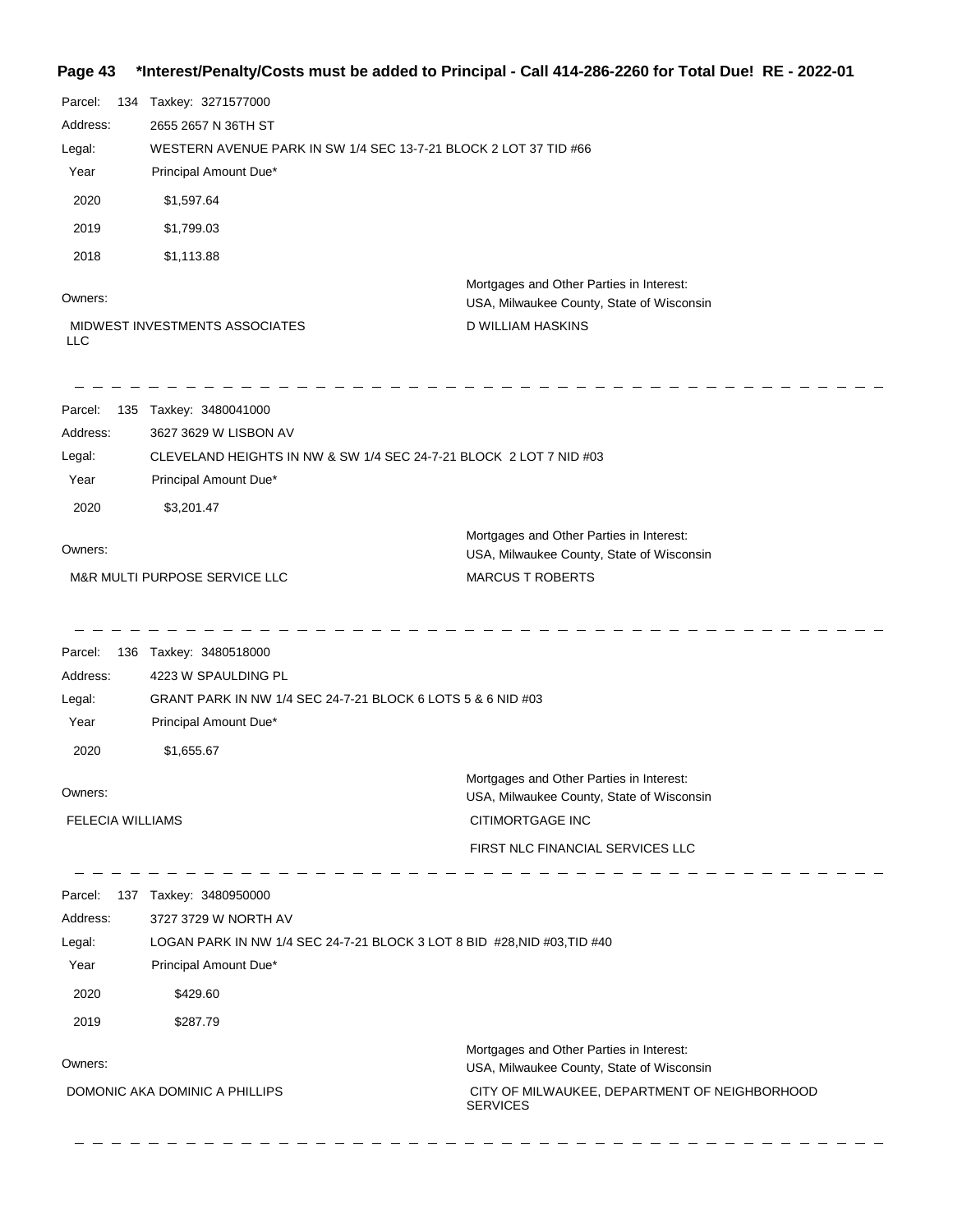**Page 43 \*Interest/Penalty/Costs must be added to Principal - Call 414-286-2260 for Total Due! RE - 2022-01**

Parcel: 134 Taxkey: 3271577000
Address: 2655 2657 N 36TH ST
Legal: WESTERN AVENUE PARK IN SW 1/4 SEC 13-7-21 BLOCK 2 LOT 37 TID #66

| Year | Principal Amount Due* |
|---|---|
| 2020 | $1,597.64 |
| 2019 | $1,799.03 |
| 2018 | $1,113.88 |

Owners:
MIDWEST INVESTMENTS ASSOCIATES LLC

Mortgages and Other Parties in Interest:
USA, Milwaukee County, State of Wisconsin
D WILLIAM HASKINS

---

Parcel: 135 Taxkey: 3480041000
Address: 3627 3629 W LISBON AV
Legal: CLEVELAND HEIGHTS IN NW & SW 1/4 SEC 24-7-21 BLOCK 2 LOT 7 NID #03

| Year | Principal Amount Due* |
|---|---|
| 2020 | $3,201.47 |

Owners:
M&R MULTI PURPOSE SERVICE LLC

Mortgages and Other Parties in Interest:
USA, Milwaukee County, State of Wisconsin
MARCUS T ROBERTS

---

Parcel: 136 Taxkey: 3480518000
Address: 4223 W SPAULDING PL
Legal: GRANT PARK IN NW 1/4 SEC 24-7-21 BLOCK 6 LOTS 5 & 6 NID #03

| Year | Principal Amount Due* |
|---|---|
| 2020 | $1,655.67 |

Owners:
FELECIA WILLIAMS

Mortgages and Other Parties in Interest:
USA, Milwaukee County, State of Wisconsin
CITIMORTGAGE INC
FIRST NLC FINANCIAL SERVICES LLC

---

Parcel: 137 Taxkey: 3480950000
Address: 3727 3729 W NORTH AV
Legal: LOGAN PARK IN NW 1/4 SEC 24-7-21 BLOCK 3 LOT 8 BID #28,NID #03,TID #40

| Year | Principal Amount Due* |
|---|---|
| 2020 | $429.60 |
| 2019 | $287.79 |

Owners:
DOMONIC AKA DOMINIC A PHILLIPS

Mortgages and Other Parties in Interest:
USA, Milwaukee County, State of Wisconsin
CITY OF MILWAUKEE, DEPARTMENT OF NEIGHBORHOOD SERVICES

---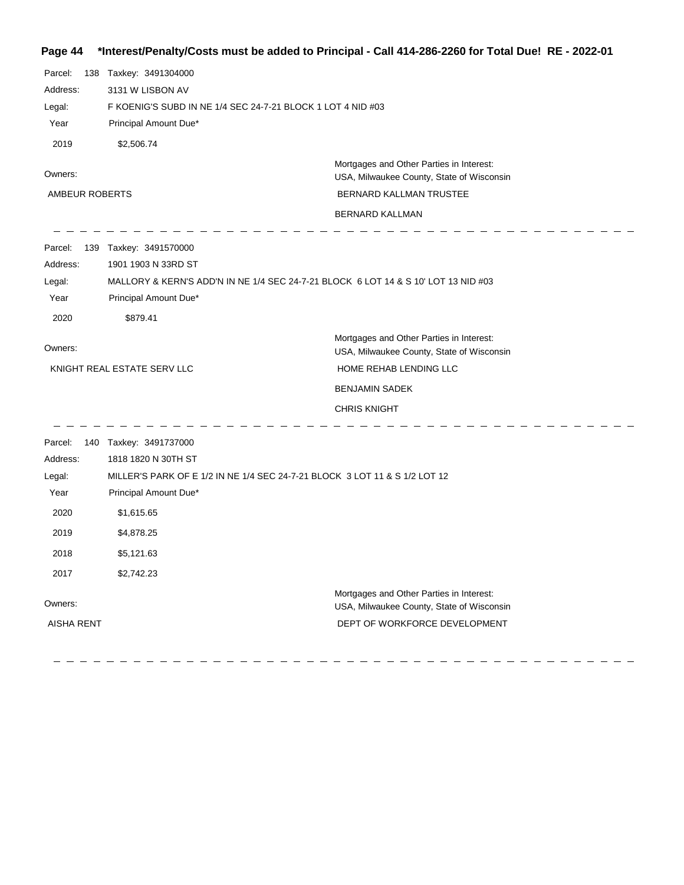Parcel: 138 Taxkey: 3491304000

Address: 3131 W LISBON AV

Legal: F KOENIG'S SUBD IN NE 1/4 SEC 24-7-21 BLOCK 1 LOT 4 NID #03

| Year | Principal Amount Due* |
| --- | --- |
| 2019 | $2,506.74 |

| Owners: | Mortgages and Other Parties in Interest: USA, Milwaukee County, State of Wisconsin |
| --- | --- |
| AMBEUR ROBERTS | BERNARD KALLMAN TRUSTEE |
| | BERNARD KALLMAN |

---

Parcel: 139 Taxkey: 3491570000

Address: 1901 1903 N 33RD ST

Legal: MALLORY & KERN'S ADD'N IN NE 1/4 SEC 24-7-21 BLOCK 6 LOT 14 & S 10' LOT 13 NID #03

| Year | Principal Amount Due* |
| --- | --- |
| 2020 | $879.41 |

| Owners: | Mortgages and Other Parties in Interest: USA, Milwaukee County, State of Wisconsin |
| --- | --- |
| KNIGHT REAL ESTATE SERV LLC | HOME REHAB LENDING LLC |
| | BENJAMIN SADEK |
| | CHRIS KNIGHT |

---

Parcel: 140 Taxkey: 3491737000

Address: 1818 1820 N 30TH ST

Legal: MILLER'S PARK OF E 1/2 IN NE 1/4 SEC 24-7-21 BLOCK 3 LOT 11 & S 1/2 LOT 12

| Year | Principal Amount Due* |
| --- | --- |
| 2020 | $1,615.65 |
| 2019 | $4,878.25 |
| 2018 | $5,121.63 |
| 2017 | $2,742.23 |

| Owners: | Mortgages and Other Parties in Interest: USA, Milwaukee County, State of Wisconsin |
| --- | --- |
| AISHA RENT | DEPT OF WORKFORCE DEVELOPMENT |

---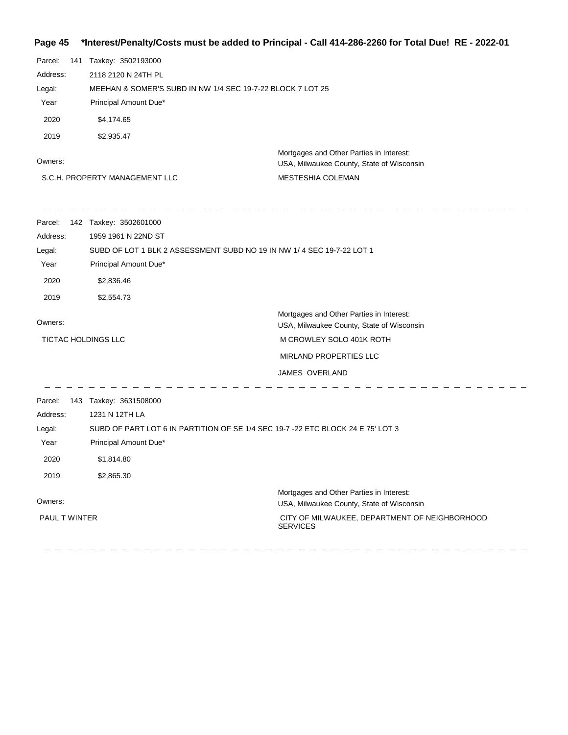**Page 45 *Interest/Penalty/Costs must be added to Principal - Call 414-286-2260 for Total Due! RE - 2022-01**

Parcel: 141 Taxkey: 3502193000
Address: 2118 2120 N 24TH PL
Legal: MEEHAN & SOMER'S SUBD IN NW 1/4 SEC 19-7-22 BLOCK 7 LOT 25

| Year | Principal Amount Due* |
|---|---|
| 2020 | $4,174.65 |
| 2019 | $2,935.47 |

Owners:
S.C.H. PROPERTY MANAGEMENT LLC

Mortgages and Other Parties in Interest:
USA, Milwaukee County, State of Wisconsin
MESTESHIA COLEMAN

---

Parcel: 142 Taxkey: 3502601000
Address: 1959 1961 N 22ND ST
Legal: SUBD OF LOT 1 BLK 2 ASSESSMENT SUBD NO 19 IN NW 1/ 4 SEC 19-7-22 LOT 1

| Year | Principal Amount Due* |
|---|---|
| 2020 | $2,836.46 |
| 2019 | $2,554.73 |

Owners:
TICTAC HOLDINGS LLC

Mortgages and Other Parties in Interest:
USA, Milwaukee County, State of Wisconsin
M CROWLEY SOLO 401K ROTH
MIRLAND PROPERTIES LLC
JAMES OVERLAND

---

Parcel: 143 Taxkey: 3631508000
Address: 1231 N 12TH LA
Legal: SUBD OF PART LOT 6 IN PARTITION OF SE 1/4 SEC 19-7 -22 ETC BLOCK 24 E 75' LOT 3

| Year | Principal Amount Due* |
|---|---|
| 2020 | $1,814.80 |
| 2019 | $2,865.30 |

Owners:
PAUL T WINTER

Mortgages and Other Parties in Interest:
USA, Milwaukee County, State of Wisconsin
CITY OF MILWAUKEE, DEPARTMENT OF NEIGHBORHOOD SERVICES

---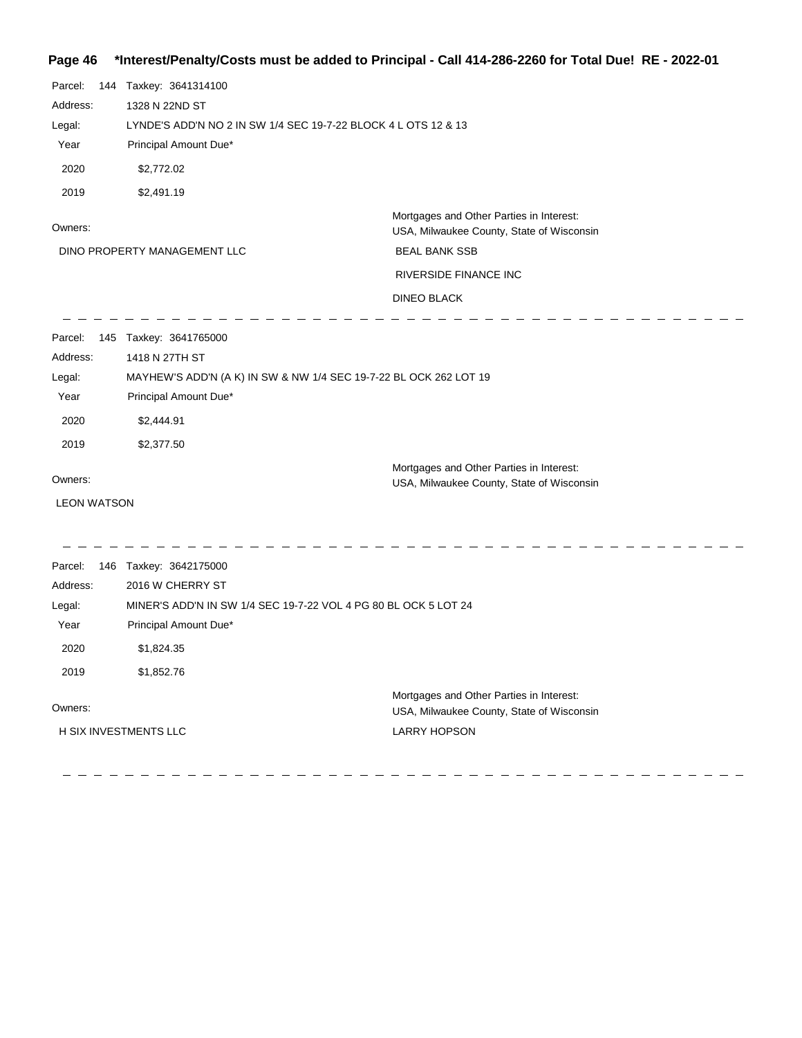**Page 46 *Interest/Penalty/Costs must be added to Principal - Call 414-286-2260 for Total Due! RE - 2022-01**

Parcel: 144 Taxkey: 3641314100

Address: 1328 N 22ND ST

Legal: LYNDE'S ADD'N NO 2 IN SW 1/4 SEC 19-7-22 BLOCK 4 L OTS 12 & 13

| Year | Principal Amount Due* |
|---|---|
| 2020 | $2,772.02 |
| 2019 | $2,491.19 |

Owners:

DINO PROPERTY MANAGEMENT LLC

Mortgages and Other Parties in Interest:

USA, Milwaukee County, State of Wisconsin

BEAL BANK SSB

RIVERSIDE FINANCE INC

DINEO BLACK

---

Parcel: 145 Taxkey: 3641765000

Address: 1418 N 27TH ST

Legal: MAYHEW'S ADD'N (A K) IN SW & NW 1/4 SEC 19-7-22 BL OCK 262 LOT 19

| Year | Principal Amount Due* |
|---|---|
| 2020 | $2,444.91 |
| 2019 | $2,377.50 |

Owners:

LEON WATSON

Mortgages and Other Parties in Interest:

USA, Milwaukee County, State of Wisconsin

---

Parcel: 146 Taxkey: 3642175000

Address: 2016 W CHERRY ST

Legal: MINER'S ADD'N IN SW 1/4 SEC 19-7-22 VOL 4 PG 80 BL OCK 5 LOT 24

| Year | Principal Amount Due* |
|---|---|
| 2020 | $1,824.35 |
| 2019 | $1,852.76 |

Owners:

H SIX INVESTMENTS LLC

Mortgages and Other Parties in Interest:

USA, Milwaukee County, State of Wisconsin

LARRY HOPSON

---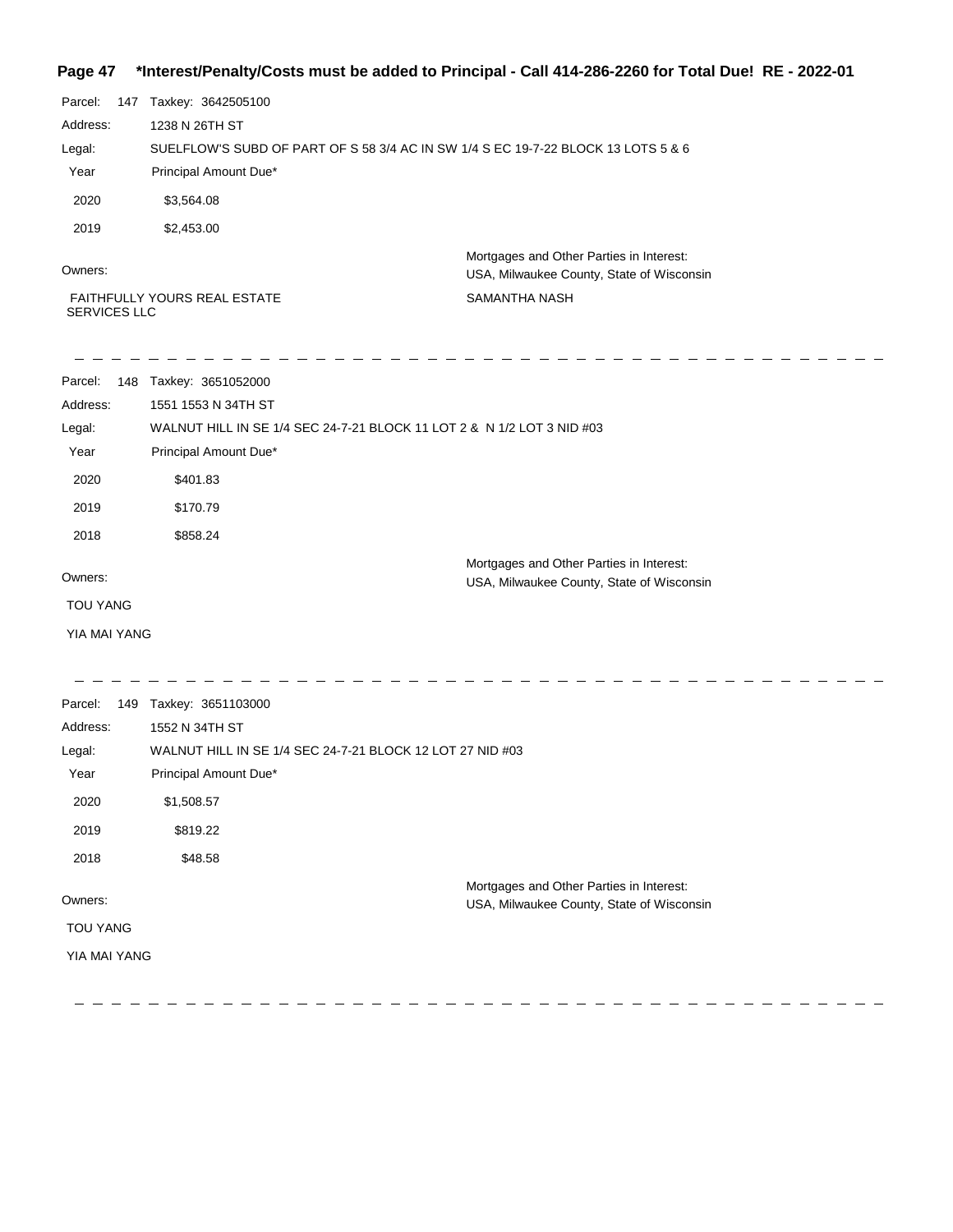Parcel: 147 Taxkey: 3642505100

Address: 1238 N 26TH ST

Legal: SUELFLOW'S SUBD OF PART OF S 58 3/4 AC IN SW 1/4 S EC 19-7-22 BLOCK 13 LOTS 5 & 6

| Year | Principal Amount Due* |
| --- | --- |
| 2020 | $3,564.08 |
| 2019 | $2,453.00 |

Owners:

FAITHFULLY YOURS REAL ESTATE SERVICES LLC

Mortgages and Other Parties in Interest:
USA, Milwaukee County, State of Wisconsin

SAMANTHA NASH

---

Parcel: 148 Taxkey: 3651052000

Address: 1551 1553 N 34TH ST

Legal: WALNUT HILL IN SE 1/4 SEC 24-7-21 BLOCK 11 LOT 2 & N 1/2 LOT 3 NID #03

| Year | Principal Amount Due* |
| --- | --- |
| 2020 | $401.83 |
| 2019 | $170.79 |
| 2018 | $858.24 |

Owners:

TOU YANG

YIA MAI YANG

Mortgages and Other Parties in Interest:
USA, Milwaukee County, State of Wisconsin

---

Parcel: 149 Taxkey: 3651103000

Address: 1552 N 34TH ST

Legal: WALNUT HILL IN SE 1/4 SEC 24-7-21 BLOCK 12 LOT 27 NID #03

| Year | Principal Amount Due* |
| --- | --- |
| 2020 | $1,508.57 |
| 2019 | $819.22 |
| 2018 | $48.58 |

Owners:

TOU YANG

YIA MAI YANG

Mortgages and Other Parties in Interest:
USA, Milwaukee County, State of Wisconsin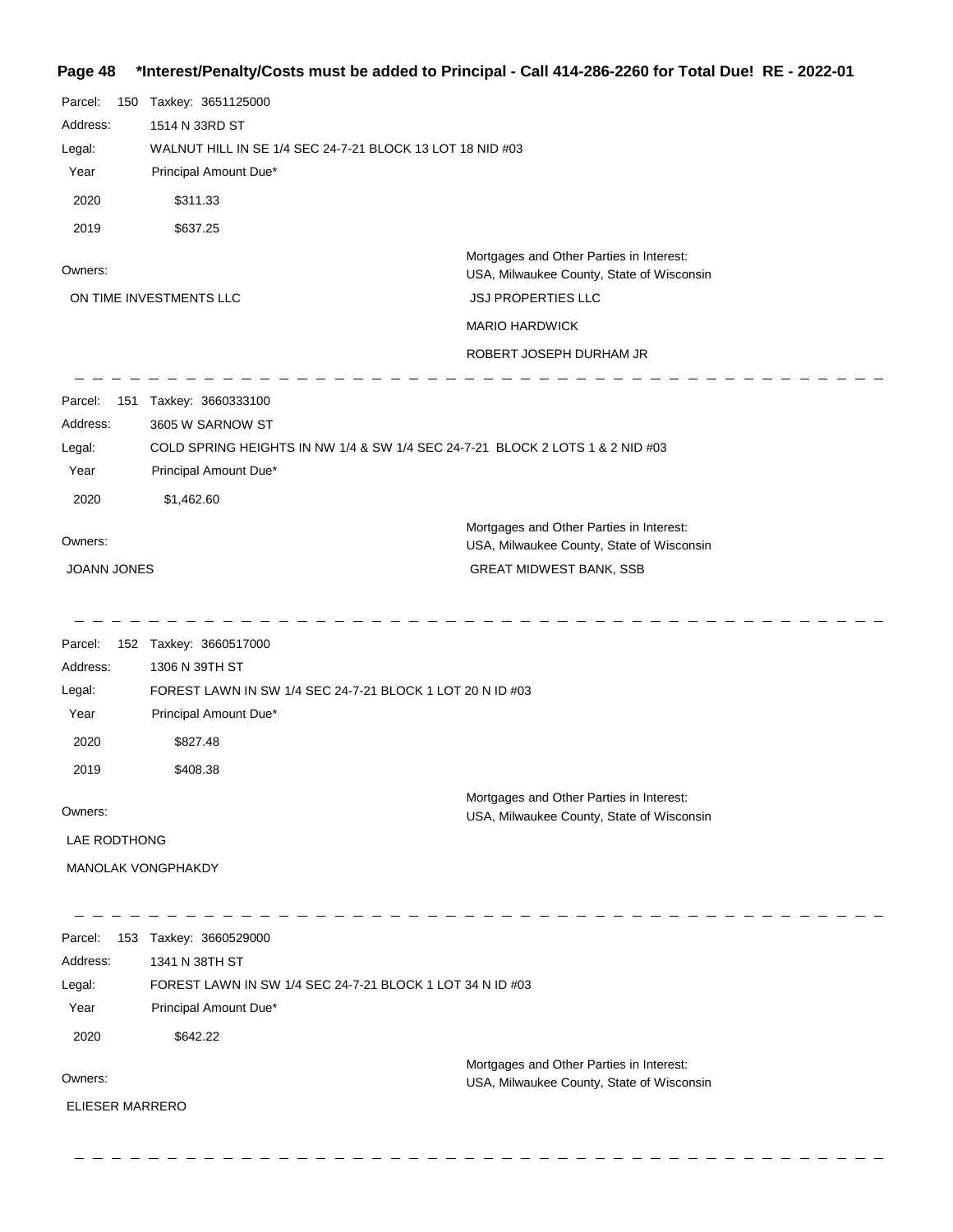**Page 48 \*Interest/Penalty/Costs must be added to Principal - Call 414-286-2260 for Total Due! RE - 2022-01**

Parcel: 150 Taxkey: 3651125000
Address: 1514 N 33RD ST
Legal: WALNUT HILL IN SE 1/4 SEC 24-7-21 BLOCK 13 LOT 18 NID #03

| Year | Principal Amount Due* |
|---|---|
| 2020 | $311.33 |
| 2019 | $637.25 |

Owners:
ON TIME INVESTMENTS LLC

Mortgages and Other Parties in Interest:
USA, Milwaukee County, State of Wisconsin
JSJ PROPERTIES LLC
MARIO HARDWICK
ROBERT JOSEPH DURHAM JR

---

Parcel: 151 Taxkey: 3660333100
Address: 3605 W SARNOW ST
Legal: COLD SPRING HEIGHTS IN NW 1/4 & SW 1/4 SEC 24-7-21 BLOCK 2 LOTS 1 & 2 NID #03

| Year | Principal Amount Due* |
|---|---|
| 2020 | $1,462.60 |

Owners:
JOANN JONES

Mortgages and Other Parties in Interest:
USA, Milwaukee County, State of Wisconsin
GREAT MIDWEST BANK, SSB

---

Parcel: 152 Taxkey: 3660517000
Address: 1306 N 39TH ST
Legal: FOREST LAWN IN SW 1/4 SEC 24-7-21 BLOCK 1 LOT 20 N ID #03

| Year | Principal Amount Due* |
|---|---|
| 2020 | $827.48 |
| 2019 | $408.38 |

Owners:
LAE RODTHONG
MANOLAK VONGPHAKDY

Mortgages and Other Parties in Interest:
USA, Milwaukee County, State of Wisconsin

---

Parcel: 153 Taxkey: 3660529000
Address: 1341 N 38TH ST
Legal: FOREST LAWN IN SW 1/4 SEC 24-7-21 BLOCK 1 LOT 34 N ID #03

| Year | Principal Amount Due* |
|---|---|
| 2020 | $642.22 |

Owners:
ELIESER MARRERO

Mortgages and Other Parties in Interest:
USA, Milwaukee County, State of Wisconsin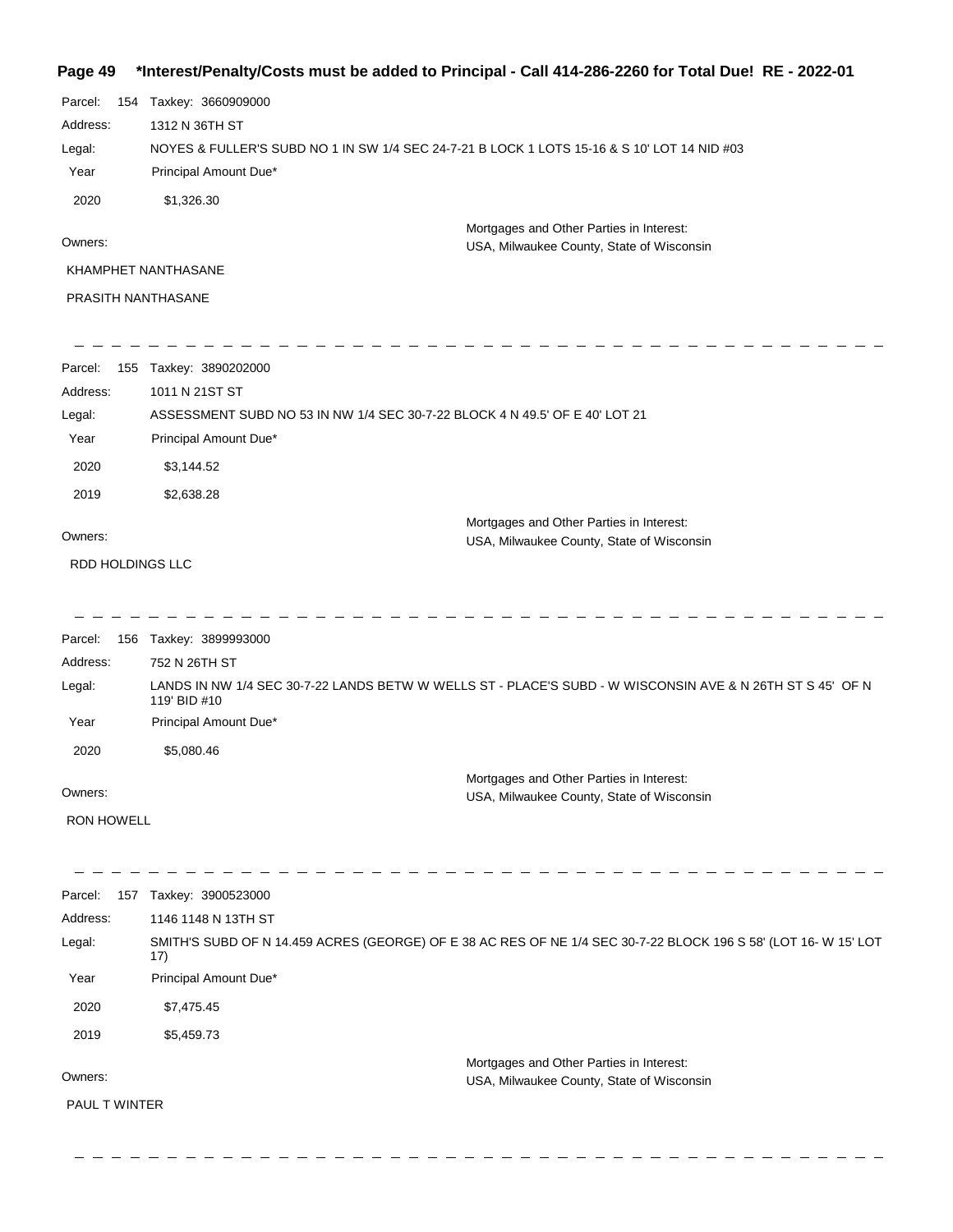**\*Interest/Penalty/Costs must be added to Principal - Call 414-286-2260 for Total Due! RE - 2022-01**

Parcel: 154 Taxkey: 3660909000

Address: 1312 N 36TH ST

Legal: NOYES & FULLER'S SUBD NO 1 IN SW 1/4 SEC 24-7-21 B LOCK 1 LOTS 15-16 & S 10' LOT 14 NID #03

| Year | Principal Amount Due* |
|---|---|
| 2020 | $1,326.30 |

Owners:

KHAMPHET NANTHASANE

PRASITH NANTHASANE

Mortgages and Other Parties in Interest:
USA, Milwaukee County, State of Wisconsin

---

Parcel: 155 Taxkey: 3890202000

Address: 1011 N 21ST ST

Legal: ASSESSMENT SUBD NO 53 IN NW 1/4 SEC 30-7-22 BLOCK 4 N 49.5' OF E 40' LOT 21

| Year | Principal Amount Due* |
|---|---|
| 2020 | $3,144.52 |
| 2019 | $2,638.28 |

Owners:

RDD HOLDINGS LLC

Mortgages and Other Parties in Interest:
USA, Milwaukee County, State of Wisconsin

---

Parcel: 156 Taxkey: 3899993000

Address: 752 N 26TH ST

Legal: LANDS IN NW 1/4 SEC 30-7-22 LANDS BETW W WELLS ST - PLACE'S SUBD - W WISCONSIN AVE & N 26TH ST S 45' OF N 119' BID #10

| Year | Principal Amount Due* |
|---|---|
| 2020 | $5,080.46 |

Owners:

RON HOWELL

Mortgages and Other Parties in Interest:
USA, Milwaukee County, State of Wisconsin

---

Parcel: 157 Taxkey: 3900523000

Address: 1146 1148 N 13TH ST

Legal: SMITH'S SUBD OF N 14.459 ACRES (GEORGE) OF E 38 AC RES OF NE 1/4 SEC 30-7-22 BLOCK 196 S 58' (LOT 16- W 15' LOT 17)

| Year | Principal Amount Due* |
|---|---|
| 2020 | $7,475.45 |
| 2019 | $5,459.73 |

Owners:

PAUL T WINTER

Mortgages and Other Parties in Interest:
USA, Milwaukee County, State of Wisconsin

---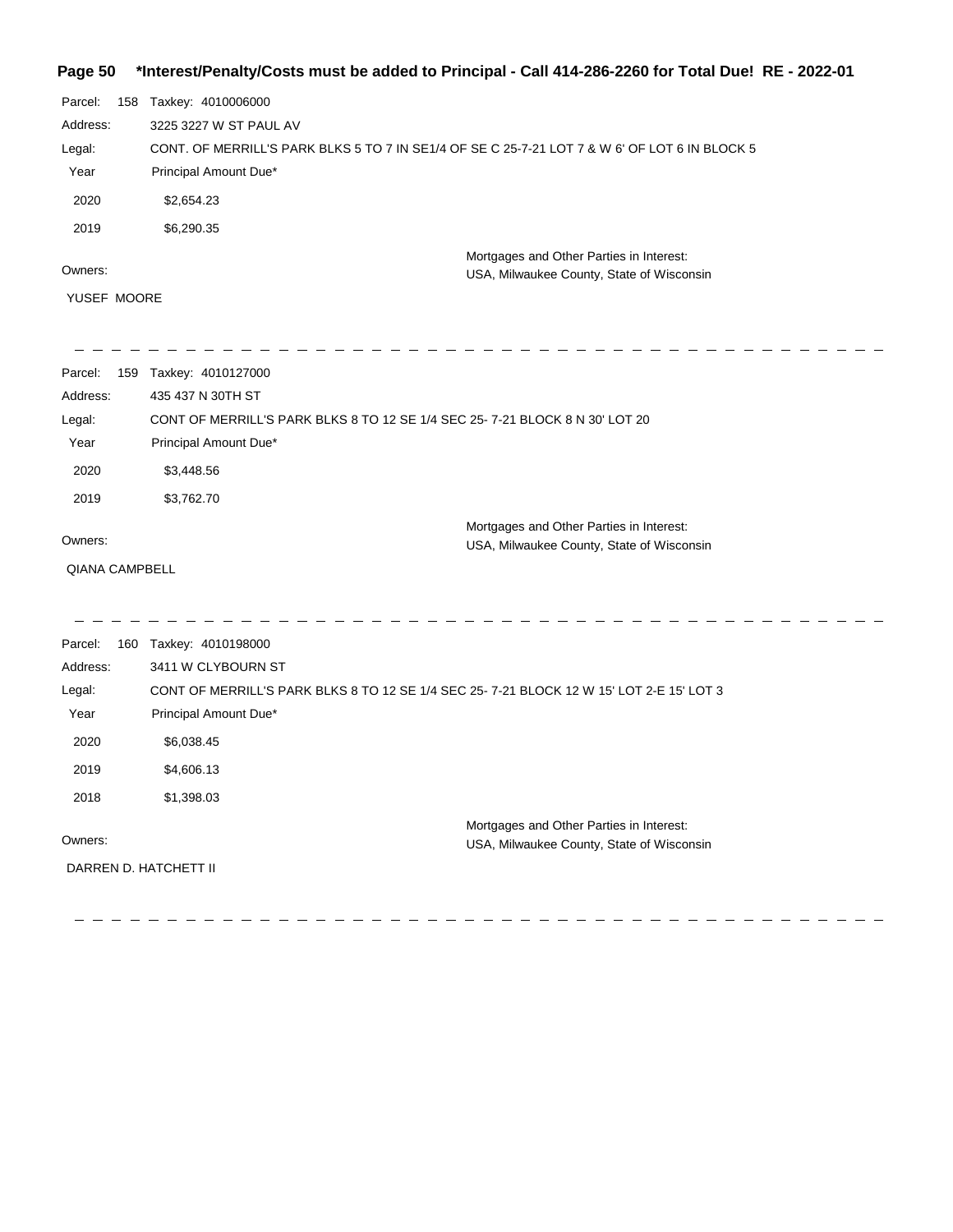**\*Interest/Penalty/Costs must be added to Principal - Call 414-286-2260 for Total Due! RE - 2022-01**

Parcel: 158 Taxkey: 4010006000

Address: 3225 3227 W ST PAUL AV

Legal: CONT. OF MERRILL'S PARK BLKS 5 TO 7 IN SE1/4 OF SE C 25-7-21 LOT 7 & W 6' OF LOT 6 IN BLOCK 5

| Year | Principal Amount Due* |
|---|---|
| 2020 | $2,654.23 |
| 2019 | $6,290.35 |

Owners:

YUSEF MOORE

Mortgages and Other Parties in Interest:
USA, Milwaukee County, State of Wisconsin

---

Parcel: 159 Taxkey: 4010127000

Address: 435 437 N 30TH ST

Legal: CONT OF MERRILL'S PARK BLKS 8 TO 12 SE 1/4 SEC 25- 7-21 BLOCK 8 N 30' LOT 20

| Year | Principal Amount Due* |
|---|---|
| 2020 | $3,448.56 |
| 2019 | $3,762.70 |

Owners:

QIANA CAMPBELL

Mortgages and Other Parties in Interest:
USA, Milwaukee County, State of Wisconsin

---

Parcel: 160 Taxkey: 4010198000

Address: 3411 W CLYBOURN ST

Legal: CONT OF MERRILL'S PARK BLKS 8 TO 12 SE 1/4 SEC 25- 7-21 BLOCK 12 W 15' LOT 2-E 15' LOT 3

| Year | Principal Amount Due* |
|---|---|
| 2020 | $6,038.45 |
| 2019 | $4,606.13 |
| 2018 | $1,398.03 |

Owners:

DARREN D. HATCHETT II

Mortgages and Other Parties in Interest:
USA, Milwaukee County, State of Wisconsin

---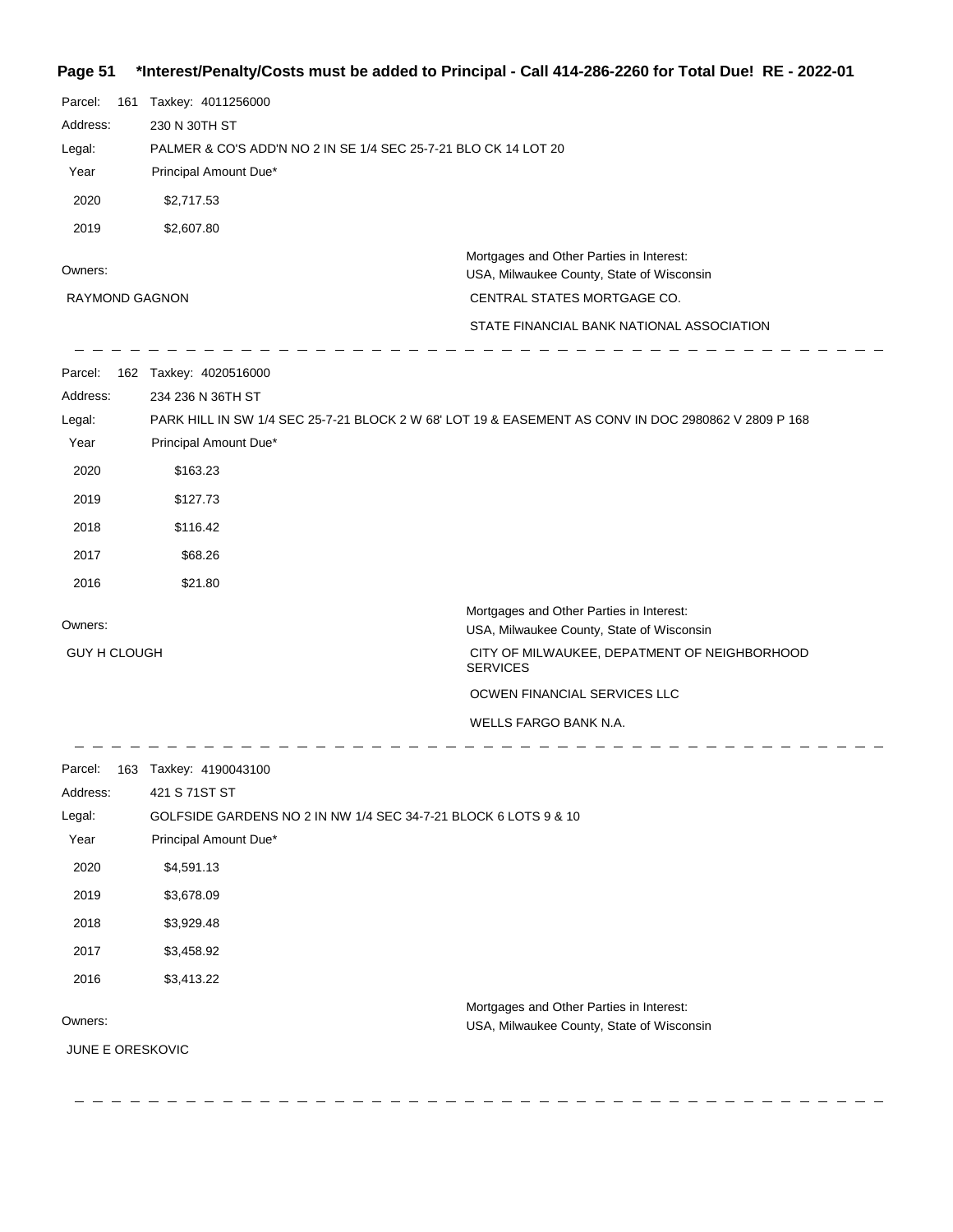**Page 51 \*Interest/Penalty/Costs must be added to Principal - Call 414-286-2260 for Total Due! RE - 2022-01**

Parcel: 161 Taxkey: 4011256000
Address: 230 N 30TH ST
Legal: PALMER & CO'S ADD'N NO 2 IN SE 1/4 SEC 25-7-21 BLO CK 14 LOT 20

| Year | Principal Amount Due* |
|---|---|
| 2020 | $2,717.53 |
| 2019 | $2,607.80 |

Owners:

RAYMOND GAGNON

Mortgages and Other Parties in Interest:
USA, Milwaukee County, State of Wisconsin
CENTRAL STATES MORTGAGE CO.
STATE FINANCIAL BANK NATIONAL ASSOCIATION

---

Parcel: 162 Taxkey: 4020516000
Address: 234 236 N 36TH ST
Legal: PARK HILL IN SW 1/4 SEC 25-7-21 BLOCK 2 W 68' LOT 19 & EASEMENT AS CONV IN DOC 2980862 V 2809 P 168

| Year | Principal Amount Due* |
|---|---|
| 2020 | $163.23 |
| 2019 | $127.73 |
| 2018 | $116.42 |
| 2017 | $68.26 |
| 2016 | $21.80 |

Owners:

GUY H CLOUGH

Mortgages and Other Parties in Interest:
USA, Milwaukee County, State of Wisconsin
CITY OF MILWAUKEE, DEPATMENT OF NEIGHBORHOOD SERVICES
OCWEN FINANCIAL SERVICES LLC
WELLS FARGO BANK N.A.

---

Parcel: 163 Taxkey: 4190043100
Address: 421 S 71ST ST
Legal: GOLFSIDE GARDENS NO 2 IN NW 1/4 SEC 34-7-21 BLOCK 6 LOTS 9 & 10

| Year | Principal Amount Due* |
|---|---|
| 2020 | $4,591.13 |
| 2019 | $3,678.09 |
| 2018 | $3,929.48 |
| 2017 | $3,458.92 |
| 2016 | $3,413.22 |

Owners:

JUNE E ORESKOVIC

Mortgages and Other Parties in Interest:
USA, Milwaukee County, State of Wisconsin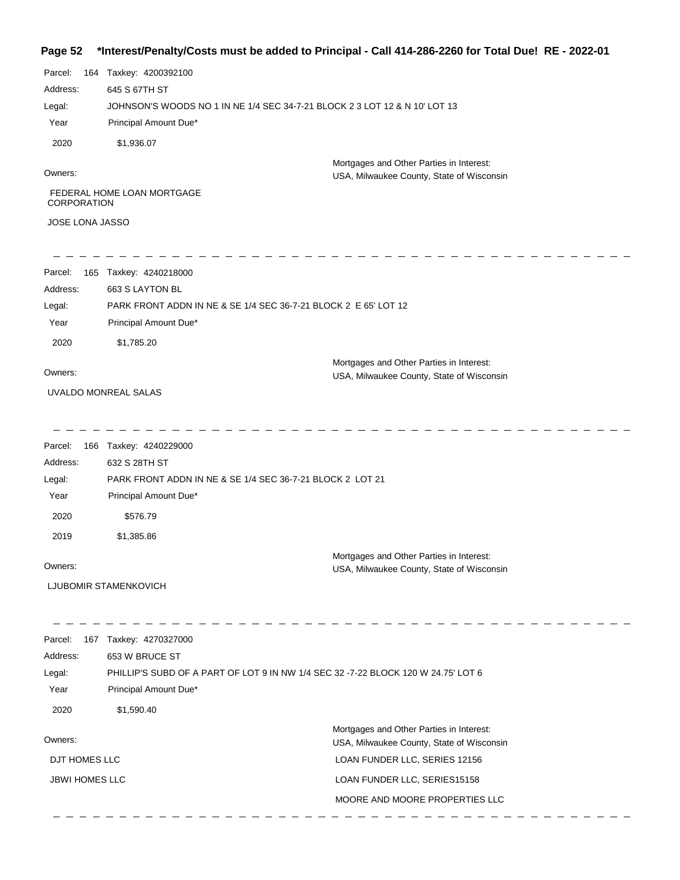**\*Interest/Penalty/Costs must be added to Principal - Call 414-286-2260 for Total Due! RE - 2022-01**

Parcel: 164 Taxkey: 4200392100

Address: 645 S 67TH ST

Legal: JOHNSON'S WOODS NO 1 IN NE 1/4 SEC 34-7-21 BLOCK 2 3 LOT 12 & N 10' LOT 13

| Year | Principal Amount Due* |
|---|---|
| 2020 | $1,936.07 |

Owners:

FEDERAL HOME LOAN MORTGAGE CORPORATION

JOSE LONA JASSO

Mortgages and Other Parties in Interest:

USA, Milwaukee County, State of Wisconsin

---

Parcel: 165 Taxkey: 4240218000

Address: 663 S LAYTON BL

Legal: PARK FRONT ADDN IN NE & SE 1/4 SEC 36-7-21 BLOCK 2 E 65' LOT 12

| Year | Principal Amount Due* |
|---|---|
| 2020 | $1,785.20 |

Owners:

UVALDO MONREAL SALAS

Mortgages and Other Parties in Interest:

USA, Milwaukee County, State of Wisconsin

---

Parcel: 166 Taxkey: 4240229000

Address: 632 S 28TH ST

Legal: PARK FRONT ADDN IN NE & SE 1/4 SEC 36-7-21 BLOCK 2 LOT 21

| Year | Principal Amount Due* |
|---|---|
| 2020 | $576.79 |
| 2019 | $1,385.86 |

Owners:

LJUBOMIR STAMENKOVICH

Mortgages and Other Parties in Interest:

USA, Milwaukee County, State of Wisconsin

---

Parcel: 167 Taxkey: 4270327000

Address: 653 W BRUCE ST

Legal: PHILLIP'S SUBD OF A PART OF LOT 9 IN NW 1/4 SEC 32 -7-22 BLOCK 120 W 24.75' LOT 6

| Year | Principal Amount Due* |
|---|---|
| 2020 | $1,590.40 |

Owners:

DJT HOMES LLC

JBWI HOMES LLC

Mortgages and Other Parties in Interest:

USA, Milwaukee County, State of Wisconsin

LOAN FUNDER LLC, SERIES 12156

LOAN FUNDER LLC, SERIES15158

MOORE AND MOORE PROPERTIES LLC

---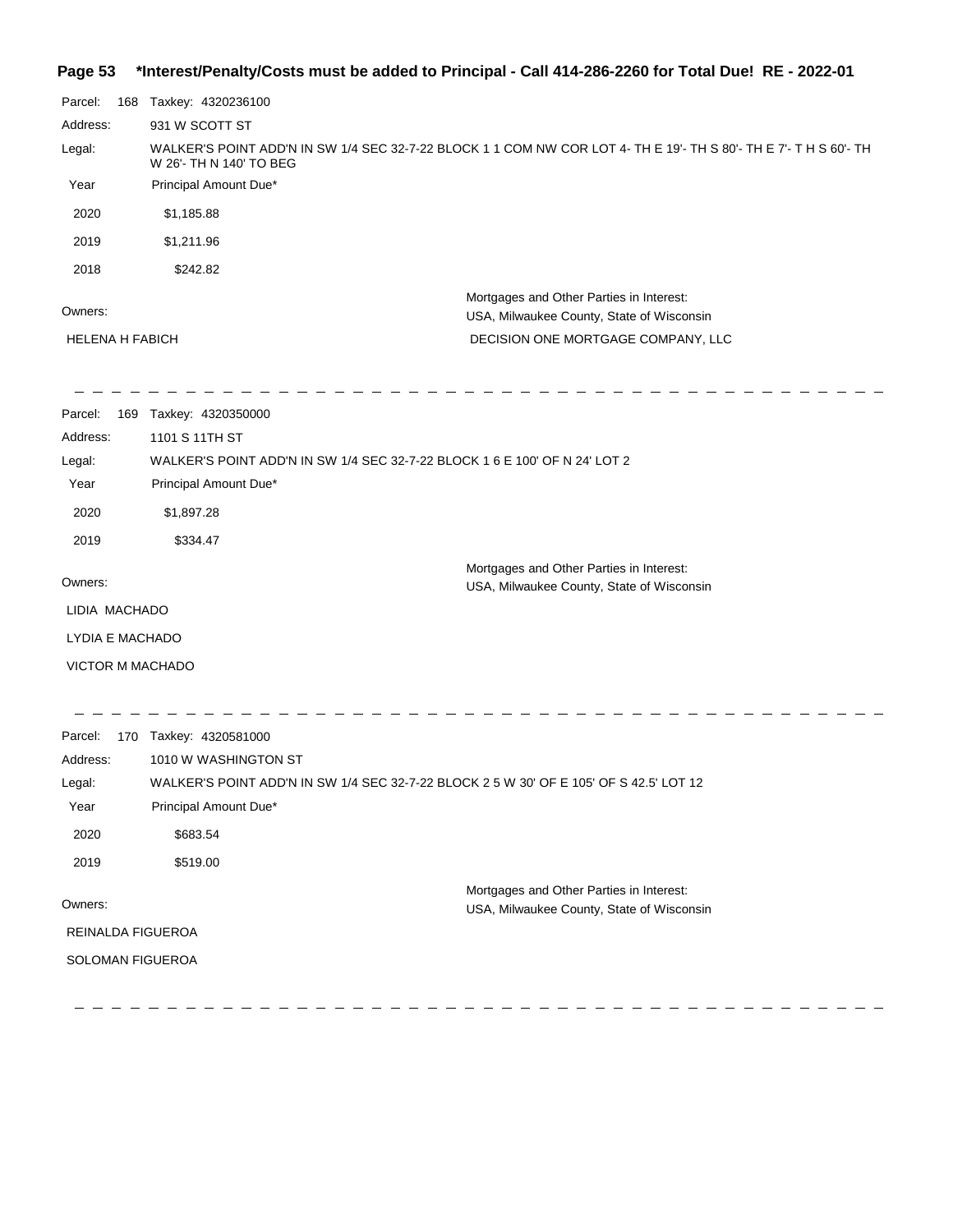**Page 53 *Interest/Penalty/Costs must be added to Principal - Call 414-286-2260 for Total Due! RE - 2022-01**

Parcel: 168 Taxkey: 4320236100

Address: 931 W SCOTT ST

Legal: WALKER'S POINT ADD'N IN SW 1/4 SEC 32-7-22 BLOCK 1 1 COM NW COR LOT 4- TH E 19'- TH S 80'- TH E 7'- T H S 60'- TH W 26'- TH N 140' TO BEG

| Year | Principal Amount Due* |
|---|---|
| 2020 | $1,185.88 |
| 2019 | $1,211.96 |
| 2018 | $242.82 |

Owners:

HELENA H FABICH

Mortgages and Other Parties in Interest:

USA, Milwaukee County, State of Wisconsin

DECISION ONE MORTGAGE COMPANY, LLC

---

Parcel: 169 Taxkey: 4320350000

Address: 1101 S 11TH ST

Legal: WALKER'S POINT ADD'N IN SW 1/4 SEC 32-7-22 BLOCK 1 6 E 100' OF N 24' LOT 2

| Year | Principal Amount Due* |
|---|---|
| 2020 | $1,897.28 |
| 2019 | $334.47 |

Owners:

LIDIA MACHADO

LYDIA E MACHADO

VICTOR M MACHADO

Mortgages and Other Parties in Interest:

USA, Milwaukee County, State of Wisconsin

---

Parcel: 170 Taxkey: 4320581000

Address: 1010 W WASHINGTON ST

Legal: WALKER'S POINT ADD'N IN SW 1/4 SEC 32-7-22 BLOCK 2 5 W 30' OF E 105' OF S 42.5' LOT 12

| Year | Principal Amount Due* |
|---|---|
| 2020 | $683.54 |
| 2019 | $519.00 |

Owners:

REINALDA FIGUEROA

SOLOMAN FIGUEROA

Mortgages and Other Parties in Interest:

USA, Milwaukee County, State of Wisconsin

---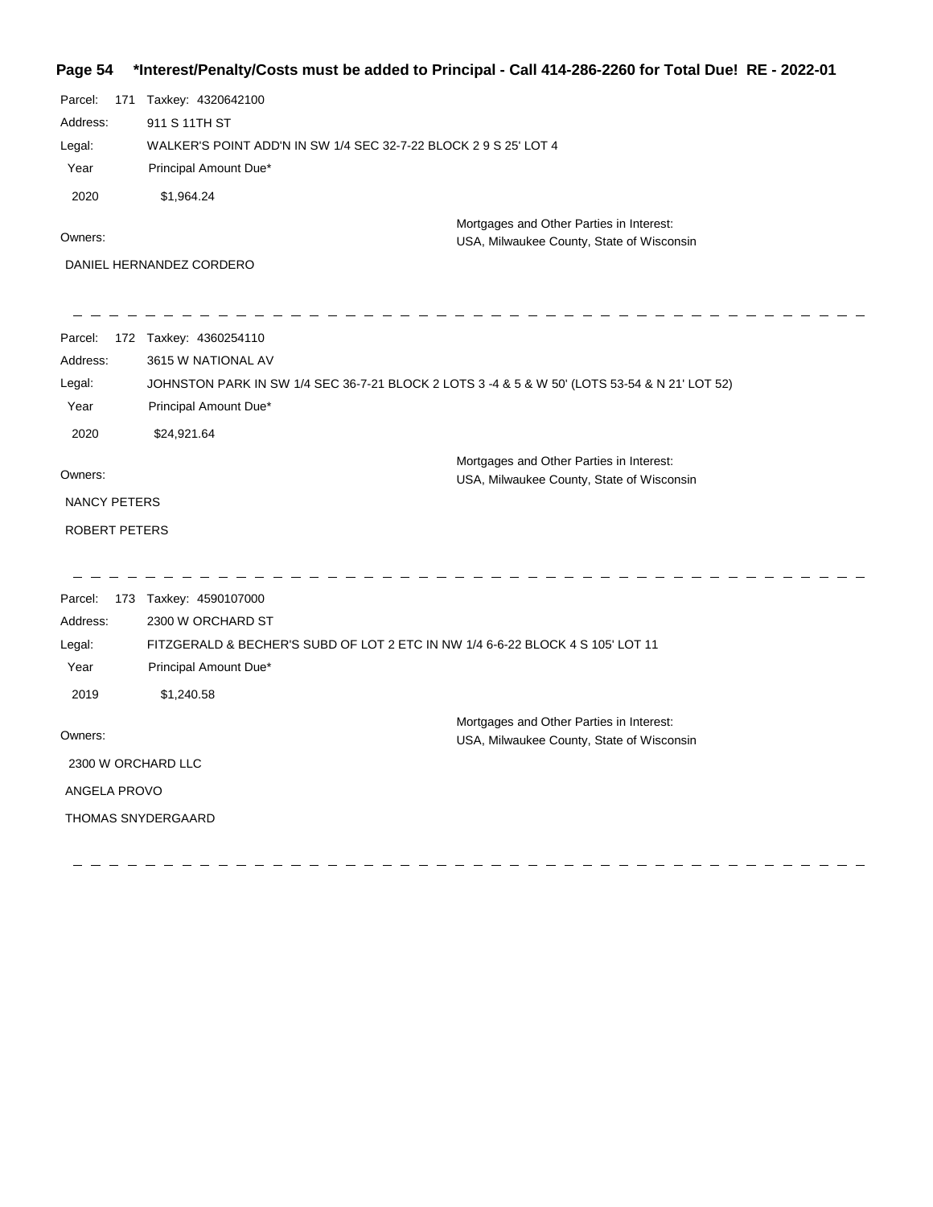**Page 54 \*Interest/Penalty/Costs must be added to Principal - Call 414-286-2260 for Total Due! RE - 2022-01**

Parcel: 171 Taxkey: 4320642100

Address: 911 S 11TH ST

Legal: WALKER'S POINT ADD'N IN SW 1/4 SEC 32-7-22 BLOCK 2 9 S 25' LOT 4

| Year | Principal Amount Due* |
|---|---|
| 2020 | $1,964.24 |

Owners:

DANIEL HERNANDEZ CORDERO

Mortgages and Other Parties in Interest:
USA, Milwaukee County, State of Wisconsin

---

Parcel: 172 Taxkey: 4360254110

Address: 3615 W NATIONAL AV

Legal: JOHNSTON PARK IN SW 1/4 SEC 36-7-21 BLOCK 2 LOTS 3 -4 & 5 & W 50' (LOTS 53-54 & N 21' LOT 52)

| Year | Principal Amount Due* |
|---|---|
| 2020 | $24,921.64 |

Owners:

NANCY PETERS

ROBERT PETERS

Mortgages and Other Parties in Interest:
USA, Milwaukee County, State of Wisconsin

---

Parcel: 173 Taxkey: 4590107000

Address: 2300 W ORCHARD ST

Legal: FITZGERALD & BECHER'S SUBD OF LOT 2 ETC IN NW 1/4 6-6-22 BLOCK 4 S 105' LOT 11

| Year | Principal Amount Due* |
|---|---|
| 2019 | $1,240.58 |

Owners:

2300 W ORCHARD LLC

ANGELA PROVO

THOMAS SNYDERGAARD

Mortgages and Other Parties in Interest:
USA, Milwaukee County, State of Wisconsin

---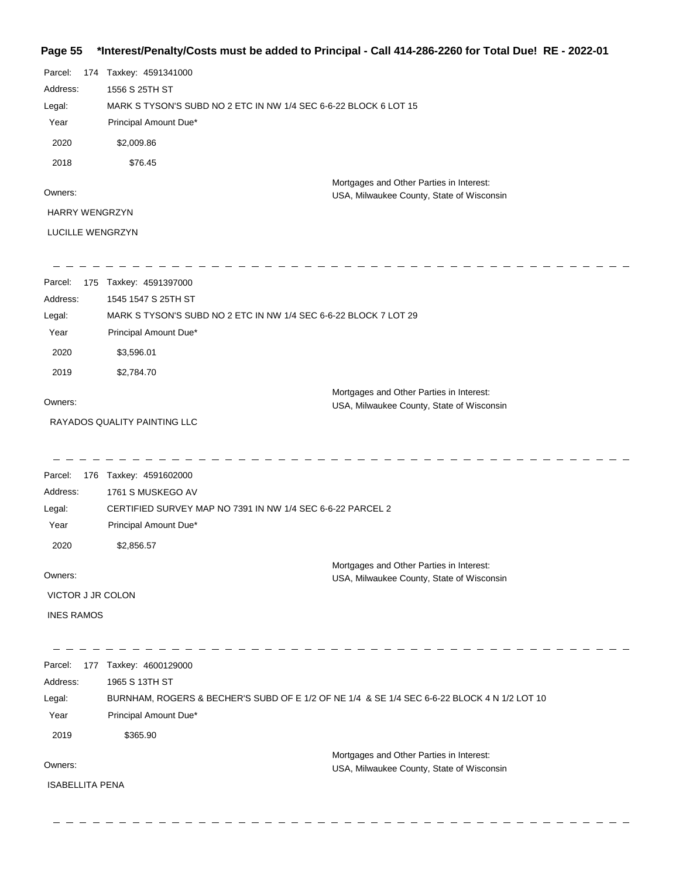**\*Interest/Penalty/Costs must be added to Principal - Call 414-286-2260 for Total Due! RE - 2022-01**

Parcel: 174 Taxkey: 4591341000

Address: 1556 S 25TH ST

Legal: MARK S TYSON'S SUBD NO 2 ETC IN NW 1/4 SEC 6-6-22 BLOCK 6 LOT 15

| Year | Principal Amount Due* |
|---|---|
| 2020 | $2,009.86 |
| 2018 | $76.45 |

Owners:

HARRY WENGRZYN

LUCILLE WENGRZYN

Mortgages and Other Parties in Interest:
USA, Milwaukee County, State of Wisconsin

---

Parcel: 175 Taxkey: 4591397000

Address: 1545 1547 S 25TH ST

Legal: MARK S TYSON'S SUBD NO 2 ETC IN NW 1/4 SEC 6-6-22 BLOCK 7 LOT 29

| Year | Principal Amount Due* |
|---|---|
| 2020 | $3,596.01 |
| 2019 | $2,784.70 |

Owners:

RAYADOS QUALITY PAINTING LLC

Mortgages and Other Parties in Interest:
USA, Milwaukee County, State of Wisconsin

---

Parcel: 176 Taxkey: 4591602000

Address: 1761 S MUSKEGO AV

Legal: CERTIFIED SURVEY MAP NO 7391 IN NW 1/4 SEC 6-6-22 PARCEL 2

| Year | Principal Amount Due* |
|---|---|
| 2020 | $2,856.57 |

Owners:

VICTOR J JR COLON

INES RAMOS

Mortgages and Other Parties in Interest:
USA, Milwaukee County, State of Wisconsin

---

Parcel: 177 Taxkey: 4600129000

Address: 1965 S 13TH ST

Legal: BURNHAM, ROGERS & BECHER'S SUBD OF E 1/2 OF NE 1/4 & SE 1/4 SEC 6-6-22 BLOCK 4 N 1/2 LOT 10

| Year | Principal Amount Due* |
|---|---|
| 2019 | $365.90 |

Owners:

ISABELLITA PENA

Mortgages and Other Parties in Interest:
USA, Milwaukee County, State of Wisconsin

---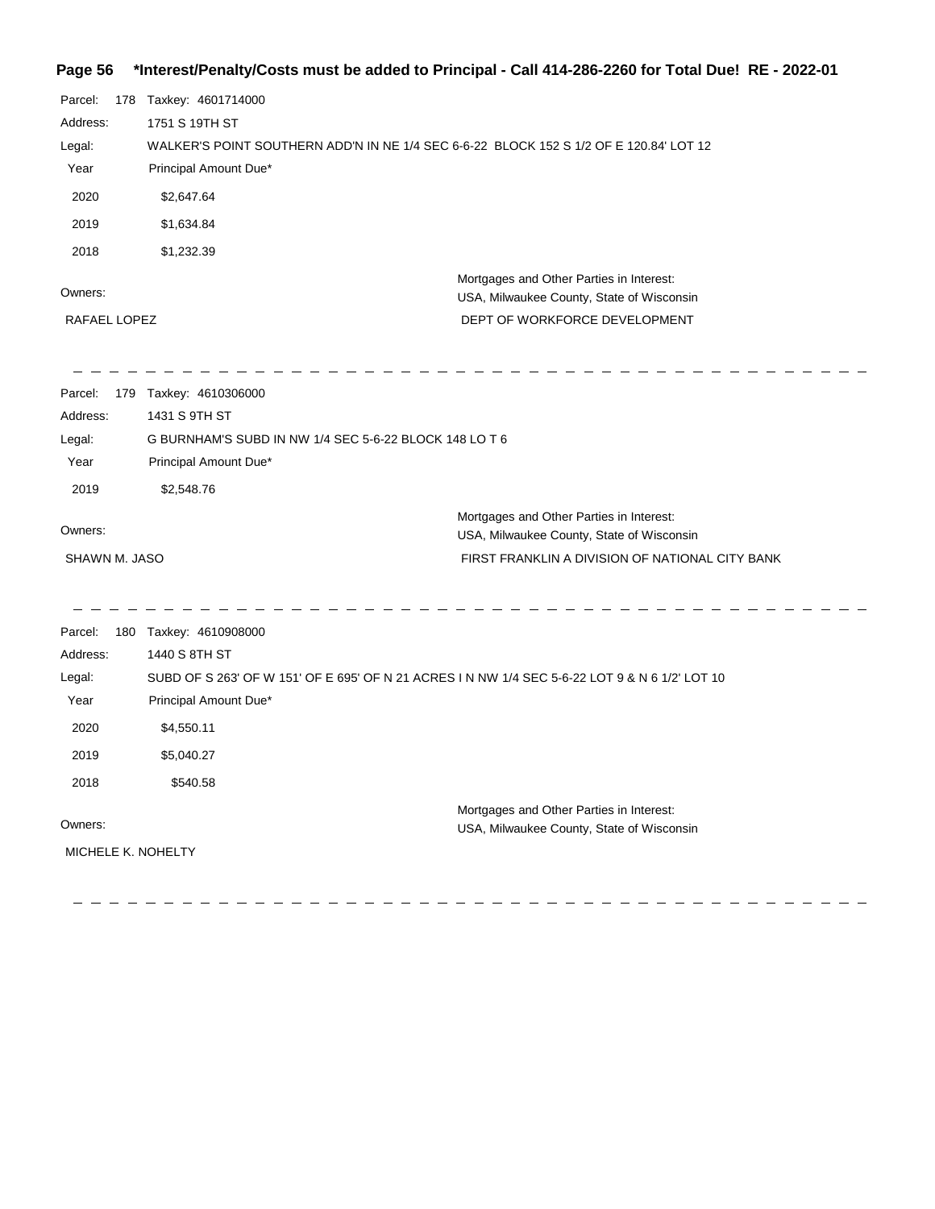**\*Interest/Penalty/Costs must be added to Principal - Call 414-286-2260 for Total Due! RE - 2022-01**

Parcel: 178 Taxkey: 4601714000

Address: 1751 S 19TH ST

Legal: WALKER'S POINT SOUTHERN ADD'N IN NE 1/4 SEC 6-6-22 BLOCK 152 S 1/2 OF E 120.84' LOT 12

| Year | Principal Amount Due* |
|---|---|
| 2020 | $2,647.64 |
| 2019 | $1,634.84 |
| 2018 | $1,232.39 |

Owners:

RAFAEL LOPEZ

Mortgages and Other Parties in Interest:

USA, Milwaukee County, State of Wisconsin

DEPT OF WORKFORCE DEVELOPMENT

---

Parcel: 179 Taxkey: 4610306000

Address: 1431 S 9TH ST

Legal: G BURNHAM'S SUBD IN NW 1/4 SEC 5-6-22 BLOCK 148 LO T 6

| Year | Principal Amount Due* |
|---|---|
| 2019 | $2,548.76 |

Owners:

SHAWN M. JASO

Mortgages and Other Parties in Interest:

USA, Milwaukee County, State of Wisconsin

FIRST FRANKLIN A DIVISION OF NATIONAL CITY BANK

---

Parcel: 180 Taxkey: 4610908000

Address: 1440 S 8TH ST

Legal: SUBD OF S 263' OF W 151' OF E 695' OF N 21 ACRES I N NW 1/4 SEC 5-6-22 LOT 9 & N 6 1/2' LOT 10

| Year | Principal Amount Due* |
|---|---|
| 2020 | $4,550.11 |
| 2019 | $5,040.27 |
| 2018 | $540.58 |

Owners:

MICHELE K. NOHELTY

Mortgages and Other Parties in Interest:

USA, Milwaukee County, State of Wisconsin

---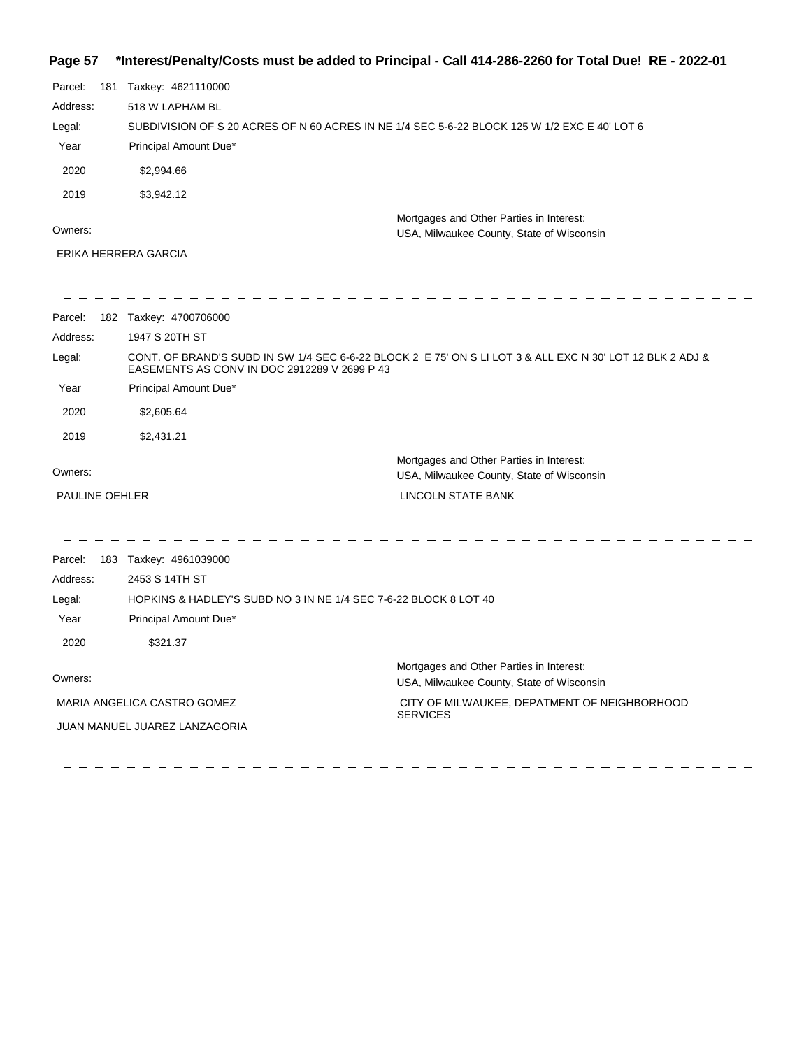**\*Interest/Penalty/Costs must be added to Principal - Call 414-286-2260 for Total Due! RE - 2022-01**

Parcel: 181 Taxkey: 4621110000

Address: 518 W LAPHAM BL

Legal: SUBDIVISION OF S 20 ACRES OF N 60 ACRES IN NE 1/4 SEC 5-6-22 BLOCK 125 W 1/2 EXC E 40' LOT 6

| Year | Principal Amount Due* |
|---|---|
| 2020 | $2,994.66 |
| 2019 | $3,942.12 |

Owners:

ERIKA HERRERA GARCIA

Mortgages and Other Parties in Interest:

USA, Milwaukee County, State of Wisconsin

---

Parcel: 182 Taxkey: 4700706000

Address: 1947 S 20TH ST

Legal: CONT. OF BRAND'S SUBD IN SW 1/4 SEC 6-6-22 BLOCK 2 E 75' ON S LI LOT 3 & ALL EXC N 30' LOT 12 BLK 2 ADJ & EASEMENTS AS CONV IN DOC 2912289 V 2699 P 43

| Year | Principal Amount Due* |
|---|---|
| 2020 | $2,605.64 |
| 2019 | $2,431.21 |

Owners:

PAULINE OEHLER

Mortgages and Other Parties in Interest:

USA, Milwaukee County, State of Wisconsin

LINCOLN STATE BANK

---

Parcel: 183 Taxkey: 4961039000

Address: 2453 S 14TH ST

Legal: HOPKINS & HADLEY'S SUBD NO 3 IN NE 1/4 SEC 7-6-22 BLOCK 8 LOT 40

| Year | Principal Amount Due* |
|---|---|
| 2020 | $321.37 |

Owners:

MARIA ANGELICA CASTRO GOMEZ

JUAN MANUEL JUAREZ LANZAGORIA

Mortgages and Other Parties in Interest:

USA, Milwaukee County, State of Wisconsin

CITY OF MILWAUKEE, DEPATMENT OF NEIGHBORHOOD SERVICES

---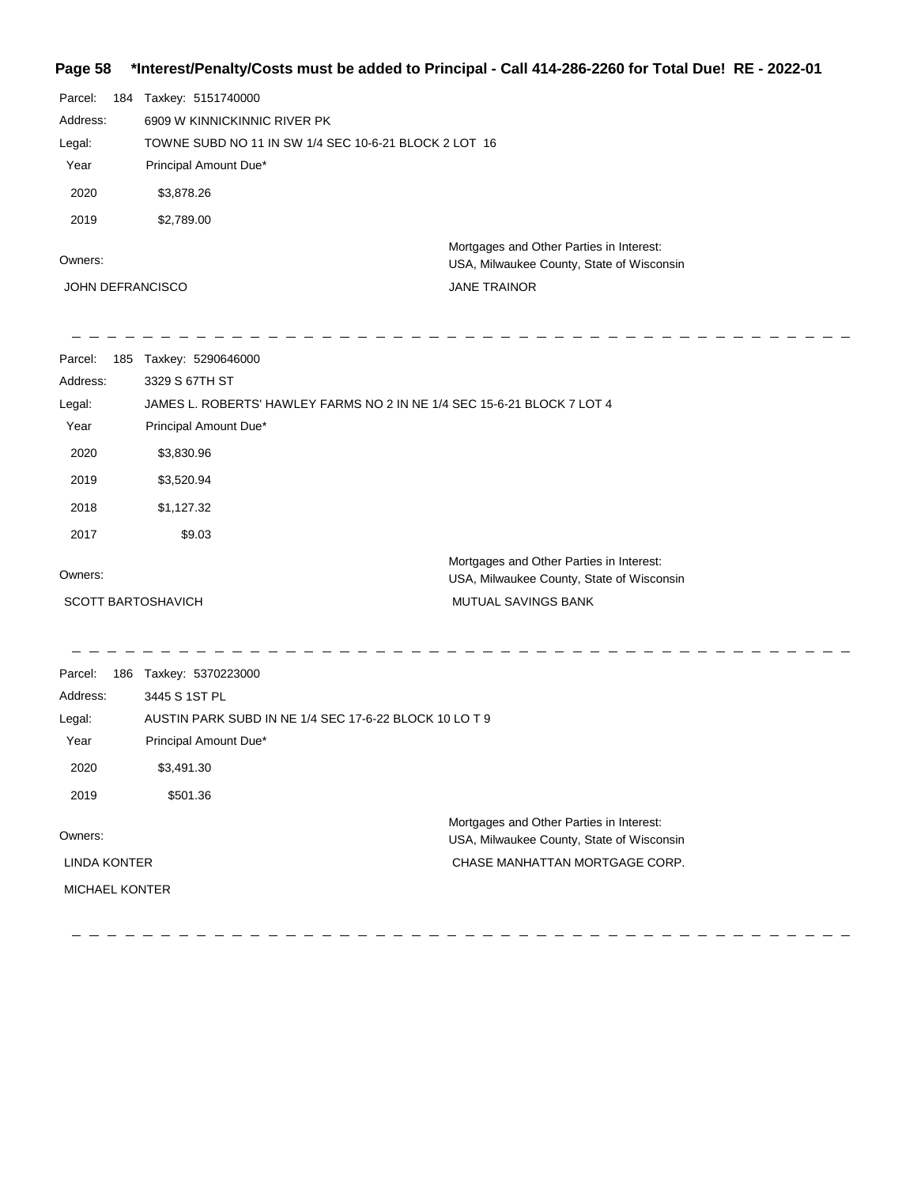Parcel: 184 Taxkey: 5151740000

Address: 6909 W KINNICKINNIC RIVER PK

Legal: TOWNE SUBD NO 11 IN SW 1/4 SEC 10-6-21 BLOCK 2 LOT 16

| Year | Principal Amount Due* |
|---|---|
| 2020 | $3,878.26 |
| 2019 | $2,789.00 |

Owners:

JOHN DEFRANCISCO

Mortgages and Other Parties in Interest:
USA, Milwaukee County, State of Wisconsin

JANE TRAINOR

---

Parcel: 185 Taxkey: 5290646000

Address: 3329 S 67TH ST

Legal: JAMES L. ROBERTS' HAWLEY FARMS NO 2 IN NE 1/4 SEC 15-6-21 BLOCK 7 LOT 4

| Year | Principal Amount Due* |
|---|---|
| 2020 | $3,830.96 |
| 2019 | $3,520.94 |
| 2018 | $1,127.32 |
| 2017 | $9.03 |

Owners:

SCOTT BARTOSHAVICH

Mortgages and Other Parties in Interest:
USA, Milwaukee County, State of Wisconsin

MUTUAL SAVINGS BANK

---

Parcel: 186 Taxkey: 5370223000

Address: 3445 S 1ST PL

Legal: AUSTIN PARK SUBD IN NE 1/4 SEC 17-6-22 BLOCK 10 LO T 9

| Year | Principal Amount Due* |
|---|---|
| 2020 | $3,491.30 |
| 2019 | $501.36 |

Owners:

LINDA KONTER

MICHAEL KONTER

Mortgages and Other Parties in Interest:
USA, Milwaukee County, State of Wisconsin

CHASE MANHATTAN MORTGAGE CORP.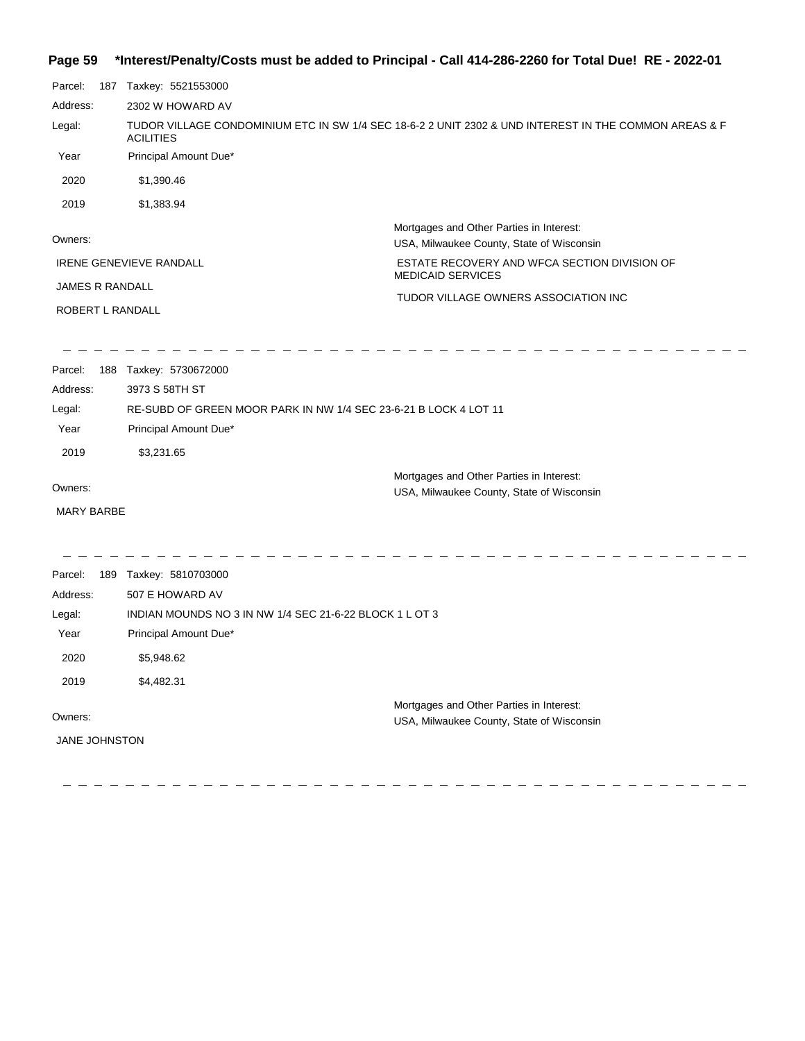**Page 59 \*Interest/Penalty/Costs must be added to Principal - Call 414-286-2260 for Total Due! RE - 2022-01**

Parcel: 187 Taxkey: 5521553000

Address: 2302 W HOWARD AV

Legal: TUDOR VILLAGE CONDOMINIUM ETC IN SW 1/4 SEC 18-6-2 2 UNIT 2302 & UND INTEREST IN THE COMMON AREAS & F ACILITIES

| Year | Principal Amount Due* |
|---|---|
| 2020 | $1,390.46 |
| 2019 | $1,383.94 |

Owners:

IRENE GENEVIEVE RANDALL

JAMES R RANDALL

ROBERT L RANDALL

Mortgages and Other Parties in Interest:

USA, Milwaukee County, State of Wisconsin

ESTATE RECOVERY AND WFCA SECTION DIVISION OF MEDICAID SERVICES

TUDOR VILLAGE OWNERS ASSOCIATION INC

---

Parcel: 188 Taxkey: 5730672000

Address: 3973 S 58TH ST

Legal: RE-SUBD OF GREEN MOOR PARK IN NW 1/4 SEC 23-6-21 B LOCK 4 LOT 11

| Year | Principal Amount Due* |
|---|---|
| 2019 | $3,231.65 |

Owners:

MARY BARBE

Mortgages and Other Parties in Interest:

USA, Milwaukee County, State of Wisconsin

---

Parcel: 189 Taxkey: 5810703000

Address: 507 E HOWARD AV

Legal: INDIAN MOUNDS NO 3 IN NW 1/4 SEC 21-6-22 BLOCK 1 L OT 3

| Year | Principal Amount Due* |
|---|---|
| 2020 | $5,948.62 |
| 2019 | $4,482.31 |

Owners:

JANE JOHNSTON

Mortgages and Other Parties in Interest:

USA, Milwaukee County, State of Wisconsin

---